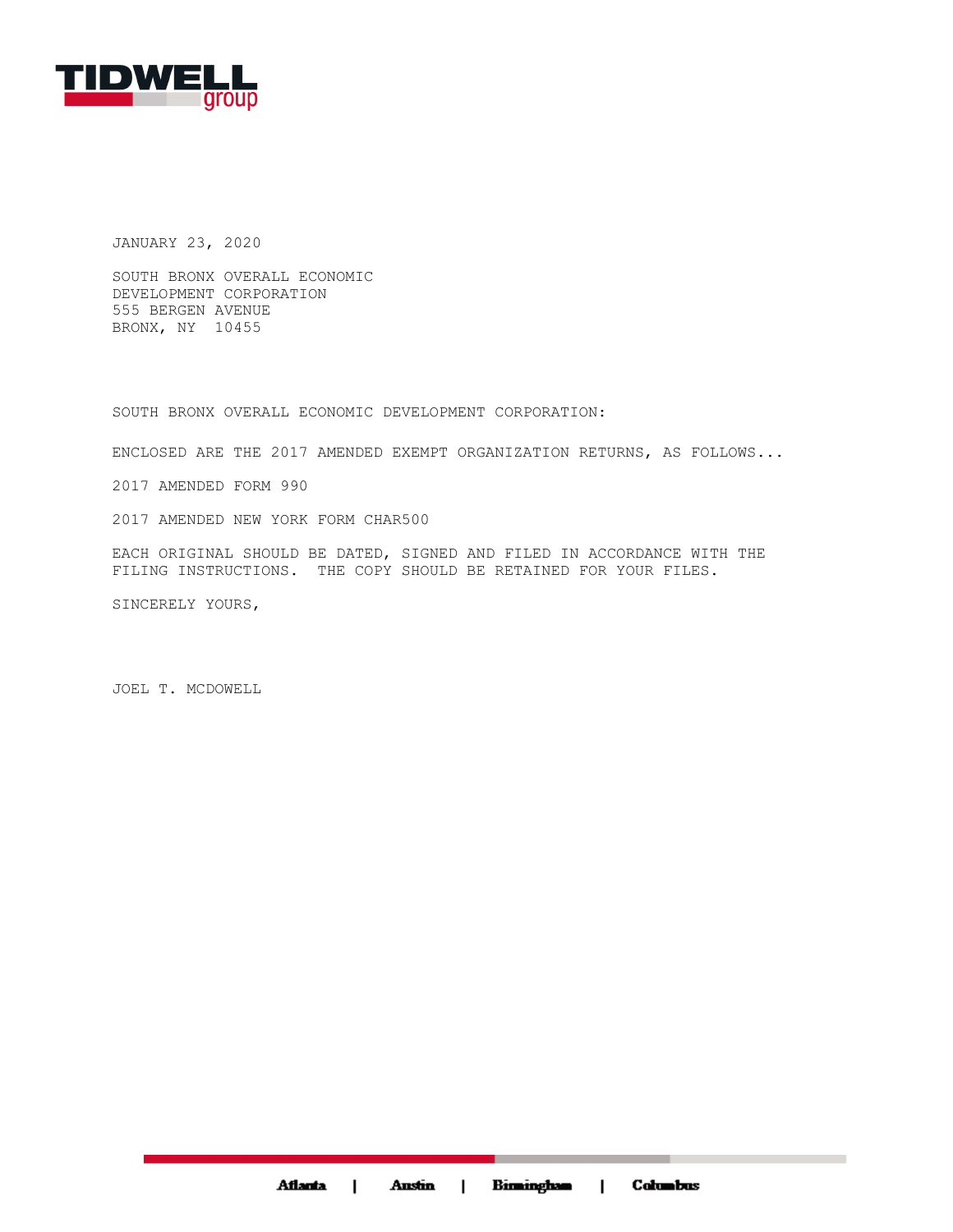TIDWELL group

JANUARY 23, 2020

SOUTH BRONX OVERALL ECONOMIC
DEVELOPMENT CORPORATION
555 BERGEN AVENUE
BRONX, NY 10455

SOUTH BRONX OVERALL ECONOMIC DEVELOPMENT CORPORATION:

ENCLOSED ARE THE 2017 AMENDED EXEMPT ORGANIZATION RETURNS, AS FOLLOWS...

2017 AMENDED FORM 990

2017 AMENDED NEW YORK FORM CHAR500

EACH ORIGINAL SHOULD BE DATED, SIGNED AND FILED IN ACCORDANCE WITH THE FILING INSTRUCTIONS. THE COPY SHOULD BE RETAINED FOR YOUR FILES.

SINCERELY YOURS,

JOEL T. MCDOWELL

Atlanta | Austin | Birmingham | Columbus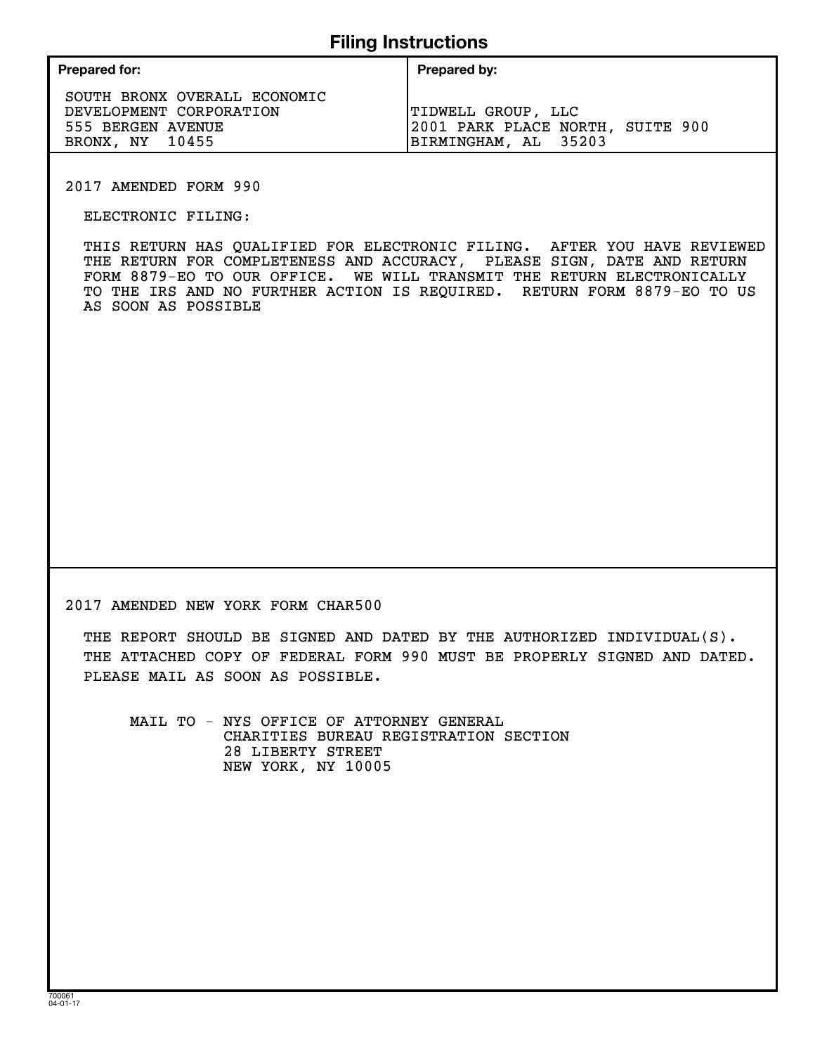# Filing Instructions

| Prepared for: | Prepared by: |
|---|---|
| SOUTH BRONX OVERALL ECONOMIC DEVELOPMENT CORPORATION<br>555 BERGEN AVENUE<br>BRONX, NY 10455 | TIDWELL GROUP, LLC<br>2001 PARK PLACE NORTH, SUITE 900<br>BIRMINGHAM, AL 35203 |

2017 AMENDED FORM 990

ELECTRONIC FILING:

THIS RETURN HAS QUALIFIED FOR ELECTRONIC FILING. AFTER YOU HAVE REVIEWED THE RETURN FOR COMPLETENESS AND ACCURACY, PLEASE SIGN, DATE AND RETURN FORM 8879-EO TO OUR OFFICE. WE WILL TRANSMIT THE RETURN ELECTRONICALLY TO THE IRS AND NO FURTHER ACTION IS REQUIRED. RETURN FORM 8879-EO TO US AS SOON AS POSSIBLE

2017 AMENDED NEW YORK FORM CHAR500

THE REPORT SHOULD BE SIGNED AND DATED BY THE AUTHORIZED INDIVIDUAL(S). THE ATTACHED COPY OF FEDERAL FORM 990 MUST BE PROPERLY SIGNED AND DATED. PLEASE MAIL AS SOON AS POSSIBLE.

MAIL TO - NYS OFFICE OF ATTORNEY GENERAL
CHARITIES BUREAU REGISTRATION SECTION
28 LIBERTY STREET
NEW YORK, NY 10005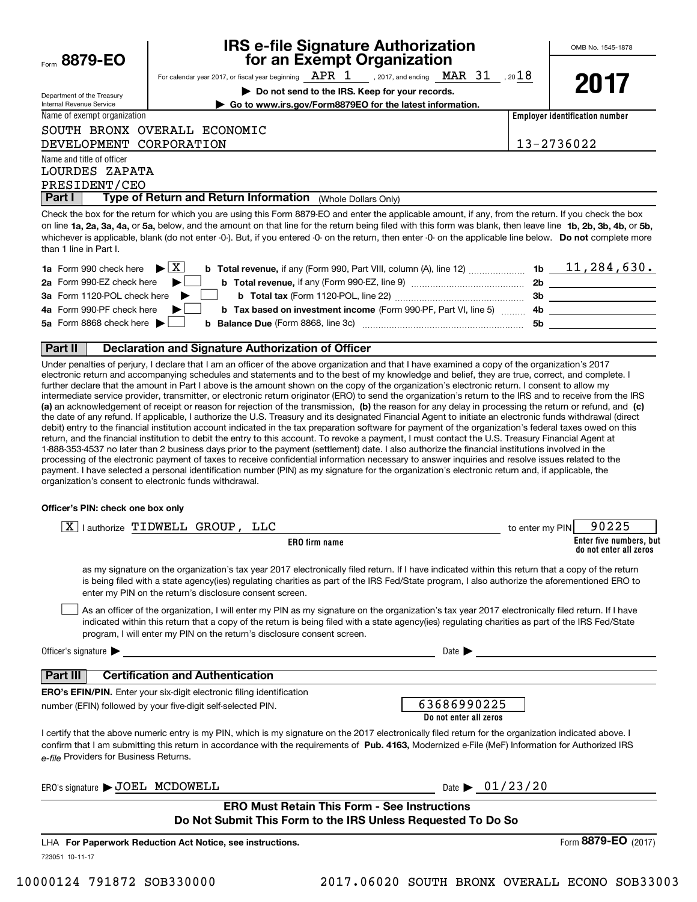Form **8879-EO**

Department of the Treasury
Internal Revenue Service

# IRS e-file Signature Authorization for an Exempt Organization

For calendar year 2017, or fiscal year beginning APR 1, 2017, and ending MAR 31, 2018

▶ **Do not send to the IRS. Keep for your records.**

▶ **Go to www.irs.gov/Form8879EO for the latest information.**

OMB No. 1545-1878

**2017**

Name of exempt organization: SOUTH BRONX OVERALL ECONOMIC DEVELOPMENT CORPORATION

**Employer identification number:** 13-2736022

Name and title of officer: LOURDES ZAPATA, PRESIDENT/CEO

## Part I — Type of Return and Return Information (Whole Dollars Only)

Check the box for the return for which you are using this Form 8879-EO and enter the applicable amount, if any, from the return. If you check the box on line **1a, 2a, 3a, 4a,** or **5a,** below, and the amount on that line for the return being filed with this form was blank, then leave line **1b, 2b, 3b, 4b,** or **5b,** whichever is applicable, blank (do not enter -0-). But, if you entered -0- on the return, then enter -0- on the applicable line below. **Do not** complete more than 1 line in Part I.

| | | | |
|---|---|---|---|
| **1a** Form 990 check here ▶ [X] | **b Total revenue,** if any (Form 990, Part VIII, column (A), line 12) | **1b** | 11,284,630. |
| **2a** Form 990-EZ check here ▶ [ ] | **b Total revenue,** if any (Form 990-EZ, line 9) | **2b** | |
| **3a** Form 1120-POL check here ▶ [ ] | **b Total tax** (Form 1120-POL, line 22) | **3b** | |
| **4a** Form 990-PF check here ▶ [ ] | **b Tax based on investment income** (Form 990-PF, Part VI, line 5) | **4b** | |
| **5a** Form 8868 check here ▶ [ ] | **b Balance Due** (Form 8868, line 3c) | **5b** | |

## Part II — Declaration and Signature Authorization of Officer

Under penalties of perjury, I declare that I am an officer of the above organization and that I have examined a copy of the organization's 2017 electronic return and accompanying schedules and statements and to the best of my knowledge and belief, they are true, correct, and complete. I further declare that the amount in Part I above is the amount shown on the copy of the organization's electronic return. I consent to allow my intermediate service provider, transmitter, or electronic return originator (ERO) to send the organization's return to the IRS and to receive from the IRS **(a)** an acknowledgement of receipt or reason for rejection of the transmission, **(b)** the reason for any delay in processing the return or refund, and **(c)** the date of any refund. If applicable, I authorize the U.S. Treasury and its designated Financial Agent to initiate an electronic funds withdrawal (direct debit) entry to the financial institution account indicated in the tax preparation software for payment of the organization's federal taxes owed on this return, and the financial institution to debit the entry to this account. To revoke a payment, I must contact the U.S. Treasury Financial Agent at 1-888-353-4537 no later than 2 business days prior to the payment (settlement) date. I also authorize the financial institutions involved in the processing of the electronic payment of taxes to receive confidential information necessary to answer inquiries and resolve issues related to the payment. I have selected a personal identification number (PIN) as my signature for the organization's electronic return and, if applicable, the organization's consent to electronic funds withdrawal.

**Officer's PIN: check one box only**

[X] I authorize TIDWELL GROUP, LLC (**ERO firm name**) to enter my PIN 90225 (**Enter five numbers, but do not enter all zeros**)

as my signature on the organization's tax year 2017 electronically filed return. If I have indicated within this return that a copy of the return is being filed with a state agency(ies) regulating charities as part of the IRS Fed/State program, I also authorize the aforementioned ERO to enter my PIN on the return's disclosure consent screen.

[ ] As an officer of the organization, I will enter my PIN as my signature on the organization's tax year 2017 electronically filed return. If I have indicated within this return that a copy of the return is being filed with a state agency(ies) regulating charities as part of the IRS Fed/State program, I will enter my PIN on the return's disclosure consent screen.

Officer's signature ▶ ______________________ Date ▶ ______________

## Part III — Certification and Authentication

**ERO's EFIN/PIN.** Enter your six-digit electronic filing identification number (EFIN) followed by your five-digit self-selected PIN.

63686990225
**Do not enter all zeros**

I certify that the above numeric entry is my PIN, which is my signature on the 2017 electronically filed return for the organization indicated above. I confirm that I am submitting this return in accordance with the requirements of **Pub. 4163,** Modernized e-File (MeF) Information for Authorized IRS *e-file* Providers for Business Returns.

ERO's signature ▶ JOEL MCDOWELL Date ▶ 01/23/20

**ERO Must Retain This Form - See Instructions**
**Do Not Submit This Form to the IRS Unless Requested To Do So**

LHA **For Paperwork Reduction Act Notice, see instructions.** Form **8879-EO** (2017)

723051 10-11-17

10000124 791872 SOB330000 2017.06020 SOUTH BRONX OVERALL ECONO SOB33003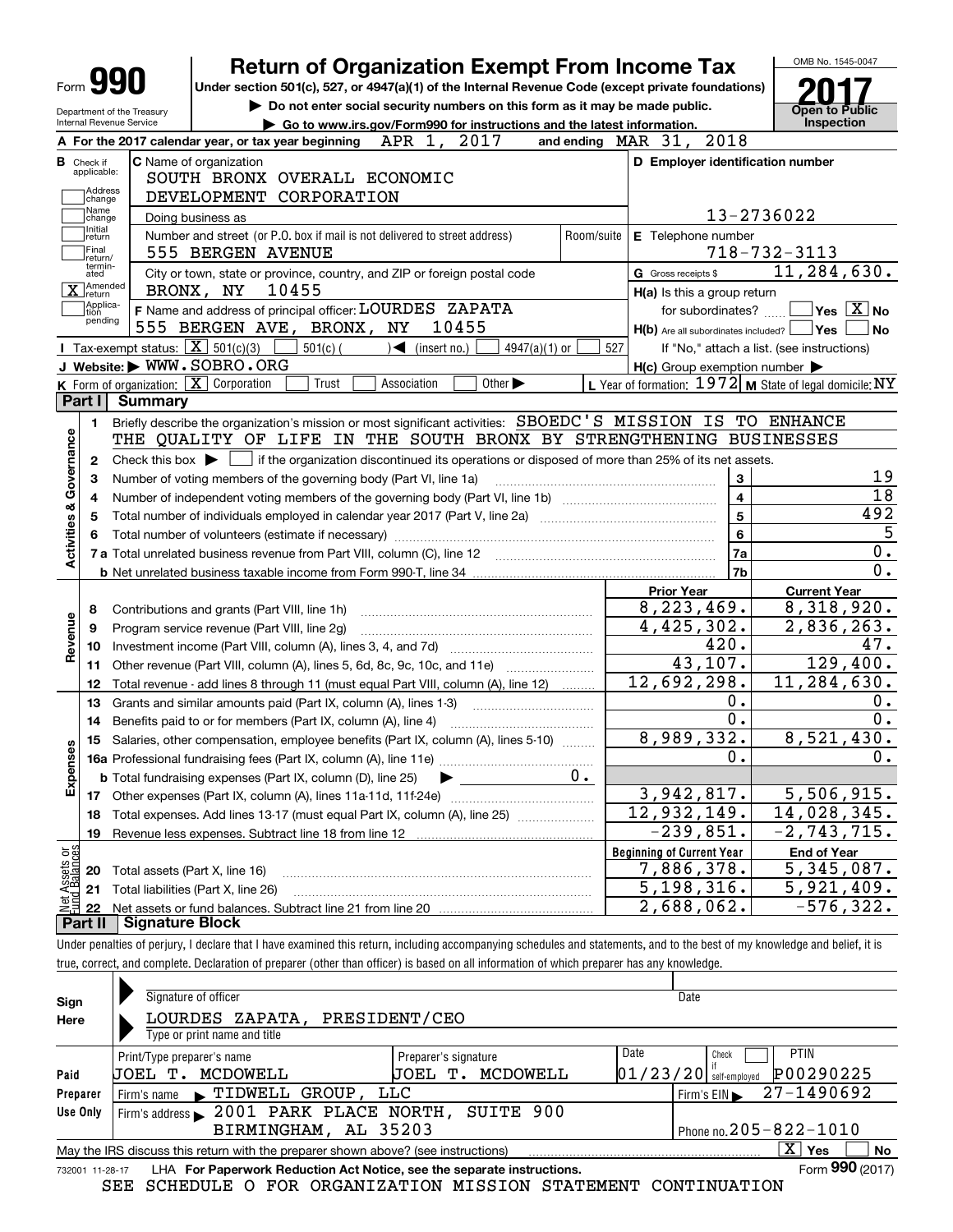Form **990** | **Return of Organization Exempt From Income Tax** | OMB No. 1545-0047

Under section 501(c), 527, or 4947(a)(1) of the Internal Revenue Code (except private foundations)

▶ Do not enter social security numbers on this form as it may be made public.

▶ Go to www.irs.gov/Form990 for instructions and the latest information.

Department of the Treasury
Internal Revenue Service

**2017**
**Open to Public Inspection**

**A** For the 2017 calendar year, or tax year beginning APR 1, 2017 and ending MAR 31, 2018

**B** Check if applicable: Address change, Name change, Initial return, Final return/terminated, [X] Amended return, Application pending

**C** Name of organization: SOUTH BRONX OVERALL ECONOMIC DEVELOPMENT CORPORATION

Doing business as

Number and street (or P.O. box if mail is not delivered to street address): 555 BERGEN AVENUE | Room/suite

City or town, state or province, country, and ZIP or foreign postal code: BRONX, NY 10455

**D** Employer identification number: 13-2736022

**E** Telephone number: 718-732-3113

**G** Gross receipts $ 11,284,630.

**F** Name and address of principal officer: LOURDES ZAPATA, 555 BERGEN AVE, BRONX, NY 10455

**H(a)** Is this a group return for subordinates? Yes [X] No

**H(b)** Are all subordinates included? Yes No — If "No," attach a list. (see instructions)

**H(c)** Group exemption number ▶

**I** Tax-exempt status: [X] 501(c)(3) 501(c) ( ) ◀ (insert no.) 4947(a)(1) or 527

**J** Website: ▶ WWW.SOBRO.ORG

**K** Form of organization: [X] Corporation Trust Association Other ▶

**L** Year of formation: 1972 **M** State of legal domicile: NY

## Part I Summary

**Activities & Governance**

1 Briefly describe the organization's mission or most significant activities: SBOEDC'S MISSION IS TO ENHANCE THE QUALITY OF LIFE IN THE SOUTH BRONX BY STRENGTHENING BUSINESSES

2 Check this box ▶ [ ] if the organization discontinued its operations or disposed of more than 25% of its net assets.

| | | | |
|---|---|---|---|
| 3 | Number of voting members of the governing body (Part VI, line 1a) | 3 | 19 |
| 4 | Number of independent voting members of the governing body (Part VI, line 1b) | 4 | 18 |
| 5 | Total number of individuals employed in calendar year 2017 (Part V, line 2a) | 5 | 492 |
| 6 | Total number of volunteers (estimate if necessary) | 6 | 5 |
| 7a | Total unrelated business revenue from Part VIII, column (C), line 12 | 7a | 0. |
| b | Net unrelated business taxable income from Form 990-T, line 34 | 7b | 0. |

| | | | Prior Year | Current Year |
|---|---|---|---|---|
| **Revenue** | 8 | Contributions and grants (Part VIII, line 1h) | 8,223,469. | 8,318,920. |
| | 9 | Program service revenue (Part VIII, line 2g) | 4,425,302. | 2,836,263. |
| | 10 | Investment income (Part VIII, column (A), lines 3, 4, and 7d) | 420. | 47. |
| | 11 | Other revenue (Part VIII, column (A), lines 5, 6d, 8c, 9c, 10c, and 11e) | 43,107. | 129,400. |
| | 12 | Total revenue - add lines 8 through 11 (must equal Part VIII, column (A), line 12) | 12,692,298. | 11,284,630. |
| **Expenses** | 13 | Grants and similar amounts paid (Part IX, column (A), lines 1-3) | 0. | 0. |
| | 14 | Benefits paid to or for members (Part IX, column (A), line 4) | 0. | 0. |
| | 15 | Salaries, other compensation, employee benefits (Part IX, column (A), lines 5-10) | 8,989,332. | 8,521,430. |
| | 16a | Professional fundraising fees (Part IX, column (A), line 11e) | 0. | 0. |
| | b | Total fundraising expenses (Part IX, column (D), line 25) ▶ 0. | | |
| | 17 | Other expenses (Part IX, column (A), lines 11a-11d, 11f-24e) | 3,942,817. | 5,506,915. |
| | 18 | Total expenses. Add lines 13-17 (must equal Part IX, column (A), line 25) | 12,932,149. | 14,028,345. |
| | 19 | Revenue less expenses. Subtract line 18 from line 12 | -239,851. | -2,743,715. |
| | | | **Beginning of Current Year** | **End of Year** |
| **Net Assets or Fund Balances** | 20 | Total assets (Part X, line 16) | 7,886,378. | 5,345,087. |
| | 21 | Total liabilities (Part X, line 26) | 5,198,316. | 5,921,409. |
| | 22 | Net assets or fund balances. Subtract line 21 from line 20 | 2,688,062. | -576,322. |

## Part II Signature Block

Under penalties of perjury, I declare that I have examined this return, including accompanying schedules and statements, and to the best of my knowledge and belief, it is true, correct, and complete. Declaration of preparer (other than officer) is based on all information of which preparer has any knowledge.

**Sign Here**

Signature of officer | Date

LOURDES ZAPATA, PRESIDENT/CEO
Type or print name and title

**Paid Preparer Use Only**

| Print/Type preparer's name | Preparer's signature | Date | Check if self-employed | PTIN |
|---|---|---|---|---|
| JOEL T. MCDOWELL | JOEL T. MCDOWELL | 01/23/20 | | P00290225 |

Firm's name ▶ TIDWELL GROUP, LLC | Firm's EIN ▶ 27-1490692

Firm's address ▶ 2001 PARK PLACE NORTH, SUITE 900, BIRMINGHAM, AL 35203 | Phone no. 205-822-1010

May the IRS discuss this return with the preparer shown above? (see instructions) [X] Yes No

732001 11-28-17 LHA For Paperwork Reduction Act Notice, see the separate instructions. Form **990** (2017)

SEE SCHEDULE O FOR ORGANIZATION MISSION STATEMENT CONTINUATION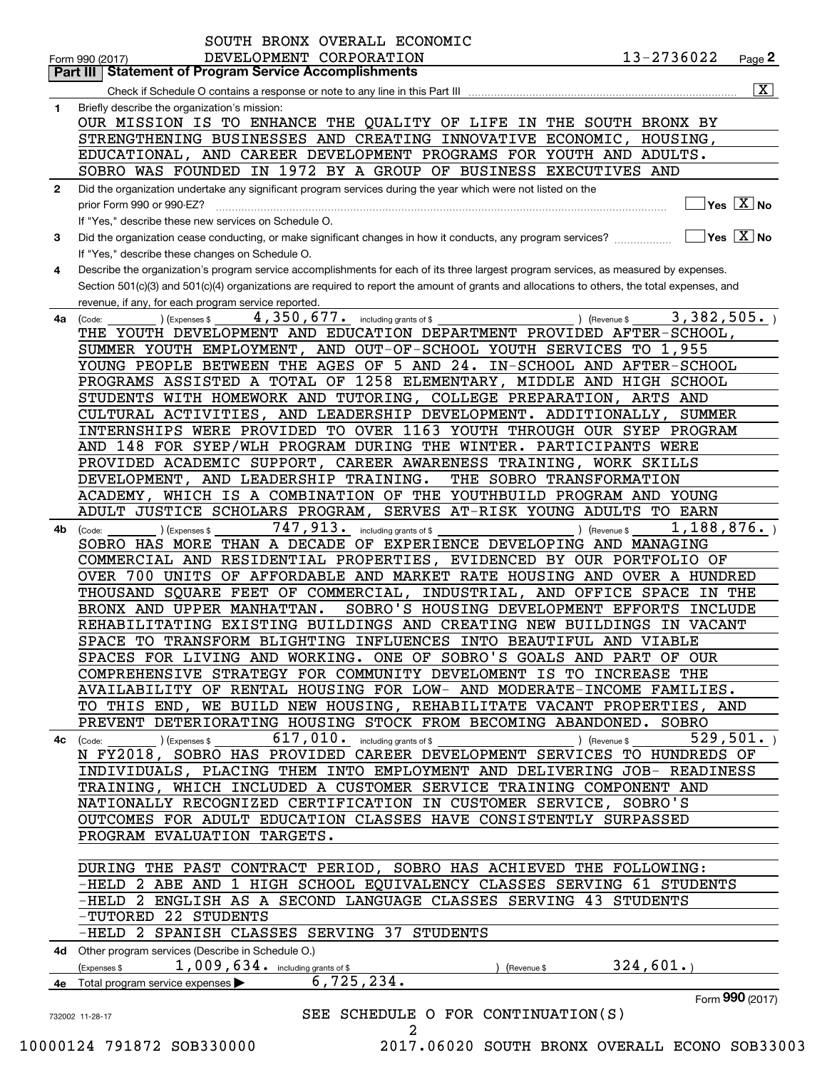SOUTH BRONX OVERALL ECONOMIC DEVELOPMENT CORPORATION 13-2736022

Form 990 (2017) Page 2

## Part III Statement of Program Service Accomplishments

Check if Schedule O contains a response or note to any line in this Part III [X]

**1** Briefly describe the organization's mission:

OUR MISSION IS TO ENHANCE THE QUALITY OF LIFE IN THE SOUTH BRONX BY STRENGTHENING BUSINESSES AND CREATING INNOVATIVE ECONOMIC, HOUSING, EDUCATIONAL, AND CAREER DEVELOPMENT PROGRAMS FOR YOUTH AND ADULTS. SOBRO WAS FOUNDED IN 1972 BY A GROUP OF BUSINESS EXECUTIVES AND

**2** Did the organization undertake any significant program services during the year which were not listed on the prior Form 990 or 990-EZ? [ ] Yes [X] No

If "Yes," describe these new services on Schedule O.

**3** Did the organization cease conducting, or make significant changes in how it conducts, any program services? [ ] Yes [X] No

If "Yes," describe these changes on Schedule O.

**4** Describe the organization's program service accomplishments for each of its three largest program services, as measured by expenses. Section 501(c)(3) and 501(c)(4) organizations are required to report the amount of grants and allocations to others, the total expenses, and revenue, if any, for each program service reported.

**4a** (Code: ) (Expenses $ 4,350,677. including grants of $ ) (Revenue $ 3,382,505. )

THE YOUTH DEVELOPMENT AND EDUCATION DEPARTMENT PROVIDED AFTER-SCHOOL, SUMMER YOUTH EMPLOYMENT, AND OUT-OF-SCHOOL YOUTH SERVICES TO 1,955 YOUNG PEOPLE BETWEEN THE AGES OF 5 AND 24. IN-SCHOOL AND AFTER-SCHOOL PROGRAMS ASSISTED A TOTAL OF 1258 ELEMENTARY, MIDDLE AND HIGH SCHOOL STUDENTS WITH HOMEWORK AND TUTORING, COLLEGE PREPARATION, ARTS AND CULTURAL ACTIVITIES, AND LEADERSHIP DEVELOPMENT. ADDITIONALLY, SUMMER INTERNSHIPS WERE PROVIDED TO OVER 1163 YOUTH THROUGH OUR SYEP PROGRAM AND 148 FOR SYEP/WLH PROGRAM DURING THE WINTER. PARTICIPANTS WERE PROVIDED ACADEMIC SUPPORT, CAREER AWARENESS TRAINING, WORK SKILLS DEVELOPMENT, AND LEADERSHIP TRAINING. THE SOBRO TRANSFORMATION ACADEMY, WHICH IS A COMBINATION OF THE YOUTHBUILD PROGRAM AND YOUNG ADULT JUSTICE SCHOLARS PROGRAM, SERVES AT-RISK YOUNG ADULTS TO EARN

**4b** (Code: ) (Expenses $ 747,913. including grants of $ ) (Revenue $ 1,188,876. )

SOBRO HAS MORE THAN A DECADE OF EXPERIENCE DEVELOPING AND MANAGING COMMERCIAL AND RESIDENTIAL PROPERTIES, EVIDENCED BY OUR PORTFOLIO OF OVER 700 UNITS OF AFFORDABLE AND MARKET RATE HOUSING AND OVER A HUNDRED THOUSAND SQUARE FEET OF COMMERCIAL, INDUSTRIAL, AND OFFICE SPACE IN THE BRONX AND UPPER MANHATTAN. SOBRO'S HOUSING DEVELOPMENT EFFORTS INCLUDE REHABILITATING EXISTING BUILDINGS AND CREATING NEW BUILDINGS IN VACANT SPACE TO TRANSFORM BLIGHTING INFLUENCES INTO BEAUTIFUL AND VIABLE SPACES FOR LIVING AND WORKING. ONE OF SOBRO'S GOALS AND PART OF OUR COMPREHENSIVE STRATEGY FOR COMMUNITY DEVELOMENT IS TO INCREASE THE AVAILABILITY OF RENTAL HOUSING FOR LOW- AND MODERATE-INCOME FAMILIES. TO THIS END, WE BUILD NEW HOUSING, REHABILITATE VACANT PROPERTIES, AND PREVENT DETERIORATING HOUSING STOCK FROM BECOMING ABANDONED. SOBRO

**4c** (Code: ) (Expenses $ 617,010. including grants of $ ) (Revenue $ 529,501. )

N FY2018, SOBRO HAS PROVIDED CAREER DEVELOPMENT SERVICES TO HUNDREDS OF INDIVIDUALS, PLACING THEM INTO EMPLOYMENT AND DELIVERING JOB- READINESS TRAINING, WHICH INCLUDED A CUSTOMER SERVICE TRAINING COMPONENT AND NATIONALLY RECOGNIZED CERTIFICATION IN CUSTOMER SERVICE, SOBRO'S OUTCOMES FOR ADULT EDUCATION CLASSES HAVE CONSISTENTLY SURPASSED PROGRAM EVALUATION TARGETS.

DURING THE PAST CONTRACT PERIOD, SOBRO HAS ACHIEVED THE FOLLOWING:
-HELD 2 ABE AND 1 HIGH SCHOOL EQUIVALENCY CLASSES SERVING 61 STUDENTS
-HELD 2 ENGLISH AS A SECOND LANGUAGE CLASSES SERVING 43 STUDENTS
-TUTORED 22 STUDENTS
-HELD 2 SPANISH CLASSES SERVING 37 STUDENTS

**4d** Other program services (Describe in Schedule O.)

(Expenses $ 1,009,634. including grants of $ ) (Revenue $ 324,601.)

**4e** Total program service expenses ▶ 6,725,234.

Form 990 (2017)

732002 11-28-17

SEE SCHEDULE O FOR CONTINUATION(S)

10000124 791872 SOB330000 2017.06020 SOUTH BRONX OVERALL ECONO SOB33003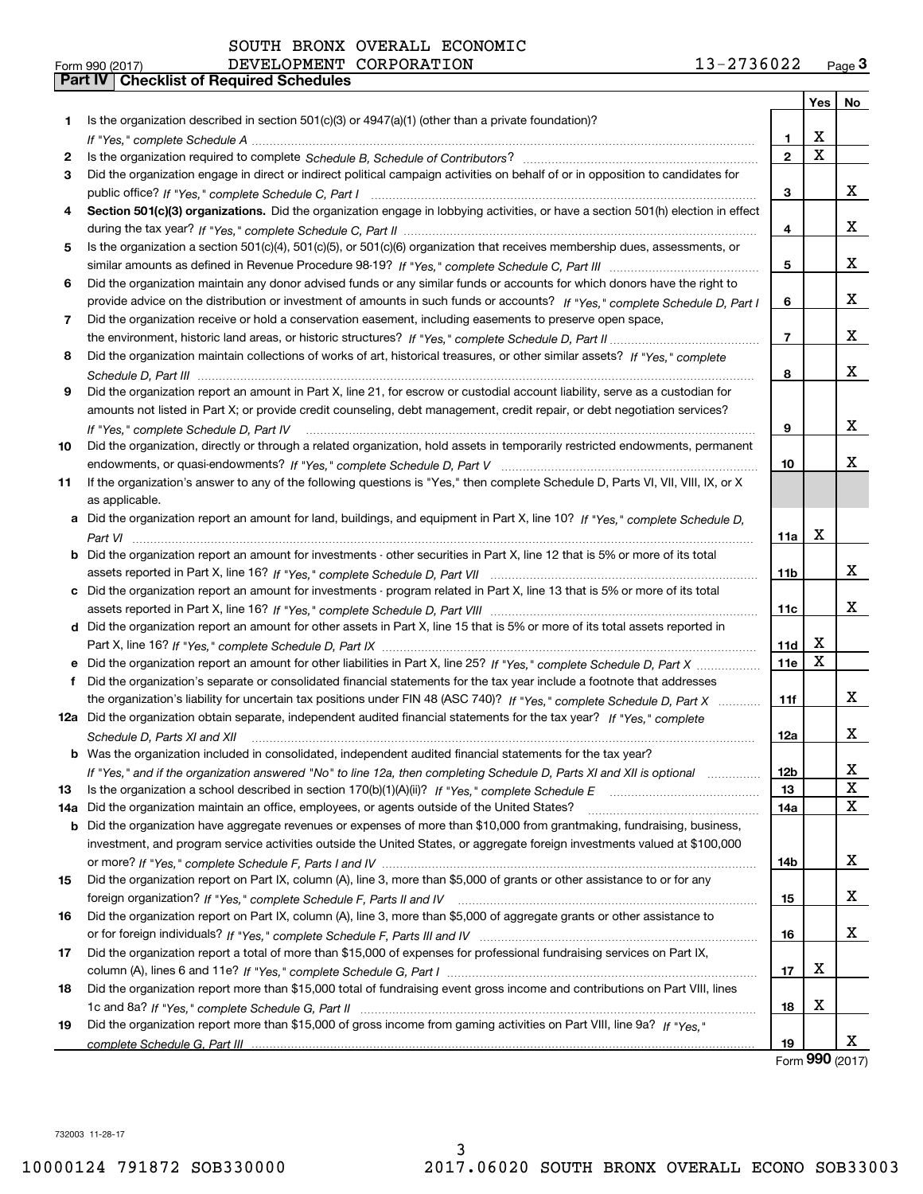SOUTH BRONX OVERALL ECONOMIC DEVELOPMENT CORPORATION 13-2736022

Form 990 (2017) Page 3

## Part IV Checklist of Required Schedules

| | | | Yes | No |
|---|---|---|---|---|
| 1 | Is the organization described in section 501(c)(3) or 4947(a)(1) (other than a private foundation)? *If "Yes," complete Schedule A* | 1 | X | |
| 2 | Is the organization required to complete *Schedule B, Schedule of Contributors*? | 2 | X | |
| 3 | Did the organization engage in direct or indirect political campaign activities on behalf of or in opposition to candidates for public office? *If "Yes," complete Schedule C, Part I* | 3 | | X |
| 4 | **Section 501(c)(3) organizations.** Did the organization engage in lobbying activities, or have a section 501(h) election in effect during the tax year? *If "Yes," complete Schedule C, Part II* | 4 | | X |
| 5 | Is the organization a section 501(c)(4), 501(c)(5), or 501(c)(6) organization that receives membership dues, assessments, or similar amounts as defined in Revenue Procedure 98-19? *If "Yes," complete Schedule C, Part III* | 5 | | X |
| 6 | Did the organization maintain any donor advised funds or any similar funds or accounts for which donors have the right to provide advice on the distribution or investment of amounts in such funds or accounts? *If "Yes," complete Schedule D, Part I* | 6 | | X |
| 7 | Did the organization receive or hold a conservation easement, including easements to preserve open space, the environment, historic land areas, or historic structures? *If "Yes," complete Schedule D, Part II* | 7 | | X |
| 8 | Did the organization maintain collections of works of art, historical treasures, or other similar assets? *If "Yes," complete Schedule D, Part III* | 8 | | X |
| 9 | Did the organization report an amount in Part X, line 21, for escrow or custodial account liability, serve as a custodian for amounts not listed in Part X; or provide credit counseling, debt management, credit repair, or debt negotiation services? *If "Yes," complete Schedule D, Part IV* | 9 | | X |
| 10 | Did the organization, directly or through a related organization, hold assets in temporarily restricted endowments, permanent endowments, or quasi-endowments? *If "Yes," complete Schedule D, Part V* | 10 | | X |
| 11 | If the organization's answer to any of the following questions is "Yes," then complete Schedule D, Parts VI, VII, VIII, IX, or X as applicable. | | | |
| a | Did the organization report an amount for land, buildings, and equipment in Part X, line 10? *If "Yes," complete Schedule D, Part VI* | 11a | X | |
| b | Did the organization report an amount for investments - other securities in Part X, line 12 that is 5% or more of its total assets reported in Part X, line 16? *If "Yes," complete Schedule D, Part VII* | 11b | | X |
| c | Did the organization report an amount for investments - program related in Part X, line 13 that is 5% or more of its total assets reported in Part X, line 16? *If "Yes," complete Schedule D, Part VIII* | 11c | | X |
| d | Did the organization report an amount for other assets in Part X, line 15 that is 5% or more of its total assets reported in Part X, line 16? *If "Yes," complete Schedule D, Part IX* | 11d | X | |
| e | Did the organization report an amount for other liabilities in Part X, line 25? *If "Yes," complete Schedule D, Part X* | 11e | X | |
| f | Did the organization's separate or consolidated financial statements for the tax year include a footnote that addresses the organization's liability for uncertain tax positions under FIN 48 (ASC 740)? *If "Yes," complete Schedule D, Part X* | 11f | | X |
| 12a | Did the organization obtain separate, independent audited financial statements for the tax year? *If "Yes," complete Schedule D, Parts XI and XII* | 12a | | X |
| b | Was the organization included in consolidated, independent audited financial statements for the tax year? *If "Yes," and if the organization answered "No" to line 12a, then completing Schedule D, Parts XI and XII is optional* | 12b | | X |
| 13 | Is the organization a school described in section 170(b)(1)(A)(ii)? *If "Yes," complete Schedule E* | 13 | | X |
| 14a | Did the organization maintain an office, employees, or agents outside of the United States? | 14a | | X |
| b | Did the organization have aggregate revenues or expenses of more than $10,000 from grantmaking, fundraising, business, investment, and program service activities outside the United States, or aggregate foreign investments valued at $100,000 or more? *If "Yes," complete Schedule F, Parts I and IV* | 14b | | X |
| 15 | Did the organization report on Part IX, column (A), line 3, more than $5,000 of grants or other assistance to or for any foreign organization? *If "Yes," complete Schedule F, Parts II and IV* | 15 | | X |
| 16 | Did the organization report on Part IX, column (A), line 3, more than $5,000 of aggregate grants or other assistance to or for foreign individuals? *If "Yes," complete Schedule F, Parts III and IV* | 16 | | X |
| 17 | Did the organization report a total of more than $15,000 of expenses for professional fundraising services on Part IX, column (A), lines 6 and 11e? *If "Yes," complete Schedule G, Part I* | 17 | X | |
| 18 | Did the organization report more than $15,000 total of fundraising event gross income and contributions on Part VIII, lines 1c and 8a? *If "Yes," complete Schedule G, Part II* | 18 | X | |
| 19 | Did the organization report more than $15,000 of gross income from gaming activities on Part VIII, line 9a? *If "Yes," complete Schedule G, Part III* | 19 | | X |

Form **990** (2017)

732003 11-28-17

10000124 791872 SOB330000 2017.06020 SOUTH BRONX OVERALL ECONO SOB33003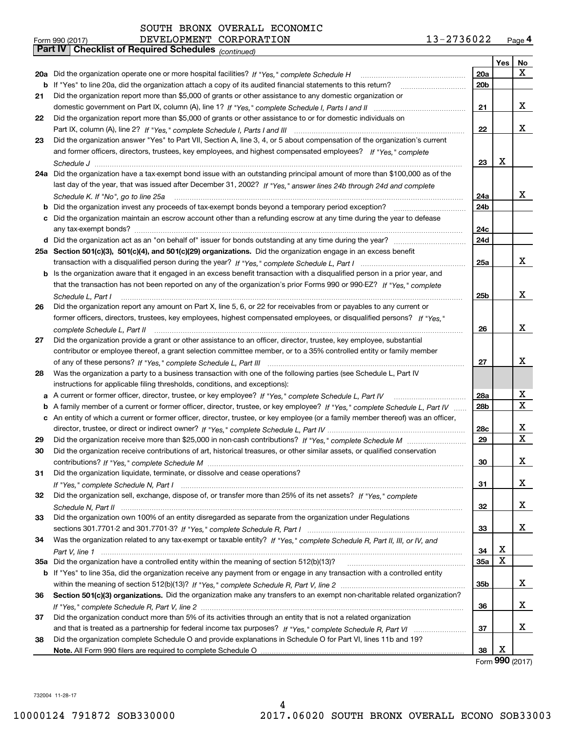SOUTH BRONX OVERALL ECONOMIC
DEVELOPMENT CORPORATION 13-2736022

## Part IV Checklist of Required Schedules *(continued)*

| | | | Yes | No |
|---|---|---|---|---|
| **20a** | Did the organization operate one or more hospital facilities? *If "Yes," complete Schedule H* | 20a | | X |
| **b** | If "Yes" to line 20a, did the organization attach a copy of its audited financial statements to this return? | 20b | | |
| **21** | Did the organization report more than $5,000 of grants or other assistance to any domestic organization or domestic government on Part IX, column (A), line 1? *If "Yes," complete Schedule I, Parts I and II* | 21 | | X |
| **22** | Did the organization report more than $5,000 of grants or other assistance to or for domestic individuals on Part IX, column (A), line 2? *If "Yes," complete Schedule I, Parts I and III* | 22 | | X |
| **23** | Did the organization answer "Yes" to Part VII, Section A, line 3, 4, or 5 about compensation of the organization's current and former officers, directors, trustees, key employees, and highest compensated employees? *If "Yes," complete Schedule J* | 23 | X | |
| **24a** | Did the organization have a tax-exempt bond issue with an outstanding principal amount of more than $100,000 as of the last day of the year, that was issued after December 31, 2002? *If "Yes," answer lines 24b through 24d and complete Schedule K. If "No", go to line 25a* | 24a | | X |
| **b** | Did the organization invest any proceeds of tax-exempt bonds beyond a temporary period exception? | 24b | | |
| **c** | Did the organization maintain an escrow account other than a refunding escrow at any time during the year to defease any tax-exempt bonds? | 24c | | |
| **d** | Did the organization act as an "on behalf of" issuer for bonds outstanding at any time during the year? | 24d | | |
| **25a** | **Section 501(c)(3), 501(c)(4), and 501(c)(29) organizations.** Did the organization engage in an excess benefit transaction with a disqualified person during the year? *If "Yes," complete Schedule L, Part I* | 25a | | X |
| **b** | Is the organization aware that it engaged in an excess benefit transaction with a disqualified person in a prior year, and that the transaction has not been reported on any of the organization's prior Forms 990 or 990-EZ? *If "Yes," complete Schedule L, Part I* | 25b | | X |
| **26** | Did the organization report any amount on Part X, line 5, 6, or 22 for receivables from or payables to any current or former officers, directors, trustees, key employees, highest compensated employees, or disqualified persons? *If "Yes," complete Schedule L, Part II* | 26 | | X |
| **27** | Did the organization provide a grant or other assistance to an officer, director, trustee, key employee, substantial contributor or employee thereof, a grant selection committee member, or to a 35% controlled entity or family member of any of these persons? *If "Yes," complete Schedule L, Part III* | 27 | | X |
| **28** | Was the organization a party to a business transaction with one of the following parties (see Schedule L, Part IV instructions for applicable filing thresholds, conditions, and exceptions): | | | |
| **a** | A current or former officer, director, trustee, or key employee? *If "Yes," complete Schedule L, Part IV* | 28a | | X |
| **b** | A family member of a current or former officer, director, trustee, or key employee? *If "Yes," complete Schedule L, Part IV* | 28b | | X |
| **c** | An entity of which a current or former officer, director, trustee, or key employee (or a family member thereof) was an officer, director, trustee, or direct or indirect owner? *If "Yes," complete Schedule L, Part IV* | 28c | | X |
| **29** | Did the organization receive more than $25,000 in non-cash contributions? *If "Yes," complete Schedule M* | 29 | | X |
| **30** | Did the organization receive contributions of art, historical treasures, or other similar assets, or qualified conservation contributions? *If "Yes," complete Schedule M* | 30 | | X |
| **31** | Did the organization liquidate, terminate, or dissolve and cease operations? *If "Yes," complete Schedule N, Part I* | 31 | | X |
| **32** | Did the organization sell, exchange, dispose of, or transfer more than 25% of its net assets? *If "Yes," complete Schedule N, Part II* | 32 | | X |
| **33** | Did the organization own 100% of an entity disregarded as separate from the organization under Regulations sections 301.7701-2 and 301.7701-3? *If "Yes," complete Schedule R, Part I* | 33 | | X |
| **34** | Was the organization related to any tax-exempt or taxable entity? *If "Yes," complete Schedule R, Part II, III, or IV, and Part V, line 1* | 34 | X | |
| **35a** | Did the organization have a controlled entity within the meaning of section 512(b)(13)? | 35a | X | |
| **b** | If "Yes" to line 35a, did the organization receive any payment from or engage in any transaction with a controlled entity within the meaning of section 512(b)(13)? *If "Yes," complete Schedule R, Part V, line 2* | 35b | | X |
| **36** | **Section 501(c)(3) organizations.** Did the organization make any transfers to an exempt non-charitable related organization? *If "Yes," complete Schedule R, Part V, line 2* | 36 | | X |
| **37** | Did the organization conduct more than 5% of its activities through an entity that is not a related organization and that is treated as a partnership for federal income tax purposes? *If "Yes," complete Schedule R, Part VI* | 37 | | X |
| **38** | Did the organization complete Schedule O and provide explanations in Schedule O for Part VI, lines 11b and 19? **Note.** All Form 990 filers are required to complete Schedule O | 38 | X | |

Form **990** (2017)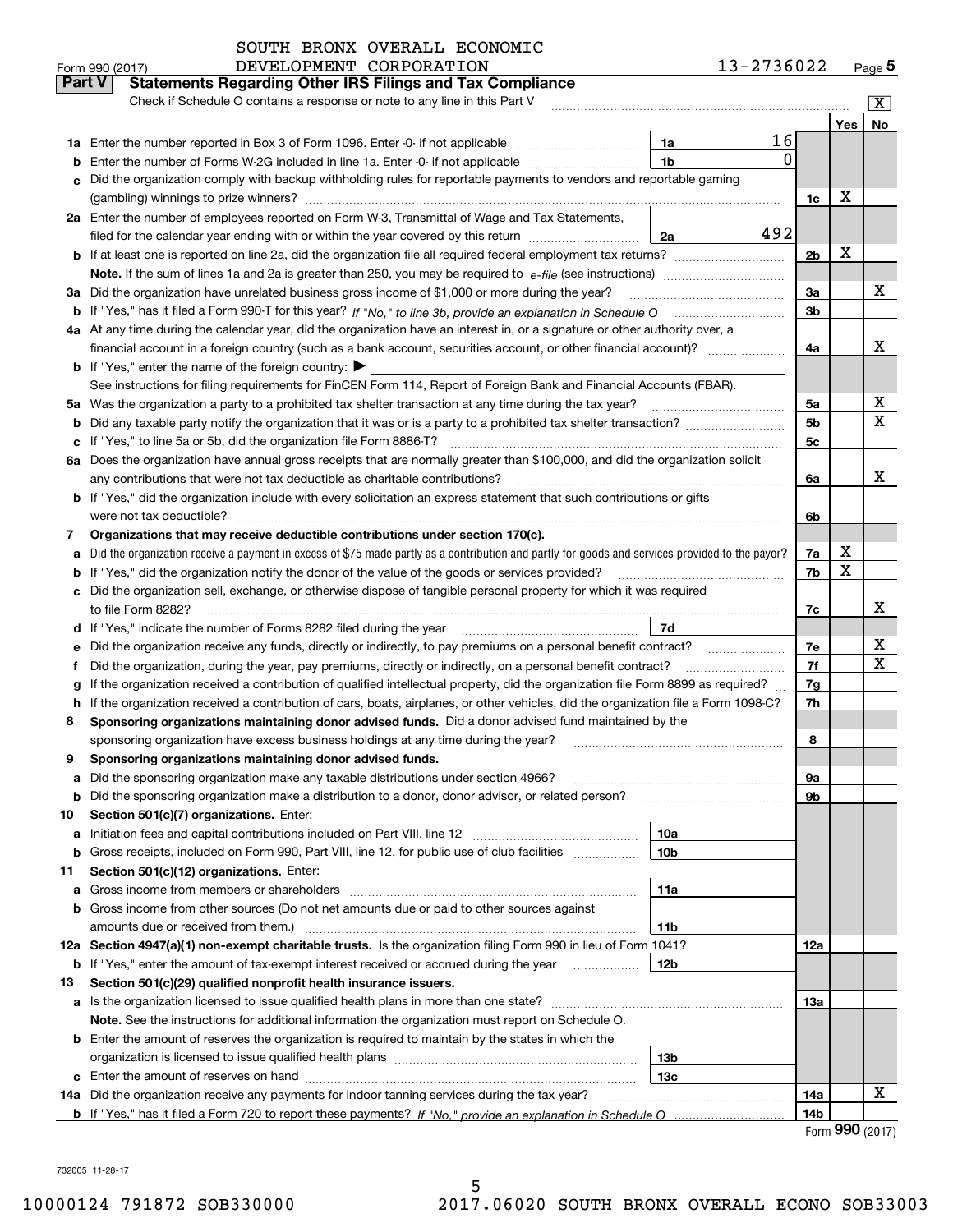SOUTH BRONX OVERALL ECONOMIC DEVELOPMENT CORPORATION 13-2736022

Form 990 (2017) Page 5

## Part V Statements Regarding Other IRS Filings and Tax Compliance

Check if Schedule O contains a response or note to any line in this Part V [X]

| | | | | | Yes | No |
|---|---|---|---|---|---|---|
| 1a | Enter the number reported in Box 3 of Form 1096. Enter -0- if not applicable | 1a | 16 | | | |
| b | Enter the number of Forms W-2G included in line 1a. Enter -0- if not applicable | 1b | 0 | | | |
| c | Did the organization comply with backup withholding rules for reportable payments to vendors and reportable gaming (gambling) winnings to prize winners? | | | 1c | X | |
| 2a | Enter the number of employees reported on Form W-3, Transmittal of Wage and Tax Statements, filed for the calendar year ending with or within the year covered by this return | 2a | 492 | | | |
| b | If at least one is reported on line 2a, did the organization file all required federal employment tax returns? | | | 2b | X | |
| | Note. If the sum of lines 1a and 2a is greater than 250, you may be required to e-file (see instructions) | | | | | |
| 3a | Did the organization have unrelated business gross income of $1,000 or more during the year? | | | 3a | | X |
| b | If "Yes," has it filed a Form 990-T for this year? If "No," to line 3b, provide an explanation in Schedule O | | | 3b | | |
| 4a | At any time during the calendar year, did the organization have an interest in, or a signature or other authority over, a financial account in a foreign country (such as a bank account, securities account, or other financial account)? | | | 4a | | X |
| b | If "Yes," enter the name of the foreign country: ▶ | | | | | |
| | See instructions for filing requirements for FinCEN Form 114, Report of Foreign Bank and Financial Accounts (FBAR). | | | | | |
| 5a | Was the organization a party to a prohibited tax shelter transaction at any time during the tax year? | | | 5a | | X |
| b | Did any taxable party notify the organization that it was or is a party to a prohibited tax shelter transaction? | | | 5b | | X |
| c | If "Yes," to line 5a or 5b, did the organization file Form 8886-T? | | | 5c | | |
| 6a | Does the organization have annual gross receipts that are normally greater than $100,000, and did the organization solicit any contributions that were not tax deductible as charitable contributions? | | | 6a | | X |
| b | If "Yes," did the organization include with every solicitation an express statement that such contributions or gifts were not tax deductible? | | | 6b | | |
| 7 | **Organizations that may receive deductible contributions under section 170(c).** | | | | | |
| a | Did the organization receive a payment in excess of $75 made partly as a contribution and partly for goods and services provided to the payor? | | | 7a | X | |
| b | If "Yes," did the organization notify the donor of the value of the goods or services provided? | | | 7b | X | |
| c | Did the organization sell, exchange, or otherwise dispose of tangible personal property for which it was required to file Form 8282? | | | 7c | | X |
| d | If "Yes," indicate the number of Forms 8282 filed during the year | 7d | | | | |
| e | Did the organization receive any funds, directly or indirectly, to pay premiums on a personal benefit contract? | | | 7e | | X |
| f | Did the organization, during the year, pay premiums, directly or indirectly, on a personal benefit contract? | | | 7f | | X |
| g | If the organization received a contribution of qualified intellectual property, did the organization file Form 8899 as required? | | | 7g | | |
| h | If the organization received a contribution of cars, boats, airplanes, or other vehicles, did the organization file a Form 1098-C? | | | 7h | | |
| 8 | **Sponsoring organizations maintaining donor advised funds.** Did a donor advised fund maintained by the sponsoring organization have excess business holdings at any time during the year? | | | 8 | | |
| 9 | **Sponsoring organizations maintaining donor advised funds.** | | | | | |
| a | Did the sponsoring organization make any taxable distributions under section 4966? | | | 9a | | |
| b | Did the sponsoring organization make a distribution to a donor, donor advisor, or related person? | | | 9b | | |
| 10 | **Section 501(c)(7) organizations.** Enter: | | | | | |
| a | Initiation fees and capital contributions included on Part VIII, line 12 | 10a | | | | |
| b | Gross receipts, included on Form 990, Part VIII, line 12, for public use of club facilities | 10b | | | | |
| 11 | **Section 501(c)(12) organizations.** Enter: | | | | | |
| a | Gross income from members or shareholders | 11a | | | | |
| b | Gross income from other sources (Do not net amounts due or paid to other sources against amounts due or received from them.) | 11b | | | | |
| 12a | **Section 4947(a)(1) non-exempt charitable trusts.** Is the organization filing Form 990 in lieu of Form 1041? | | | 12a | | |
| b | If "Yes," enter the amount of tax-exempt interest received or accrued during the year | 12b | | | | |
| 13 | **Section 501(c)(29) qualified nonprofit health insurance issuers.** | | | | | |
| a | Is the organization licensed to issue qualified health plans in more than one state? | | | 13a | | |
| | **Note.** See the instructions for additional information the organization must report on Schedule O. | | | | | |
| b | Enter the amount of reserves the organization is required to maintain by the states in which the organization is licensed to issue qualified health plans | 13b | | | | |
| c | Enter the amount of reserves on hand | 13c | | | | |
| 14a | Did the organization receive any payments for indoor tanning services during the tax year? | | | 14a | | X |
| b | If "Yes," has it filed a Form 720 to report these payments? If "No," provide an explanation in Schedule O | | | 14b | | |

Form **990** (2017)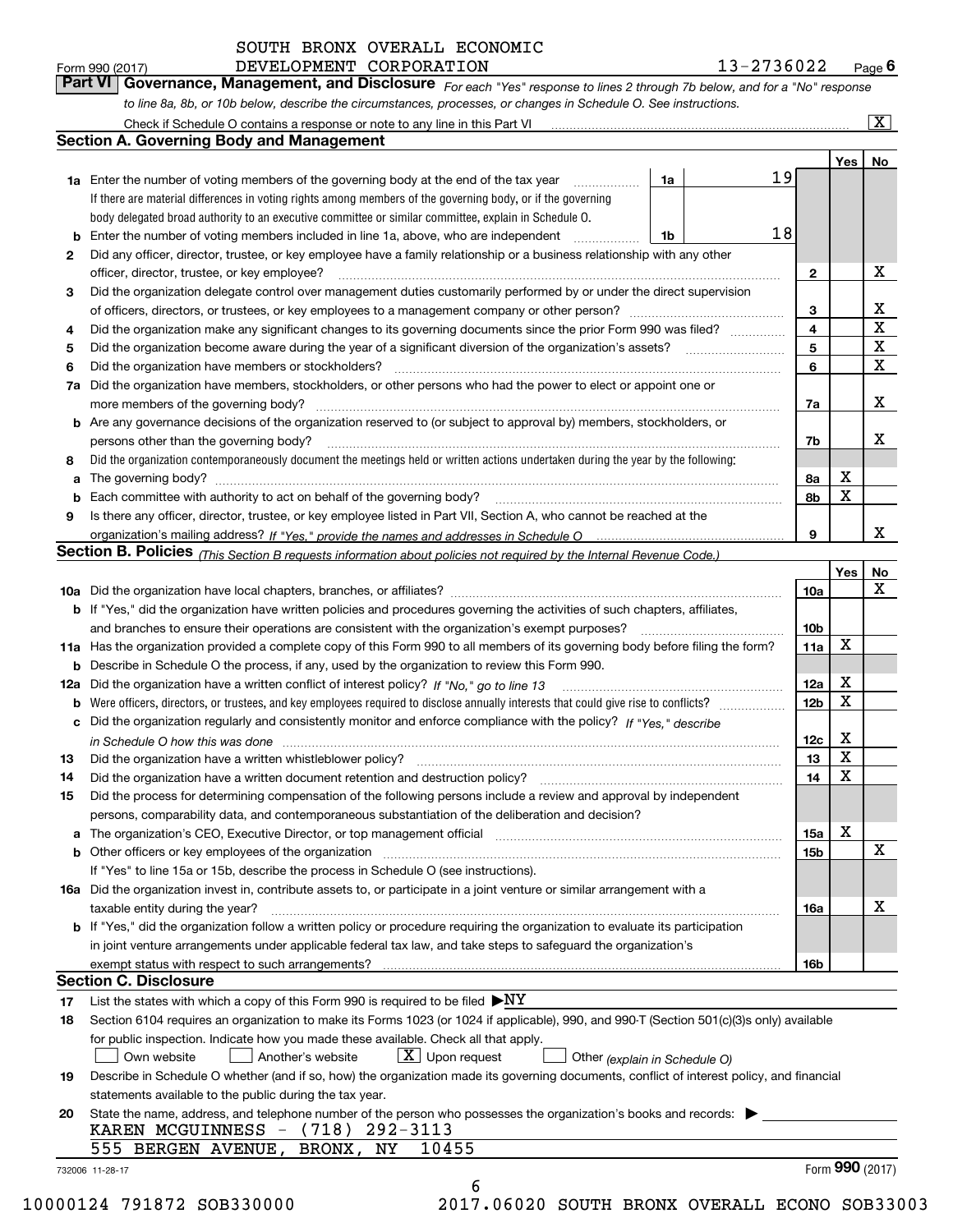SOUTH BRONX OVERALL ECONOMIC DEVELOPMENT CORPORATION 13-2736022

Form 990 (2017) Page 6

## Part VI Governance, Management, and Disclosure

*For each "Yes" response to lines 2 through 7b below, and for a "No" response to line 8a, 8b, or 10b below, describe the circumstances, processes, or changes in Schedule O. See instructions.*

Check if Schedule O contains a response or note to any line in this Part VI [X]

### Section A. Governing Body and Management

| | | | | Yes | No |
|---|---|---|---|---|---|
| **1a** | Enter the number of voting members of the governing body at the end of the tax year. If there are material differences in voting rights among members of the governing body, or if the governing body delegated broad authority to an executive committee or similar committee, explain in Schedule O. | 1a | 19 | | |
| **b** | Enter the number of voting members included in line 1a, above, who are independent | 1b | 18 | | |
| **2** | Did any officer, director, trustee, or key employee have a family relationship or a business relationship with any other officer, director, trustee, or key employee? | 2 | | | X |
| **3** | Did the organization delegate control over management duties customarily performed by or under the direct supervision of officers, directors, or trustees, or key employees to a management company or other person? | 3 | | | X |
| **4** | Did the organization make any significant changes to its governing documents since the prior Form 990 was filed? | 4 | | | X |
| **5** | Did the organization become aware during the year of a significant diversion of the organization's assets? | 5 | | | X |
| **6** | Did the organization have members or stockholders? | 6 | | | X |
| **7a** | Did the organization have members, stockholders, or other persons who had the power to elect or appoint one or more members of the governing body? | 7a | | | X |
| **b** | Are any governance decisions of the organization reserved to (or subject to approval by) members, stockholders, or persons other than the governing body? | 7b | | | X |
| **8** | Did the organization contemporaneously document the meetings held or written actions undertaken during the year by the following: | | | | |
| **a** | The governing body? | 8a | | X | |
| **b** | Each committee with authority to act on behalf of the governing body? | 8b | | X | |
| **9** | Is there any officer, director, trustee, or key employee listed in Part VII, Section A, who cannot be reached at the organization's mailing address? *If "Yes," provide the names and addresses in Schedule O* | 9 | | | X |

### Section B. Policies *(This Section B requests information about policies not required by the Internal Revenue Code.)*

| | | | Yes | No |
|---|---|---|---|---|
| **10a** | Did the organization have local chapters, branches, or affiliates? | 10a | | X |
| **b** | If "Yes," did the organization have written policies and procedures governing the activities of such chapters, affiliates, and branches to ensure their operations are consistent with the organization's exempt purposes? | 10b | | |
| **11a** | Has the organization provided a complete copy of this Form 990 to all members of its governing body before filing the form? | 11a | X | |
| **b** | Describe in Schedule O the process, if any, used by the organization to review this Form 990. | | | |
| **12a** | Did the organization have a written conflict of interest policy? *If "No," go to line 13* | 12a | X | |
| **b** | Were officers, directors, or trustees, and key employees required to disclose annually interests that could give rise to conflicts? | 12b | X | |
| **c** | Did the organization regularly and consistently monitor and enforce compliance with the policy? *If "Yes," describe in Schedule O how this was done* | 12c | X | |
| **13** | Did the organization have a written whistleblower policy? | 13 | X | |
| **14** | Did the organization have a written document retention and destruction policy? | 14 | X | |
| **15** | Did the process for determining compensation of the following persons include a review and approval by independent persons, comparability data, and contemporaneous substantiation of the deliberation and decision? | | | |
| **a** | The organization's CEO, Executive Director, or top management official | 15a | X | |
| **b** | Other officers or key employees of the organization | 15b | | X |
| | If "Yes" to line 15a or 15b, describe the process in Schedule O (see instructions). | | | |
| **16a** | Did the organization invest in, contribute assets to, or participate in a joint venture or similar arrangement with a taxable entity during the year? | 16a | | X |
| **b** | If "Yes," did the organization follow a written policy or procedure requiring the organization to evaluate its participation in joint venture arrangements under applicable federal tax law, and take steps to safeguard the organization's exempt status with respect to such arrangements? | 16b | | |

### Section C. Disclosure

**17** List the states with which a copy of this Form 990 is required to be filed ▶NY

**18** Section 6104 requires an organization to make its Forms 1023 (or 1024 if applicable), 990, and 990-T (Section 501(c)(3)s only) available for public inspection. Indicate how you made these available. Check all that apply.

[ ] Own website [ ] Another's website [X] Upon request [ ] Other *(explain in Schedule O)*

**19** Describe in Schedule O whether (and if so, how) the organization made its governing documents, conflict of interest policy, and financial statements available to the public during the tax year.

**20** State the name, address, and telephone number of the person who possesses the organization's books and records: ▶

KAREN MCGUINNESS - (718) 292-3113
555 BERGEN AVENUE, BRONX, NY 10455

732006 11-28-17 Form **990** (2017)

10000124 791872 SOB330000 2017.06020 SOUTH BRONX OVERALL ECONO SOB33003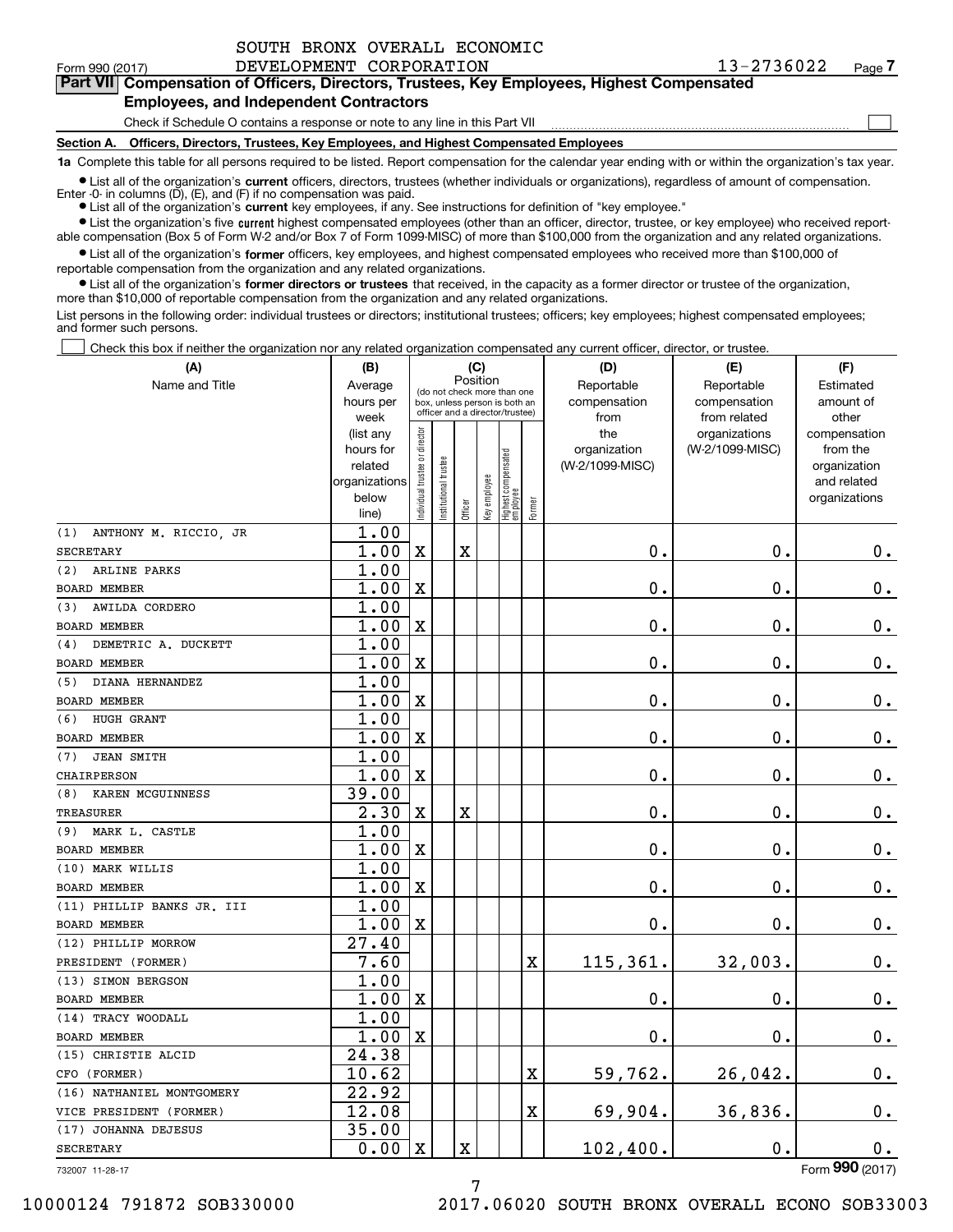SOUTH BRONX OVERALL ECONOMIC DEVELOPMENT CORPORATION 13-2736022

Form 990 (2017) Page 7

**Part VII Compensation of Officers, Directors, Trustees, Key Employees, Highest Compensated Employees, and Independent Contractors**

Check if Schedule O contains a response or note to any line in this Part VII

**Section A. Officers, Directors, Trustees, Key Employees, and Highest Compensated Employees**

**1a** Complete this table for all persons required to be listed. Report compensation for the calendar year ending with or within the organization's tax year.

- List all of the organization's **current** officers, directors, trustees (whether individuals or organizations), regardless of amount of compensation. Enter -0- in columns (D), (E), and (F) if no compensation was paid.
- List all of the organization's **current** key employees, if any. See instructions for definition of "key employee."
- List the organization's five **current** highest compensated employees (other than an officer, director, trustee, or key employee) who received reportable compensation (Box 5 of Form W-2 and/or Box 7 of Form 1099-MISC) of more than $100,000 from the organization and any related organizations.
- List all of the organization's **former** officers, key employees, and highest compensated employees who received more than $100,000 of reportable compensation from the organization and any related organizations.
- List all of the organization's **former directors or trustees** that received, in the capacity as a former director or trustee of the organization, more than $10,000 of reportable compensation from the organization and any related organizations.

List persons in the following order: individual trustees or directors; institutional trustees; officers; key employees; highest compensated employees; and former such persons.

Check this box if neither the organization nor any related organization compensated any current officer, director, or trustee.

| (A) Name and Title | (B) Average hours per week (list any hours for related organizations below line) | (C) Individual trustee or director | Institutional trustee | Officer | Key employee | Highest compensated employee | Former | (D) Reportable compensation from the organization (W-2/1099-MISC) | (E) Reportable compensation from related organizations (W-2/1099-MISC) | (F) Estimated amount of other compensation from the organization and related organizations |
|---|---|---|---|---|---|---|---|---|---|---|
| (1) ANTHONY M. RICCIO, JR | 1.00 | | | | | | | | | |
| SECRETARY | 1.00 | X | | X | | | | 0. | 0. | 0. |
| (2) ARLINE PARKS | 1.00 | | | | | | | | | |
| BOARD MEMBER | 1.00 | X | | | | | | 0. | 0. | 0. |
| (3) AWILDA CORDERO | 1.00 | | | | | | | | | |
| BOARD MEMBER | 1.00 | X | | | | | | 0. | 0. | 0. |
| (4) DEMETRIC A. DUCKETT | 1.00 | | | | | | | | | |
| BOARD MEMBER | 1.00 | X | | | | | | 0. | 0. | 0. |
| (5) DIANA HERNANDEZ | 1.00 | | | | | | | | | |
| BOARD MEMBER | 1.00 | X | | | | | | 0. | 0. | 0. |
| (6) HUGH GRANT | 1.00 | | | | | | | | | |
| BOARD MEMBER | 1.00 | X | | | | | | 0. | 0. | 0. |
| (7) JEAN SMITH | 1.00 | | | | | | | | | |
| CHAIRPERSON | 1.00 | X | | | | | | 0. | 0. | 0. |
| (8) KAREN MCGUINNESS | 39.00 | | | | | | | | | |
| TREASURER | 2.30 | X | | X | | | | 0. | 0. | 0. |
| (9) MARK L. CASTLE | 1.00 | | | | | | | | | |
| BOARD MEMBER | 1.00 | X | | | | | | 0. | 0. | 0. |
| (10) MARK WILLIS | 1.00 | | | | | | | | | |
| BOARD MEMBER | 1.00 | X | | | | | | 0. | 0. | 0. |
| (11) PHILLIP BANKS JR. III | 1.00 | | | | | | | | | |
| BOARD MEMBER | 1.00 | X | | | | | | 0. | 0. | 0. |
| (12) PHILLIP MORROW | 27.40 | | | | | | | | | |
| PRESIDENT (FORMER) | 7.60 | | | | | | X | 115,361. | 32,003. | 0. |
| (13) SIMON BERGSON | 1.00 | | | | | | | | | |
| BOARD MEMBER | 1.00 | X | | | | | | 0. | 0. | 0. |
| (14) TRACY WOODALL | 1.00 | | | | | | | | | |
| BOARD MEMBER | 1.00 | X | | | | | | 0. | 0. | 0. |
| (15) CHRISTIE ALCID | 24.38 | | | | | | | | | |
| CFO (FORMER) | 10.62 | | | | | | X | 59,762. | 26,042. | 0. |
| (16) NATHANIEL MONTGOMERY | 22.92 | | | | | | | | | |
| VICE PRESIDENT (FORMER) | 12.08 | | | | | | X | 69,904. | 36,836. | 0. |
| (17) JOHANNA DEJESUS | 35.00 | | | | | | | | | |
| SECRETARY | 0.00 | X | | X | | | | 102,400. | 0. | 0. |

732007 11-28-17

Form 990 (2017)

10000124 791872 SOB330000 2017.06020 SOUTH BRONX OVERALL ECONO SOB33003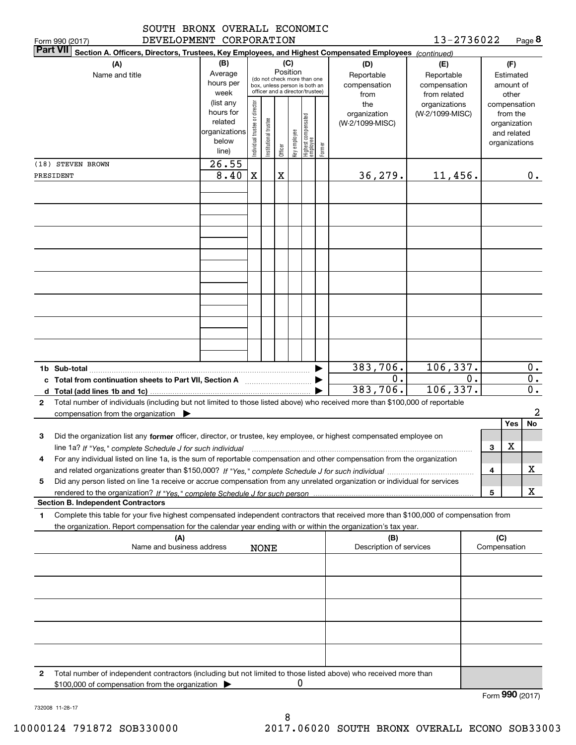SOUTH BRONX OVERALL ECONOMIC DEVELOPMENT CORPORATION 13-2736022

Form 990 (2017) Page 8

**Part VII** **Section A. Officers, Directors, Trustees, Key Employees, and Highest Compensated Employees** *(continued)*

| (A) Name and title | (B) Average hours per week (list any hours for related organizations below line) | (C) Position: Individual trustee or director | Institutional trustee | Officer | Key employee | Highest compensated employee | Former | (D) Reportable compensation from the organization (W-2/1099-MISC) | (E) Reportable compensation from related organizations (W-2/1099-MISC) | (F) Estimated amount of other compensation from the organization and related organizations |
|---|---|---|---|---|---|---|---|---|---|---|
| (18) STEVEN BROWN | 26.55 | | | | | | | | | |
| PRESIDENT | 8.40 | X | | X | | | | 36,279. | 11,456. | 0. |

| | (D) | (E) | (F) |
|---|---|---|---|
| **1b Sub-total** | 383,706. | 106,337. | 0. |
| **c Total from continuation sheets to Part VII, Section A** | 0. | 0. | 0. |
| **d Total (add lines 1b and 1c)** | 383,706. | 106,337. | 0. |

**2** Total number of individuals (including but not limited to those listed above) who received more than $100,000 of reportable compensation from the organization ▶ 2

| | | Yes | No |
|---|---|---|---|
| **3** Did the organization list any **former** officer, director, or trustee, key employee, or highest compensated employee on line 1a? *If "Yes," complete Schedule J for such individual* | 3 | X | |
| **4** For any individual listed on line 1a, is the sum of reportable compensation and other compensation from the organization and related organizations greater than $150,000? *If "Yes," complete Schedule J for such individual* | 4 | | X |
| **5** Did any person listed on line 1a receive or accrue compensation from any unrelated organization or individual for services rendered to the organization? *If "Yes," complete Schedule J for such person* | 5 | | X |

**Section B. Independent Contractors**

**1** Complete this table for your five highest compensated independent contractors that received more than $100,000 of compensation from the organization. Report compensation for the calendar year ending with or within the organization's tax year.

| (A) Name and business address | (B) Description of services | (C) Compensation |
|---|---|---|
| NONE | | |

**2** Total number of independent contractors (including but not limited to those listed above) who received more than $100,000 of compensation from the organization ▶ 0

Form **990** (2017)

732008 11-28-17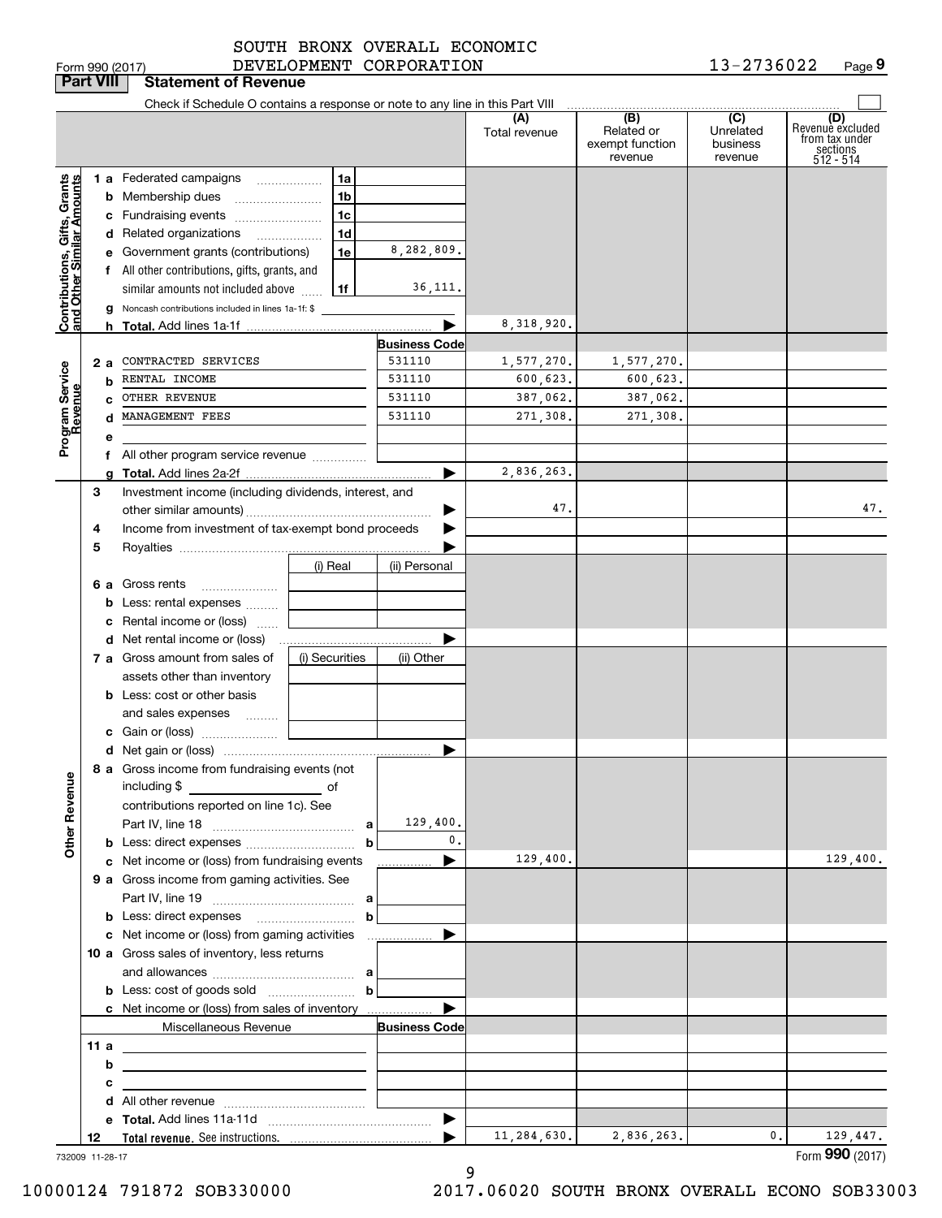SOUTH BRONX OVERALL ECONOMIC DEVELOPMENT CORPORATION 13-2736022

Form 990 (2017) Page 9

## Part VIII Statement of Revenue

Check if Schedule O contains a response or note to any line in this Part VIII

| | | | | (A) Total revenue | (B) Related or exempt function revenue | (C) Unrelated business revenue | (D) Revenue excluded from tax under sections 512 - 514 |
|---|---|---|---|---|---|---|---|
| **Contributions, Gifts, Grants and Other Similar Amounts** | 1 a Federated campaigns | 1a | | | | | |
| | b Membership dues | 1b | | | | | |
| | c Fundraising events | 1c | | | | | |
| | d Related organizations | 1d | | | | | |
| | e Government grants (contributions) | 1e | 8,282,809. | | | | |
| | f All other contributions, gifts, grants, and similar amounts not included above | 1f | 36,111. | | | | |
| | g Noncash contributions included in lines 1a-1f: $ | | | | | | |
| | h **Total.** Add lines 1a-1f | | | 8,318,920. | | | |
| **Program Service Revenue** | | | **Business Code** | | | | |
| | 2 a CONTRACTED SERVICES | | 531110 | 1,577,270. | 1,577,270. | | |
| | b RENTAL INCOME | | 531110 | 600,623. | 600,623. | | |
| | c OTHER REVENUE | | 531110 | 387,062. | 387,062. | | |
| | d MANAGEMENT FEES | | 531110 | 271,308. | 271,308. | | |
| | e | | | | | | |
| | f All other program service revenue | | | | | | |
| | g **Total.** Add lines 2a-2f | | | 2,836,263. | | | |
| **Other Revenue** | 3 Investment income (including dividends, interest, and other similar amounts) | | | 47. | | | 47. |
| | 4 Income from investment of tax-exempt bond proceeds | | | | | | |
| | 5 Royalties | | | | | | |
| | | (i) Real | (ii) Personal | | | | |
| | 6 a Gross rents | | | | | | |
| | b Less: rental expenses | | | | | | |
| | c Rental income or (loss) | | | | | | |
| | d Net rental income or (loss) | | | | | | |
| | 7 a Gross amount from sales of assets other than inventory | (i) Securities | (ii) Other | | | | |
| | b Less: cost or other basis and sales expenses | | | | | | |
| | c Gain or (loss) | | | | | | |
| | d Net gain or (loss) | | | | | | |
| | 8 a Gross income from fundraising events (not including $ of contributions reported on line 1c). See Part IV, line 18 | a | 129,400. | | | | |
| | b Less: direct expenses | b | 0. | | | | |
| | c Net income or (loss) from fundraising events | | | 129,400. | | | 129,400. |
| | 9 a Gross income from gaming activities. See Part IV, line 19 | a | | | | | |
| | b Less: direct expenses | b | | | | | |
| | c Net income or (loss) from gaming activities | | | | | | |
| | 10 a Gross sales of inventory, less returns and allowances | a | | | | | |
| | b Less: cost of goods sold | b | | | | | |
| | c Net income or (loss) from sales of inventory | | | | | | |
| | Miscellaneous Revenue | | **Business Code** | | | | |
| | 11 a | | | | | | |
| | b | | | | | | |
| | c | | | | | | |
| | d All other revenue | | | | | | |
| | e **Total.** Add lines 11a-11d | | | | | | |
| | 12 **Total revenue.** See instructions. | | | 11,284,630. | 2,836,263. | 0. | 129,447. |

732009 11-28-17

Form **990** (2017)

10000124 791872 SOB330000 2017.06020 SOUTH BRONX OVERALL ECONO SOB33003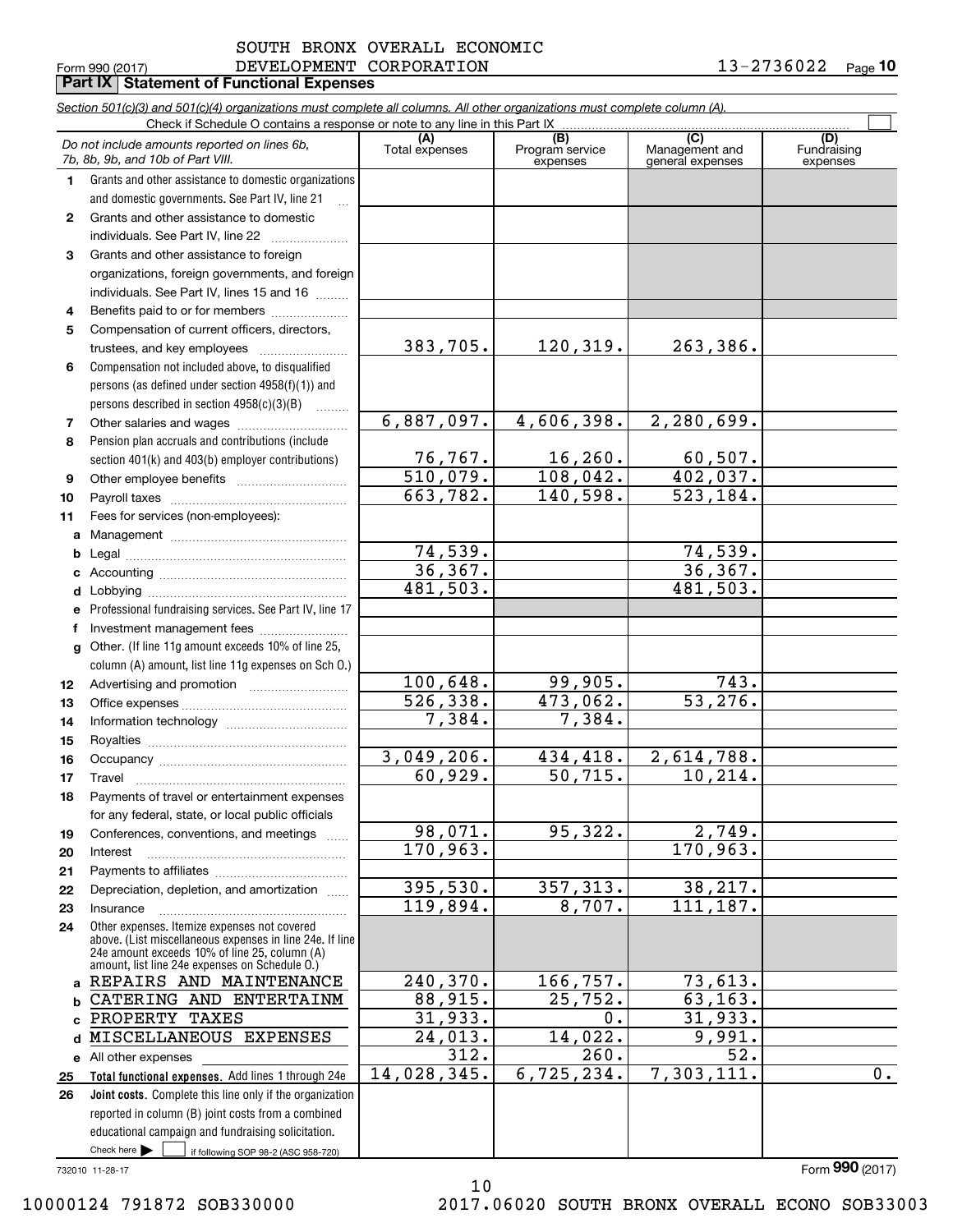SOUTH BRONX OVERALL ECONOMIC DEVELOPMENT CORPORATION 13-2736022

Form 990 (2017)

## Part IX Statement of Functional Expenses

*Section 501(c)(3) and 501(c)(4) organizations must complete all columns. All other organizations must complete column (A).*

Check if Schedule O contains a response or note to any line in this Part IX

| | *Do not include amounts reported on lines 6b, 7b, 8b, 9b, and 10b of Part VIII.* | (A) Total expenses | (B) Program service expenses | (C) Management and general expenses | (D) Fundraising expenses |
|---|---|---|---|---|---|
| 1 | Grants and other assistance to domestic organizations and domestic governments. See Part IV, line 21 | | | | |
| 2 | Grants and other assistance to domestic individuals. See Part IV, line 22 | | | | |
| 3 | Grants and other assistance to foreign organizations, foreign governments, and foreign individuals. See Part IV, lines 15 and 16 | | | | |
| 4 | Benefits paid to or for members | | | | |
| 5 | Compensation of current officers, directors, trustees, and key employees | 383,705. | 120,319. | 263,386. | |
| 6 | Compensation not included above, to disqualified persons (as defined under section 4958(f)(1)) and persons described in section 4958(c)(3)(B) | | | | |
| 7 | Other salaries and wages | 6,887,097. | 4,606,398. | 2,280,699. | |
| 8 | Pension plan accruals and contributions (include section 401(k) and 403(b) employer contributions) | 76,767. | 16,260. | 60,507. | |
| 9 | Other employee benefits | 510,079. | 108,042. | 402,037. | |
| 10 | Payroll taxes | 663,782. | 140,598. | 523,184. | |
| 11 | Fees for services (non-employees): | | | | |
| a | Management | | | | |
| b | Legal | 74,539. | | 74,539. | |
| c | Accounting | 36,367. | | 36,367. | |
| d | Lobbying | 481,503. | | 481,503. | |
| e | Professional fundraising services. See Part IV, line 17 | | | | |
| f | Investment management fees | | | | |
| g | Other. (If line 11g amount exceeds 10% of line 25, column (A) amount, list line 11g expenses on Sch O.) | | | | |
| 12 | Advertising and promotion | 100,648. | 99,905. | 743. | |
| 13 | Office expenses | 526,338. | 473,062. | 53,276. | |
| 14 | Information technology | 7,384. | 7,384. | | |
| 15 | Royalties | | | | |
| 16 | Occupancy | 3,049,206. | 434,418. | 2,614,788. | |
| 17 | Travel | 60,929. | 50,715. | 10,214. | |
| 18 | Payments of travel or entertainment expenses for any federal, state, or local public officials | | | | |
| 19 | Conferences, conventions, and meetings | 98,071. | 95,322. | 2,749. | |
| 20 | Interest | 170,963. | | 170,963. | |
| 21 | Payments to affiliates | | | | |
| 22 | Depreciation, depletion, and amortization | 395,530. | 357,313. | 38,217. | |
| 23 | Insurance | 119,894. | 8,707. | 111,187. | |
| 24 | Other expenses. Itemize expenses not covered above. (List miscellaneous expenses in line 24e. If line 24e amount exceeds 10% of line 25, column (A) amount, list line 24e expenses on Schedule O.) | | | | |
| a | REPAIRS AND MAINTENANCE | 240,370. | 166,757. | 73,613. | |
| b | CATERING AND ENTERTAINM | 88,915. | 25,752. | 63,163. | |
| c | PROPERTY TAXES | 31,933. | 0. | 31,933. | |
| d | MISCELLANEOUS EXPENSES | 24,013. | 14,022. | 9,991. | |
| e | All other expenses | 312. | 260. | 52. | |
| 25 | **Total functional expenses.** Add lines 1 through 24e | 14,028,345. | 6,725,234. | 7,303,111. | 0. |
| 26 | **Joint costs.** Complete this line only if the organization reported in column (B) joint costs from a combined educational campaign and fundraising solicitation. Check here ☐ if following SOP 98-2 (ASC 958-720) | | | | |

732010 11-28-17

Form **990** (2017)

10000124 791872 SOB330000 2017.06020 SOUTH BRONX OVERALL ECONO SOB33003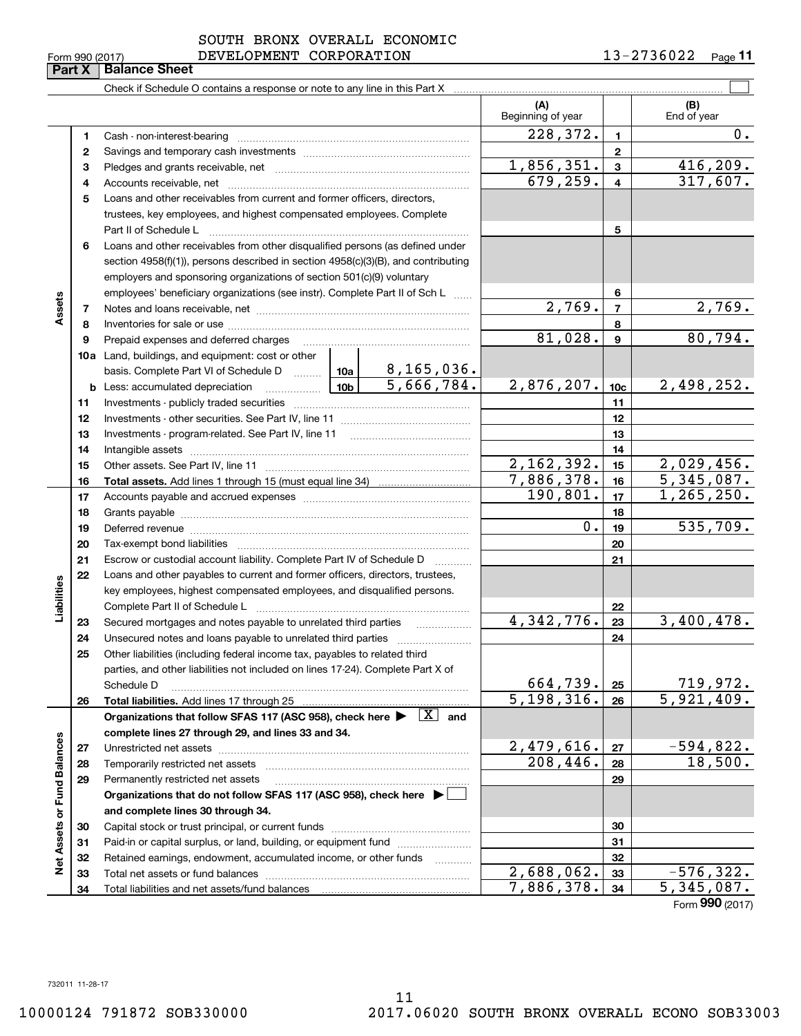SOUTH BRONX OVERALL ECONOMIC DEVELOPMENT CORPORATION 13-2736022

Form 990 (2017)

## Part X Balance Sheet

Check if Schedule O contains a response or note to any line in this Part X

| | | | | (A) Beginning of year | | (B) End of year |
|---|---|---|---|---|---|---|
| **Assets** | 1 | Cash - non-interest-bearing | | 228,372. | 1 | 0. |
| | 2 | Savings and temporary cash investments | | | 2 | |
| | 3 | Pledges and grants receivable, net | | 1,856,351. | 3 | 416,209. |
| | 4 | Accounts receivable, net | | 679,259. | 4 | 317,607. |
| | 5 | Loans and other receivables from current and former officers, directors, trustees, key employees, and highest compensated employees. Complete Part II of Schedule L | | | 5 | |
| | 6 | Loans and other receivables from other disqualified persons (as defined under section 4958(f)(1)), persons described in section 4958(c)(3)(B), and contributing employers and sponsoring organizations of section 501(c)(9) voluntary employees' beneficiary organizations (see instr). Complete Part II of Sch L | | | 6 | |
| | 7 | Notes and loans receivable, net | | 2,769. | 7 | 2,769. |
| | 8 | Inventories for sale or use | | | 8 | |
| | 9 | Prepaid expenses and deferred charges | | 81,028. | 9 | 80,794. |
| | 10a | Land, buildings, and equipment: cost or other basis. Complete Part VI of Schedule D | 10a 8,165,036. | | | |
| | b | Less: accumulated depreciation | 10b 5,666,784. | 2,876,207. | 10c | 2,498,252. |
| | 11 | Investments - publicly traded securities | | | 11 | |
| | 12 | Investments - other securities. See Part IV, line 11 | | | 12 | |
| | 13 | Investments - program-related. See Part IV, line 11 | | | 13 | |
| | 14 | Intangible assets | | | 14 | |
| | 15 | Other assets. See Part IV, line 11 | | 2,162,392. | 15 | 2,029,456. |
| | 16 | **Total assets.** Add lines 1 through 15 (must equal line 34) | | 7,886,378. | 16 | 5,345,087. |
| **Liabilities** | 17 | Accounts payable and accrued expenses | | 190,801. | 17 | 1,265,250. |
| | 18 | Grants payable | | | 18 | |
| | 19 | Deferred revenue | | 0. | 19 | 535,709. |
| | 20 | Tax-exempt bond liabilities | | | 20 | |
| | 21 | Escrow or custodial account liability. Complete Part IV of Schedule D | | | 21 | |
| | 22 | Loans and other payables to current and former officers, directors, trustees, key employees, highest compensated employees, and disqualified persons. Complete Part II of Schedule L | | | 22 | |
| | 23 | Secured mortgages and notes payable to unrelated third parties | | 4,342,776. | 23 | 3,400,478. |
| | 24 | Unsecured notes and loans payable to unrelated third parties | | | 24 | |
| | 25 | Other liabilities (including federal income tax, payables to related third parties, and other liabilities not included on lines 17-24). Complete Part X of Schedule D | | 664,739. | 25 | 719,972. |
| | 26 | **Total liabilities.** Add lines 17 through 25 | | 5,198,316. | 26 | 5,921,409. |
| **Net Assets or Fund Balances** | | **Organizations that follow SFAS 117 (ASC 958), check here ▶ [X] and complete lines 27 through 29, and lines 33 and 34.** | | | | |
| | 27 | Unrestricted net assets | | 2,479,616. | 27 | -594,822. |
| | 28 | Temporarily restricted net assets | | 208,446. | 28 | 18,500. |
| | 29 | Permanently restricted net assets | | | 29 | |
| | | **Organizations that do not follow SFAS 117 (ASC 958), check here ▶ [ ] and complete lines 30 through 34.** | | | | |
| | 30 | Capital stock or trust principal, or current funds | | | 30 | |
| | 31 | Paid-in or capital surplus, or land, building, or equipment fund | | | 31 | |
| | 32 | Retained earnings, endowment, accumulated income, or other funds | | | 32 | |
| | 33 | Total net assets or fund balances | | 2,688,062. | 33 | -576,322. |
| | 34 | Total liabilities and net assets/fund balances | | 7,886,378. | 34 | 5,345,087. |

Form **990** (2017)

732011 11-28-17

10000124 791872 SOB330000 2017.06020 SOUTH BRONX OVERALL ECONO SOB33003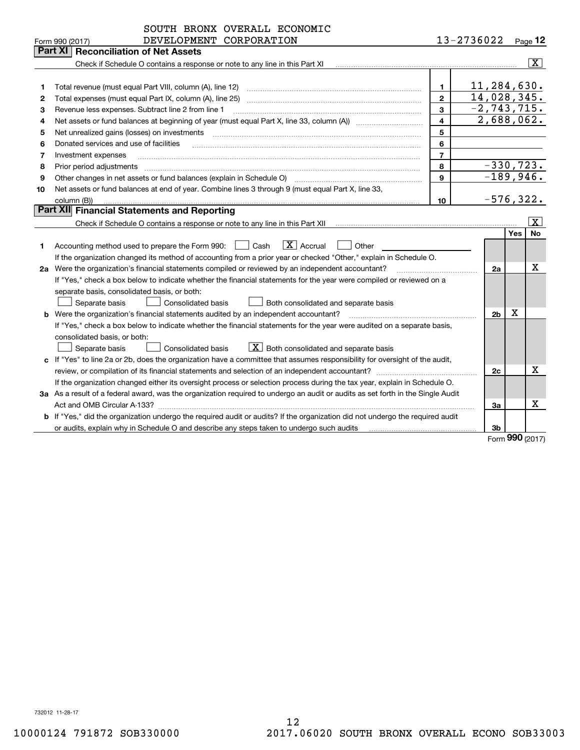SOUTH BRONX OVERALL ECONOMIC DEVELOPMENT CORPORATION 13-2736022

## Part XI Reconciliation of Net Assets

Check if Schedule O contains a response or note to any line in this Part XI [X]

| | | | |
|---|---|---|---|
| 1 | Total revenue (must equal Part VIII, column (A), line 12) | 1 | 11,284,630. |
| 2 | Total expenses (must equal Part IX, column (A), line 25) | 2 | 14,028,345. |
| 3 | Revenue less expenses. Subtract line 2 from line 1 | 3 | -2,743,715. |
| 4 | Net assets or fund balances at beginning of year (must equal Part X, line 33, column (A)) | 4 | 2,688,062. |
| 5 | Net unrealized gains (losses) on investments | 5 | |
| 6 | Donated services and use of facilities | 6 | |
| 7 | Investment expenses | 7 | |
| 8 | Prior period adjustments | 8 | -330,723. |
| 9 | Other changes in net assets or fund balances (explain in Schedule O) | 9 | -189,946. |
| 10 | Net assets or fund balances at end of year. Combine lines 3 through 9 (must equal Part X, line 33, column (B)) | 10 | -576,322. |

## Part XII Financial Statements and Reporting

Check if Schedule O contains a response or note to any line in this Part XII [X]

| | | | Yes | No |
|---|---|---|---|---|
| 1 | Accounting method used to prepare the Form 990: [ ] Cash [X] Accrual [ ] Other<br>If the organization changed its method of accounting from a prior year or checked "Other," explain in Schedule O. | | | |
| 2a | Were the organization's financial statements compiled or reviewed by an independent accountant?<br>If "Yes," check a box below to indicate whether the financial statements for the year were compiled or reviewed on a separate basis, consolidated basis, or both:<br>[ ] Separate basis [ ] Consolidated basis [ ] Both consolidated and separate basis | 2a | | X |
| b | Were the organization's financial statements audited by an independent accountant?<br>If "Yes," check a box below to indicate whether the financial statements for the year were audited on a separate basis, consolidated basis, or both:<br>[ ] Separate basis [ ] Consolidated basis [X] Both consolidated and separate basis | 2b | X | |
| c | If "Yes" to line 2a or 2b, does the organization have a committee that assumes responsibility for oversight of the audit, review, or compilation of its financial statements and selection of an independent accountant?<br>If the organization changed either its oversight process or selection process during the tax year, explain in Schedule O. | 2c | | X |
| 3a | As a result of a federal award, was the organization required to undergo an audit or audits as set forth in the Single Audit Act and OMB Circular A-133? | 3a | | X |
| b | If "Yes," did the organization undergo the required audit or audits? If the organization did not undergo the required audit or audits, explain why in Schedule O and describe any steps taken to undergo such audits | 3b | | |

Form **990** (2017)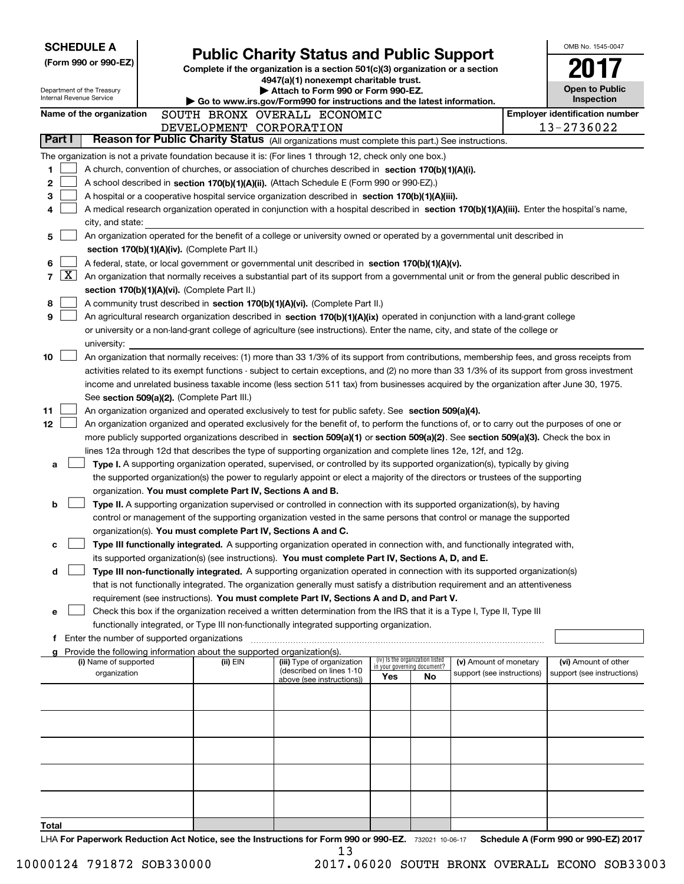**SCHEDULE A**
**(Form 990 or 990-EZ)**

Department of the Treasury
Internal Revenue Service

# Public Charity Status and Public Support

**Complete if the organization is a section 501(c)(3) organization or a section 4947(a)(1) nonexempt charitable trust.**
**▶ Attach to Form 990 or Form 990-EZ.**
**▶ Go to www.irs.gov/Form990 for instructions and the latest information.**

OMB No. 1545-0047

**2017**

**Open to Public Inspection**

**Name of the organization** SOUTH BRONX OVERALL ECONOMIC DEVELOPMENT CORPORATION

**Employer identification number** 13-2736022

**Part I** **Reason for Public Charity Status** (All organizations must complete this part.) See instructions.

The organization is not a private foundation because it is: (For lines 1 through 12, check only one box.)

1 ☐ A church, convention of churches, or association of churches described in **section 170(b)(1)(A)(i).**

2 ☐ A school described in **section 170(b)(1)(A)(ii).** (Attach Schedule E (Form 990 or 990-EZ).)

3 ☐ A hospital or a cooperative hospital service organization described in **section 170(b)(1)(A)(iii).**

4 ☐ A medical research organization operated in conjunction with a hospital described in **section 170(b)(1)(A)(iii).** Enter the hospital's name, city, and state:

5 ☐ An organization operated for the benefit of a college or university owned or operated by a governmental unit described in **section 170(b)(1)(A)(iv).** (Complete Part II.)

6 ☐ A federal, state, or local government or governmental unit described in **section 170(b)(1)(A)(v).**

7 ☒ An organization that normally receives a substantial part of its support from a governmental unit or from the general public described in **section 170(b)(1)(A)(vi).** (Complete Part II.)

8 ☐ A community trust described in **section 170(b)(1)(A)(vi).** (Complete Part II.)

9 ☐ An agricultural research organization described in **section 170(b)(1)(A)(ix)** operated in conjunction with a land-grant college or university or a non-land-grant college of agriculture (see instructions). Enter the name, city, and state of the college or university:

10 ☐ An organization that normally receives: (1) more than 33 1/3% of its support from contributions, membership fees, and gross receipts from activities related to its exempt functions - subject to certain exceptions, and (2) no more than 33 1/3% of its support from gross investment income and unrelated business taxable income (less section 511 tax) from businesses acquired by the organization after June 30, 1975. See **section 509(a)(2).** (Complete Part III.)

11 ☐ An organization organized and operated exclusively to test for public safety. See **section 509(a)(4).**

12 ☐ An organization organized and operated exclusively for the benefit of, to perform the functions of, or to carry out the purposes of one or more publicly supported organizations described in **section 509(a)(1)** or **section 509(a)(2)**. See **section 509(a)(3).** Check the box in lines 12a through 12d that describes the type of supporting organization and complete lines 12e, 12f, and 12g.

a ☐ **Type I.** A supporting organization operated, supervised, or controlled by its supported organization(s), typically by giving the supported organization(s) the power to regularly appoint or elect a majority of the directors or trustees of the supporting organization. **You must complete Part IV, Sections A and B.**

b ☐ **Type II.** A supporting organization supervised or controlled in connection with its supported organization(s), by having control or management of the supporting organization vested in the same persons that control or manage the supported organization(s). **You must complete Part IV, Sections A and C.**

c ☐ **Type III functionally integrated.** A supporting organization operated in connection with, and functionally integrated with, its supported organization(s) (see instructions). **You must complete Part IV, Sections A, D, and E.**

d ☐ **Type III non-functionally integrated.** A supporting organization operated in connection with its supported organization(s) that is not functionally integrated. The organization generally must satisfy a distribution requirement and an attentiveness requirement (see instructions). **You must complete Part IV, Sections A and D, and Part V.**

e ☐ Check this box if the organization received a written determination from the IRS that it is a Type I, Type II, Type III functionally integrated, or Type III non-functionally integrated supporting organization.

f Enter the number of supported organizations

g Provide the following information about the supported organization(s).

| (i) Name of supported organization | (ii) EIN | (iii) Type of organization (described on lines 1-10 above (see instructions)) | (iv) Is the organization listed in your governing document? Yes | No | (v) Amount of monetary support (see instructions) | (vi) Amount of other support (see instructions) |
|---|---|---|---|---|---|---|
| | | | | | | |
| | | | | | | |
| | | | | | | |
| | | | | | | |
| | | | | | | |
| **Total** | | | | | | |

LHA **For Paperwork Reduction Act Notice, see the Instructions for Form 990 or 990-EZ.** 732021 10-06-17 **Schedule A (Form 990 or 990-EZ) 2017**

10000124 791872 SOB330000 2017.06020 SOUTH BRONX OVERALL ECONO SOB33003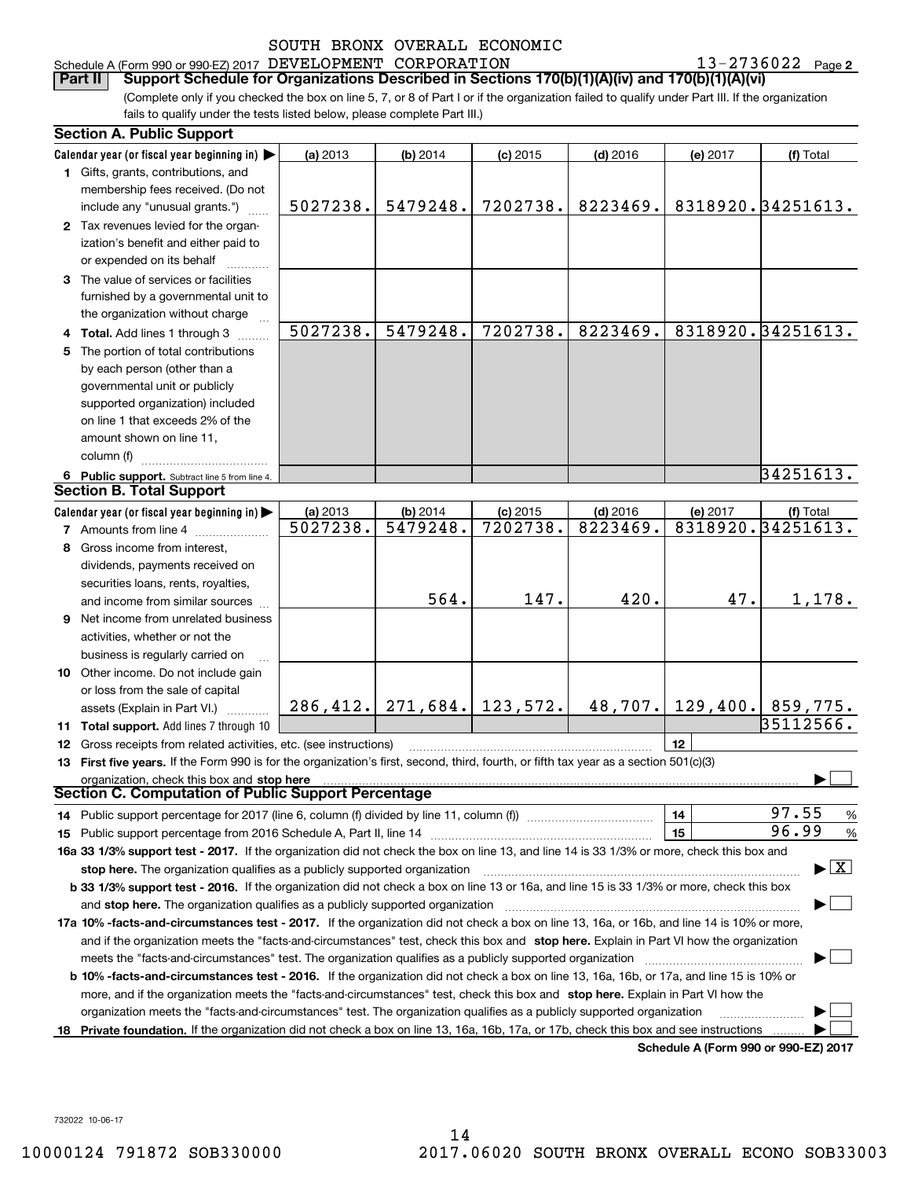SOUTH BRONX OVERALL ECONOMIC

Schedule A (Form 990 or 990-EZ) 2017 DEVELOPMENT CORPORATION 13-2736022 Page 2

**Part II Support Schedule for Organizations Described in Sections 170(b)(1)(A)(iv) and 170(b)(1)(A)(vi)**

(Complete only if you checked the box on line 5, 7, or 8 of Part I or if the organization failed to qualify under Part III. If the organization fails to qualify under the tests listed below, please complete Part III.)

### Section A. Public Support

| Calendar year (or fiscal year beginning in) ▶ | (a) 2013 | (b) 2014 | (c) 2015 | (d) 2016 | (e) 2017 | (f) Total |
|---|---|---|---|---|---|---|
| 1 Gifts, grants, contributions, and membership fees received. (Do not include any "unusual grants.") | 5027238. | 5479248. | 7202738. | 8223469. | 8318920. | 34251613. |
| 2 Tax revenues levied for the organization's benefit and either paid to or expended on its behalf | | | | | | |
| 3 The value of services or facilities furnished by a governmental unit to the organization without charge | | | | | | |
| 4 **Total.** Add lines 1 through 3 | 5027238. | 5479248. | 7202738. | 8223469. | 8318920. | 34251613. |
| 5 The portion of total contributions by each person (other than a governmental unit or publicly supported organization) included on line 1 that exceeds 2% of the amount shown on line 11, column (f) | | | | | | |
| 6 **Public support.** Subtract line 5 from line 4. | | | | | | 34251613. |

### Section B. Total Support

| Calendar year (or fiscal year beginning in) ▶ | (a) 2013 | (b) 2014 | (c) 2015 | (d) 2016 | (e) 2017 | (f) Total |
|---|---|---|---|---|---|---|
| 7 Amounts from line 4 | 5027238. | 5479248. | 7202738. | 8223469. | 8318920. | 34251613. |
| 8 Gross income from interest, dividends, payments received on securities loans, rents, royalties, and income from similar sources | | 564. | 147. | 420. | 47. | 1,178. |
| 9 Net income from unrelated business activities, whether or not the business is regularly carried on | | | | | | |
| 10 Other income. Do not include gain or loss from the sale of capital assets (Explain in Part VI.) | 286,412. | 271,684. | 123,572. | 48,707. | 129,400. | 859,775. |
| 11 **Total support.** Add lines 7 through 10 | | | | | | 35112566. |
| 12 Gross receipts from related activities, etc. (see instructions) | | | | | 12 | |

13 **First five years.** If the Form 990 is for the organization's first, second, third, fourth, or fifth tax year as a section 501(c)(3) organization, check this box and **stop here** ▶ ☐

### Section C. Computation of Public Support Percentage

14 Public support percentage for 2017 (line 6, column (f) divided by line 11, column (f)) — 14 — 97.55 %

15 Public support percentage from 2016 Schedule A, Part II, line 14 — 15 — 96.99 %

16a **33 1/3% support test - 2017.** If the organization did not check the box on line 13, and line 14 is 33 1/3% or more, check this box and **stop here.** The organization qualifies as a publicly supported organization ▶ ☒

b **33 1/3% support test - 2016.** If the organization did not check a box on line 13 or 16a, and line 15 is 33 1/3% or more, check this box and **stop here.** The organization qualifies as a publicly supported organization ▶ ☐

17a **10% -facts-and-circumstances test - 2017.** If the organization did not check a box on line 13, 16a, or 16b, and line 14 is 10% or more, and if the organization meets the "facts-and-circumstances" test, check this box and **stop here.** Explain in Part VI how the organization meets the "facts-and-circumstances" test. The organization qualifies as a publicly supported organization ▶ ☐

b **10% -facts-and-circumstances test - 2016.** If the organization did not check a box on line 13, 16a, 16b, or 17a, and line 15 is 10% or more, and if the organization meets the "facts-and-circumstances" test, check this box and **stop here.** Explain in Part VI how the organization meets the "facts-and-circumstances" test. The organization qualifies as a publicly supported organization ▶ ☐

18 **Private foundation.** If the organization did not check a box on line 13, 16a, 16b, 17a, or 17b, check this box and see instructions ▶ ☐

**Schedule A (Form 990 or 990-EZ) 2017**

732022 10-06-17

10000124 791872 SOB330000 2017.06020 SOUTH BRONX OVERALL ECONO SOB33003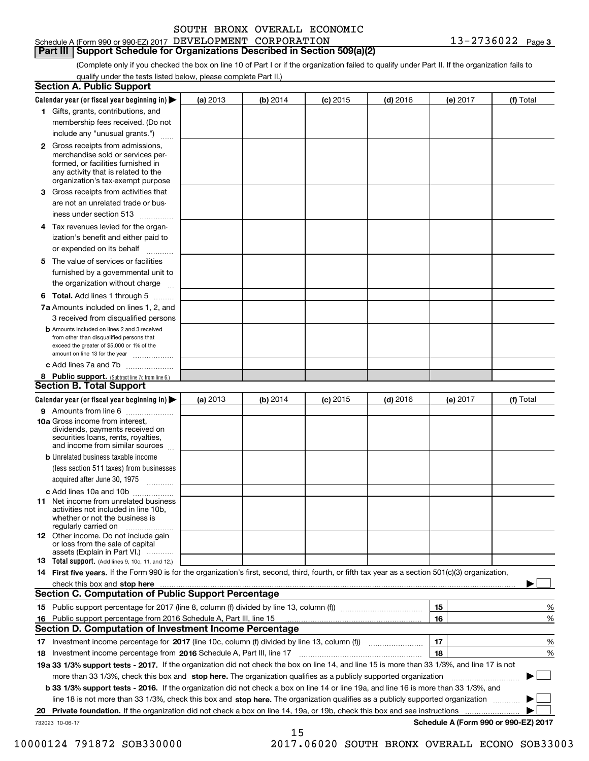SOUTH BRONX OVERALL ECONOMIC

Schedule A (Form 990 or 990-EZ) 2017 DEVELOPMENT CORPORATION 13-2736022 Page 3

## Part III Support Schedule for Organizations Described in Section 509(a)(2)

(Complete only if you checked the box on line 10 of Part I or if the organization failed to qualify under Part II. If the organization fails to qualify under the tests listed below, please complete Part II.)

### Section A. Public Support

| Calendar year (or fiscal year beginning in) ▶ | (a) 2013 | (b) 2014 | (c) 2015 | (d) 2016 | (e) 2017 | (f) Total |
|---|---|---|---|---|---|---|
| 1 Gifts, grants, contributions, and membership fees received. (Do not include any "unusual grants.") | | | | | | |
| 2 Gross receipts from admissions, merchandise sold or services performed, or facilities furnished in any activity that is related to the organization's tax-exempt purpose | | | | | | |
| 3 Gross receipts from activities that are not an unrelated trade or business under section 513 | | | | | | |
| 4 Tax revenues levied for the organization's benefit and either paid to or expended on its behalf | | | | | | |
| 5 The value of services or facilities furnished by a governmental unit to the organization without charge | | | | | | |
| 6 **Total.** Add lines 1 through 5 | | | | | | |
| 7a Amounts included on lines 1, 2, and 3 received from disqualified persons | | | | | | |
| b Amounts included on lines 2 and 3 received from other than disqualified persons that exceed the greater of $5,000 or 1% of the amount on line 13 for the year | | | | | | |
| c Add lines 7a and 7b | | | | | | |
| 8 **Public support.** (Subtract line 7c from line 6.) | | | | | | |

### Section B. Total Support

| Calendar year (or fiscal year beginning in) ▶ | (a) 2013 | (b) 2014 | (c) 2015 | (d) 2016 | (e) 2017 | (f) Total |
|---|---|---|---|---|---|---|
| 9 Amounts from line 6 | | | | | | |
| 10a Gross income from interest, dividends, payments received on securities loans, rents, royalties, and income from similar sources | | | | | | |
| b Unrelated business taxable income (less section 511 taxes) from businesses acquired after June 30, 1975 | | | | | | |
| c Add lines 10a and 10b | | | | | | |
| 11 Net income from unrelated business activities not included in line 10b, whether or not the business is regularly carried on | | | | | | |
| 12 Other income. Do not include gain or loss from the sale of capital assets (Explain in Part VI.) | | | | | | |
| 13 **Total support.** (Add lines 9, 10c, 11, and 12.) | | | | | | |

14 **First five years.** If the Form 990 is for the organization's first, second, third, fourth, or fifth tax year as a section 501(c)(3) organization, check this box and **stop here** ▶ ☐

### Section C. Computation of Public Support Percentage

| | | | |
|---|---|---|---|
| 15 | Public support percentage for 2017 (line 8, column (f) divided by line 13, column (f)) | 15 | % |
| 16 | Public support percentage from 2016 Schedule A, Part III, line 15 | 16 | % |

### Section D. Computation of Investment Income Percentage

| | | | |
|---|---|---|---|
| 17 | Investment income percentage for **2017** (line 10c, column (f) divided by line 13, column (f)) | 17 | % |
| 18 | Investment income percentage from **2016** Schedule A, Part III, line 17 | 18 | % |

**19a 33 1/3% support tests - 2017.** If the organization did not check the box on line 14, and line 15 is more than 33 1/3%, and line 17 is not more than 33 1/3%, check this box and **stop here.** The organization qualifies as a publicly supported organization ▶ ☐

**b 33 1/3% support tests - 2016.** If the organization did not check a box on line 14 or line 19a, and line 16 is more than 33 1/3%, and line 18 is not more than 33 1/3%, check this box and **stop here.** The organization qualifies as a publicly supported organization ▶ ☐

**20 Private foundation.** If the organization did not check a box on line 14, 19a, or 19b, check this box and see instructions ▶ ☐

732023 10-06-17 **Schedule A (Form 990 or 990-EZ) 2017**

10000124 791872 SOB330000 2017.06020 SOUTH BRONX OVERALL ECONO SOB33003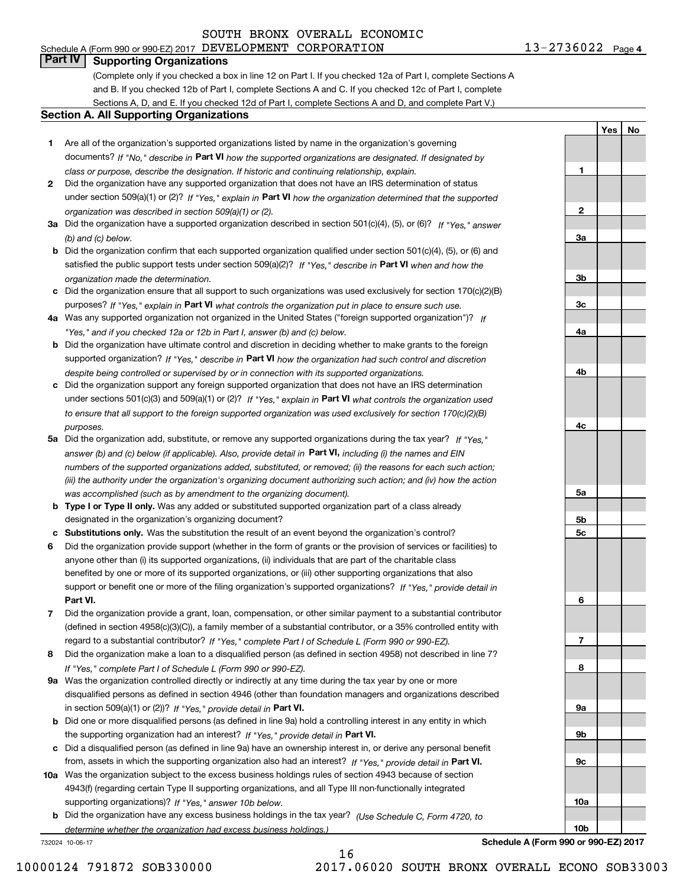SOUTH BRONX OVERALL ECONOMIC

Schedule A (Form 990 or 990-EZ) 2017 DEVELOPMENT CORPORATION 13-2736022 Page 4

## Part IV Supporting Organizations

(Complete only if you checked a box in line 12 on Part I. If you checked 12a of Part I, complete Sections A and B. If you checked 12b of Part I, complete Sections A and C. If you checked 12c of Part I, complete Sections A, D, and E. If you checked 12d of Part I, complete Sections A and D, and complete Part V.)

### Section A. All Supporting Organizations

| | | | Yes | No |
|---|---|---|---|---|
| **1** | Are all of the organization's supported organizations listed by name in the organization's governing documents? *If "No," describe in* **Part VI** *how the supported organizations are designated. If designated by class or purpose, describe the designation. If historic and continuing relationship, explain.* | **1** | | |
| **2** | Did the organization have any supported organization that does not have an IRS determination of status under section 509(a)(1) or (2)? *If "Yes," explain in* **Part VI** *how the organization determined that the supported organization was described in section 509(a)(1) or (2).* | **2** | | |
| **3a** | Did the organization have a supported organization described in section 501(c)(4), (5), or (6)? *If "Yes," answer (b) and (c) below.* | **3a** | | |
| **b** | Did the organization confirm that each supported organization qualified under section 501(c)(4), (5), or (6) and satisfied the public support tests under section 509(a)(2)? *If "Yes," describe in* **Part VI** *when and how the organization made the determination.* | **3b** | | |
| **c** | Did the organization ensure that all support to such organizations was used exclusively for section 170(c)(2)(B) purposes? *If "Yes," explain in* **Part VI** *what controls the organization put in place to ensure such use.* | **3c** | | |
| **4a** | Was any supported organization not organized in the United States ("foreign supported organization")? *If "Yes," and if you checked 12a or 12b in Part I, answer (b) and (c) below.* | **4a** | | |
| **b** | Did the organization have ultimate control and discretion in deciding whether to make grants to the foreign supported organization? *If "Yes," describe in* **Part VI** *how the organization had such control and discretion despite being controlled or supervised by or in connection with its supported organizations.* | **4b** | | |
| **c** | Did the organization support any foreign supported organization that does not have an IRS determination under sections 501(c)(3) and 509(a)(1) or (2)? *If "Yes," explain in* **Part VI** *what controls the organization used to ensure that all support to the foreign supported organization was used exclusively for section 170(c)(2)(B) purposes.* | **4c** | | |
| **5a** | Did the organization add, substitute, or remove any supported organizations during the tax year? *If "Yes," answer (b) and (c) below (if applicable). Also, provide detail in* **Part VI,** *including (i) the names and EIN numbers of the supported organizations added, substituted, or removed; (ii) the reasons for each such action; (iii) the authority under the organization's organizing document authorizing such action; and (iv) how the action was accomplished (such as by amendment to the organizing document).* | **5a** | | |
| **b** | **Type I or Type II only.** Was any added or substituted supported organization part of a class already designated in the organization's organizing document? | **5b** | | |
| **c** | **Substitutions only.** Was the substitution the result of an event beyond the organization's control? | **5c** | | |
| **6** | Did the organization provide support (whether in the form of grants or the provision of services or facilities) to anyone other than (i) its supported organizations, (ii) individuals that are part of the charitable class benefited by one or more of its supported organizations, or (iii) other supporting organizations that also support or benefit one or more of the filing organization's supported organizations? *If "Yes," provide detail in* **Part VI.** | **6** | | |
| **7** | Did the organization provide a grant, loan, compensation, or other similar payment to a substantial contributor (defined in section 4958(c)(3)(C)), a family member of a substantial contributor, or a 35% controlled entity with regard to a substantial contributor? *If "Yes," complete Part I of Schedule L (Form 990 or 990-EZ).* | **7** | | |
| **8** | Did the organization make a loan to a disqualified person (as defined in section 4958) not described in line 7? *If "Yes," complete Part I of Schedule L (Form 990 or 990-EZ).* | **8** | | |
| **9a** | Was the organization controlled directly or indirectly at any time during the tax year by one or more disqualified persons as defined in section 4946 (other than foundation managers and organizations described in section 509(a)(1) or (2))? *If "Yes," provide detail in* **Part VI.** | **9a** | | |
| **b** | Did one or more disqualified persons (as defined in line 9a) hold a controlling interest in any entity in which the supporting organization had an interest? *If "Yes," provide detail in* **Part VI.** | **9b** | | |
| **c** | Did a disqualified person (as defined in line 9a) have an ownership interest in, or derive any personal benefit from, assets in which the supporting organization also had an interest? *If "Yes," provide detail in* **Part VI.** | **9c** | | |
| **10a** | Was the organization subject to the excess business holdings rules of section 4943 because of section 4943(f) (regarding certain Type II supporting organizations, and all Type III non-functionally integrated supporting organizations)? *If "Yes," answer 10b below.* | **10a** | | |
| **b** | Did the organization have any excess business holdings in the tax year? *(Use Schedule C, Form 4720, to determine whether the organization had excess business holdings.)* | **10b** | | |

732024 10-06-17 **Schedule A (Form 990 or 990-EZ) 2017**

10000124 791872 SOB330000 2017.06020 SOUTH BRONX OVERALL ECONO SOB33003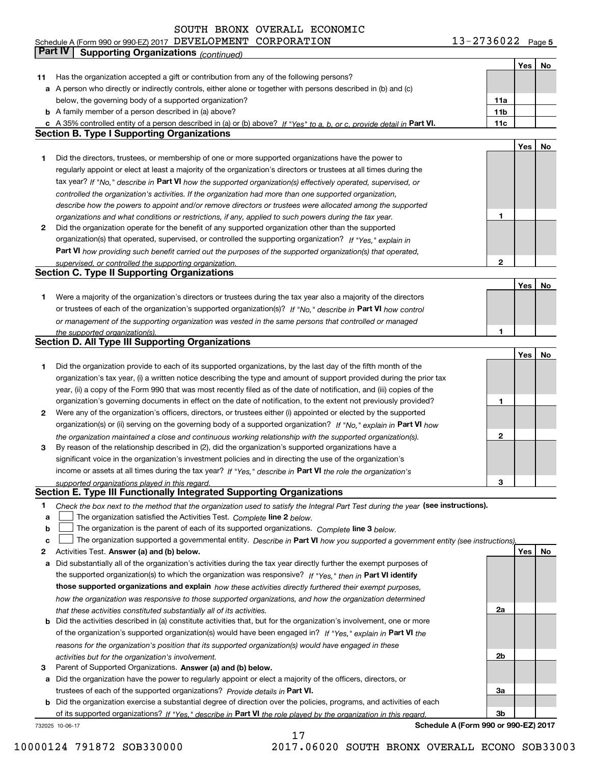SOUTH BRONX OVERALL ECONOMIC

Schedule A (Form 990 or 990-EZ) 2017 DEVELOPMENT CORPORATION 13-2736022 Page 5

**Part IV Supporting Organizations** *(continued)*

| | | | Yes | No |
|---|---|---|---|---|
| **11** | Has the organization accepted a gift or contribution from any of the following persons? | | | |
| **a** | A person who directly or indirectly controls, either alone or together with persons described in (b) and (c) below, the governing body of a supported organization? | **11a** | | |
| **b** | A family member of a person described in (a) above? | **11b** | | |
| **c** | A 35% controlled entity of a person described in (a) or (b) above? *If "Yes" to a, b, or c, provide detail in* **Part VI.** | **11c** | | |

## Section B. Type I Supporting Organizations

| | | | Yes | No |
|---|---|---|---|---|
| **1** | Did the directors, trustees, or membership of one or more supported organizations have the power to regularly appoint or elect at least a majority of the organization's directors or trustees at all times during the tax year? *If "No," describe in* **Part VI** *how the supported organization(s) effectively operated, supervised, or controlled the organization's activities. If the organization had more than one supported organization, describe how the powers to appoint and/or remove directors or trustees were allocated among the supported organizations and what conditions or restrictions, if any, applied to such powers during the tax year.* | **1** | | |
| **2** | Did the organization operate for the benefit of any supported organization other than the supported organization(s) that operated, supervised, or controlled the supporting organization? *If "Yes," explain in* **Part VI** *how providing such benefit carried out the purposes of the supported organization(s) that operated, supervised, or controlled the supporting organization.* | **2** | | |

## Section C. Type II Supporting Organizations

| | | | Yes | No |
|---|---|---|---|---|
| **1** | Were a majority of the organization's directors or trustees during the tax year also a majority of the directors or trustees of each of the organization's supported organization(s)? *If "No," describe in* **Part VI** *how control or management of the supporting organization was vested in the same persons that controlled or managed the supported organization(s).* | **1** | | |

## Section D. All Type III Supporting Organizations

| | | | Yes | No |
|---|---|---|---|---|
| **1** | Did the organization provide to each of its supported organizations, by the last day of the fifth month of the organization's tax year, (i) a written notice describing the type and amount of support provided during the prior tax year, (ii) a copy of the Form 990 that was most recently filed as of the date of notification, and (iii) copies of the organization's governing documents in effect on the date of notification, to the extent not previously provided? | **1** | | |
| **2** | Were any of the organization's officers, directors, or trustees either (i) appointed or elected by the supported organization(s) or (ii) serving on the governing body of a supported organization? *If "No," explain in* **Part VI** *how the organization maintained a close and continuous working relationship with the supported organization(s).* | **2** | | |
| **3** | By reason of the relationship described in (2), did the organization's supported organizations have a significant voice in the organization's investment policies and in directing the use of the organization's income or assets at all times during the tax year? *If "Yes," describe in* **Part VI** *the role the organization's supported organizations played in this regard.* | **3** | | |

## Section E. Type III Functionally Integrated Supporting Organizations

**1** *Check the box next to the method that the organization used to satisfy the Integral Part Test during the year* **(see instructions).**

- **a** ☐ The organization satisfied the Activities Test. *Complete* **line 2** *below.*
- **b** ☐ The organization is the parent of each of its supported organizations. *Complete* **line 3** *below.*
- **c** ☐ The organization supported a governmental entity. *Describe in* **Part VI** *how you supported a government entity (see instructions).*

| | | | Yes | No |
|---|---|---|---|---|
| **2** | Activities Test. **Answer (a) and (b) below.** | | | |
| **a** | Did substantially all of the organization's activities during the tax year directly further the exempt purposes of the supported organization(s) to which the organization was responsive? *If "Yes," then in* **Part VI identify those supported organizations and explain** *how these activities directly furthered their exempt purposes, how the organization was responsive to those supported organizations, and how the organization determined that these activities constituted substantially all of its activities.* | **2a** | | |
| **b** | Did the activities described in (a) constitute activities that, but for the organization's involvement, one or more of the organization's supported organization(s) would have been engaged in? *If "Yes," explain in* **Part VI** *the reasons for the organization's position that its supported organization(s) would have engaged in these activities but for the organization's involvement.* | **2b** | | |
| **3** | Parent of Supported Organizations. **Answer (a) and (b) below.** | | | |
| **a** | Did the organization have the power to regularly appoint or elect a majority of the officers, directors, or trustees of each of the supported organizations? *Provide details in* **Part VI.** | **3a** | | |
| **b** | Did the organization exercise a substantial degree of direction over the policies, programs, and activities of each of its supported organizations? *If "Yes," describe in* **Part VI** *the role played by the organization in this regard.* | **3b** | | |

732025 10-06-17 **Schedule A (Form 990 or 990-EZ) 2017**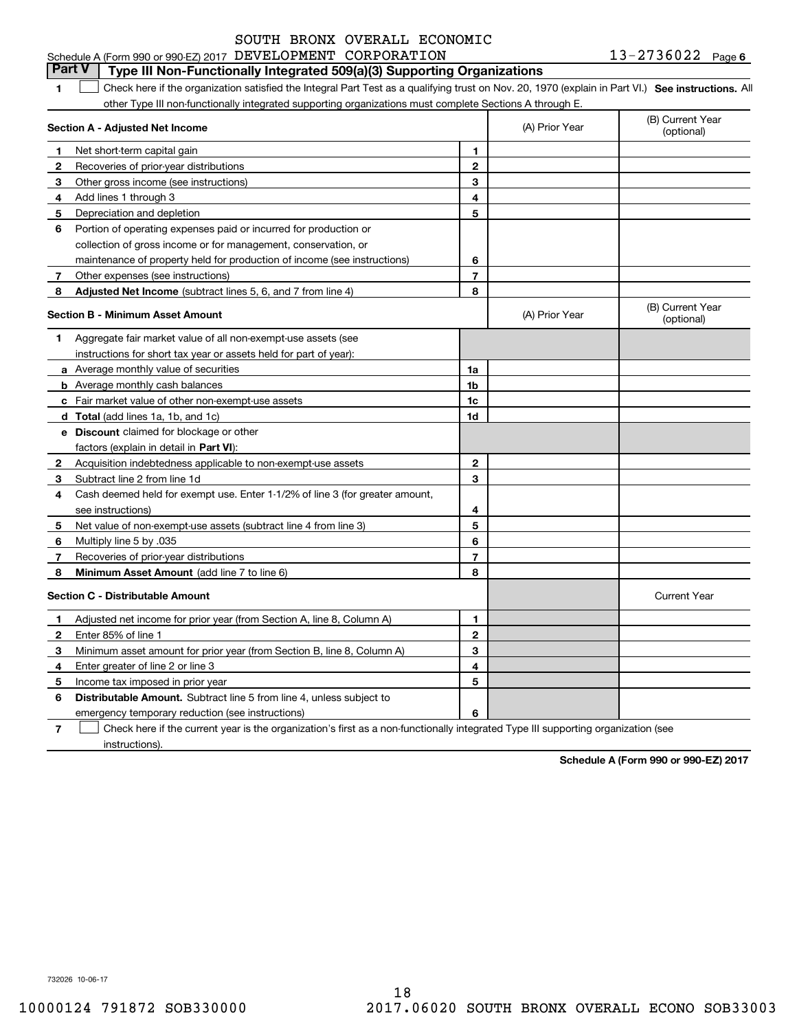SOUTH BRONX OVERALL ECONOMIC

Schedule A (Form 990 or 990-EZ) 2017 DEVELOPMENT CORPORATION 13-2736022 Page 6

**Part V | Type III Non-Functionally Integrated 509(a)(3) Supporting Organizations**

1 ☐ Check here if the organization satisfied the Integral Part Test as a qualifying trust on Nov. 20, 1970 (explain in Part VI.) **See instructions.** All other Type III non-functionally integrated supporting organizations must complete Sections A through E.

| **Section A - Adjusted Net Income** | | | (A) Prior Year | (B) Current Year (optional) |
|---|---|---|---|---|
| 1 | Net short-term capital gain | 1 | | |
| 2 | Recoveries of prior-year distributions | 2 | | |
| 3 | Other gross income (see instructions) | 3 | | |
| 4 | Add lines 1 through 3 | 4 | | |
| 5 | Depreciation and depletion | 5 | | |
| 6 | Portion of operating expenses paid or incurred for production or collection of gross income or for management, conservation, or maintenance of property held for production of income (see instructions) | 6 | | |
| 7 | Other expenses (see instructions) | 7 | | |
| 8 | **Adjusted Net Income** (subtract lines 5, 6, and 7 from line 4) | 8 | | |

| **Section B - Minimum Asset Amount** | | | (A) Prior Year | (B) Current Year (optional) |
|---|---|---|---|---|
| 1 | Aggregate fair market value of all non-exempt-use assets (see instructions for short tax year or assets held for part of year): | | | |
| a | Average monthly value of securities | 1a | | |
| b | Average monthly cash balances | 1b | | |
| c | Fair market value of other non-exempt-use assets | 1c | | |
| d | **Total** (add lines 1a, 1b, and 1c) | 1d | | |
| e | **Discount** claimed for blockage or other factors (explain in detail in **Part VI**): | | | |
| 2 | Acquisition indebtedness applicable to non-exempt-use assets | 2 | | |
| 3 | Subtract line 2 from line 1d | 3 | | |
| 4 | Cash deemed held for exempt use. Enter 1-1/2% of line 3 (for greater amount, see instructions) | 4 | | |
| 5 | Net value of non-exempt-use assets (subtract line 4 from line 3) | 5 | | |
| 6 | Multiply line 5 by .035 | 6 | | |
| 7 | Recoveries of prior-year distributions | 7 | | |
| 8 | **Minimum Asset Amount** (add line 7 to line 6) | 8 | | |

| **Section C - Distributable Amount** | | | | Current Year |
|---|---|---|---|---|
| 1 | Adjusted net income for prior year (from Section A, line 8, Column A) | 1 | | |
| 2 | Enter 85% of line 1 | 2 | | |
| 3 | Minimum asset amount for prior year (from Section B, line 8, Column A) | 3 | | |
| 4 | Enter greater of line 2 or line 3 | 4 | | |
| 5 | Income tax imposed in prior year | 5 | | |
| 6 | **Distributable Amount.** Subtract line 5 from line 4, unless subject to emergency temporary reduction (see instructions) | 6 | | |

7 ☐ Check here if the current year is the organization's first as a non-functionally integrated Type III supporting organization (see instructions).

**Schedule A (Form 990 or 990-EZ) 2017**

732026 10-06-17

10000124 791872 SOB330000 2017.06020 SOUTH BRONX OVERALL ECONO SOB33003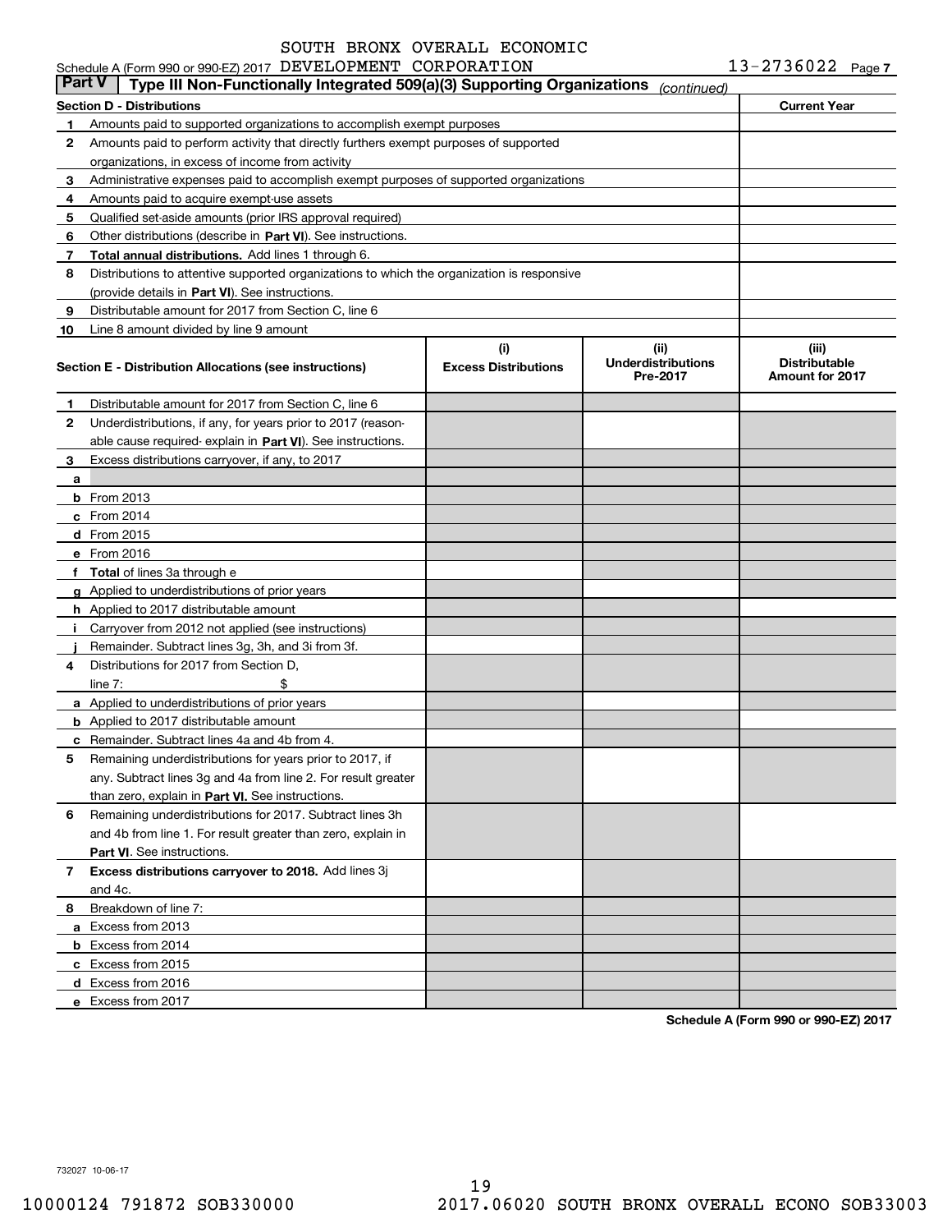SOUTH BRONX OVERALL ECONOMIC

Schedule A (Form 990 or 990-EZ) 2017 DEVELOPMENT CORPORATION 13-2736022 Page 7

**Part V | Type III Non-Functionally Integrated 509(a)(3) Supporting Organizations** *(continued)*

| **Section D - Distributions** | | **Current Year** |
|---|---|---|
| 1 | Amounts paid to supported organizations to accomplish exempt purposes | |
| 2 | Amounts paid to perform activity that directly furthers exempt purposes of supported organizations, in excess of income from activity | |
| 3 | Administrative expenses paid to accomplish exempt purposes of supported organizations | |
| 4 | Amounts paid to acquire exempt-use assets | |
| 5 | Qualified set-aside amounts (prior IRS approval required) | |
| 6 | Other distributions (describe in **Part VI**). See instructions. | |
| 7 | **Total annual distributions.** Add lines 1 through 6. | |
| 8 | Distributions to attentive supported organizations to which the organization is responsive (provide details in **Part VI**). See instructions. | |
| 9 | Distributable amount for 2017 from Section C, line 6 | |
| 10 | Line 8 amount divided by line 9 amount | |

| | **Section E - Distribution Allocations (see instructions)** | **(i) Excess Distributions** | **(ii) Underdistributions Pre-2017** | **(iii) Distributable Amount for 2017** |
|---|---|---|---|---|
| 1 | Distributable amount for 2017 from Section C, line 6 | | | |
| 2 | Underdistributions, if any, for years prior to 2017 (reasonable cause required- explain in **Part VI**). See instructions. | | | |
| 3 | Excess distributions carryover, if any, to 2017 | | | |
| a | | | | |
| b | From 2013 | | | |
| c | From 2014 | | | |
| d | From 2015 | | | |
| e | From 2016 | | | |
| f | **Total** of lines 3a through e | | | |
| g | Applied to underdistributions of prior years | | | |
| h | Applied to 2017 distributable amount | | | |
| i | Carryover from 2012 not applied (see instructions) | | | |
| j | Remainder. Subtract lines 3g, 3h, and 3i from 3f. | | | |
| 4 | Distributions for 2017 from Section D, line 7: $ | | | |
| a | Applied to underdistributions of prior years | | | |
| b | Applied to 2017 distributable amount | | | |
| c | Remainder. Subtract lines 4a and 4b from 4. | | | |
| 5 | Remaining underdistributions for years prior to 2017, if any. Subtract lines 3g and 4a from line 2. For result greater than zero, explain in **Part VI.** See instructions. | | | |
| 6 | Remaining underdistributions for 2017. Subtract lines 3h and 4b from line 1. For result greater than zero, explain in **Part VI**. See instructions. | | | |
| 7 | **Excess distributions carryover to 2018.** Add lines 3j and 4c. | | | |
| 8 | Breakdown of line 7: | | | |
| a | Excess from 2013 | | | |
| b | Excess from 2014 | | | |
| c | Excess from 2015 | | | |
| d | Excess from 2016 | | | |
| e | Excess from 2017 | | | |

**Schedule A (Form 990 or 990-EZ) 2017**

732027 10-06-17

10000124 791872 SOB330000 2017.06020 SOUTH BRONX OVERALL ECONO SOB33003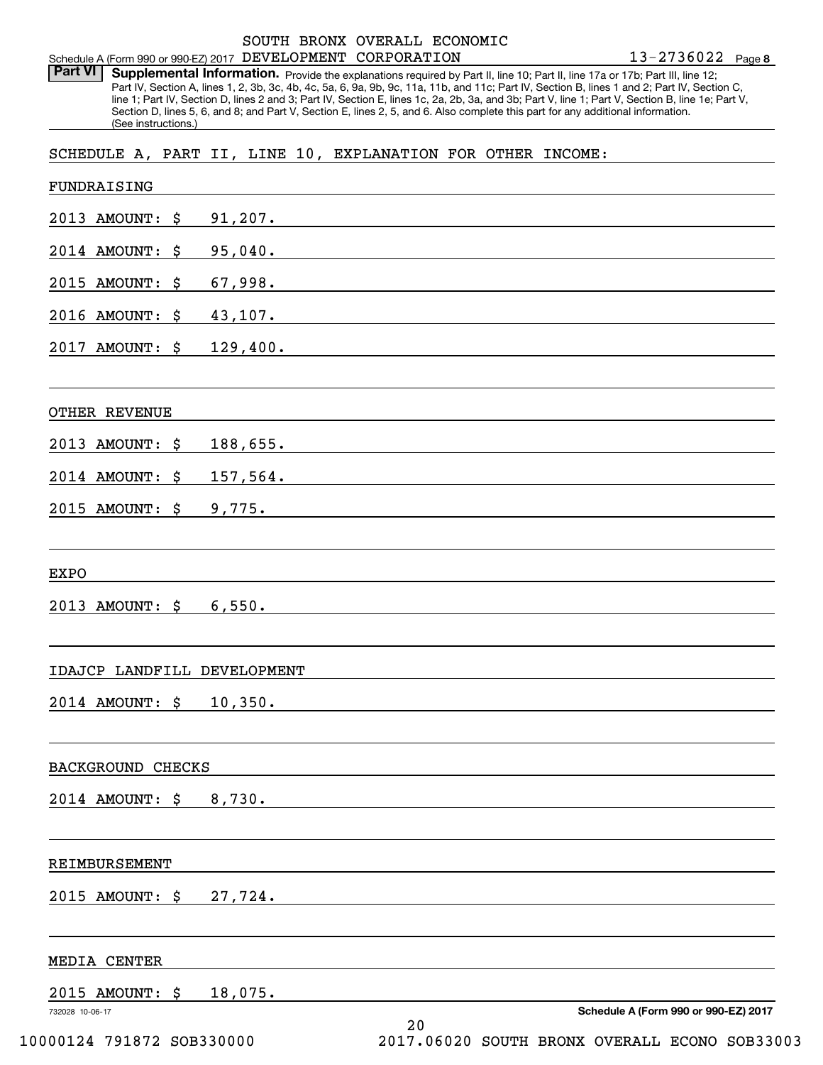SOUTH BRONX OVERALL ECONOMIC DEVELOPMENT CORPORATION 13-2736022

**Part VI Supplemental Information.** Provide the explanations required by Part II, line 10; Part II, line 17a or 17b; Part III, line 12; Part IV, Section A, lines 1, 2, 3b, 3c, 4b, 4c, 5a, 6, 9a, 9b, 9c, 11a, 11b, and 11c; Part IV, Section B, lines 1 and 2; Part IV, Section C, line 1; Part IV, Section D, lines 2 and 3; Part IV, Section E, lines 1c, 2a, 2b, 3a, and 3b; Part V, line 1; Part V, Section B, line 1e; Part V, Section D, lines 5, 6, and 8; and Part V, Section E, lines 2, 5, and 6. Also complete this part for any additional information. (See instructions.)

SCHEDULE A, PART II, LINE 10, EXPLANATION FOR OTHER INCOME:

FUNDRAISING

2013 AMOUNT: $ 91,207.

2014 AMOUNT: $ 95,040.

2015 AMOUNT: $ 67,998.

2016 AMOUNT: $ 43,107.

2017 AMOUNT: $ 129,400.

OTHER REVENUE

2013 AMOUNT: $ 188,655.

2014 AMOUNT: $ 157,564.

2015 AMOUNT: $ 9,775.

EXPO

2013 AMOUNT: $ 6,550.

IDAJCP LANDFILL DEVELOPMENT

2014 AMOUNT: $ 10,350.

BACKGROUND CHECKS

2014 AMOUNT: $ 8,730.

REIMBURSEMENT

2015 AMOUNT: $ 27,724.

MEDIA CENTER

2015 AMOUNT: $ 18,075.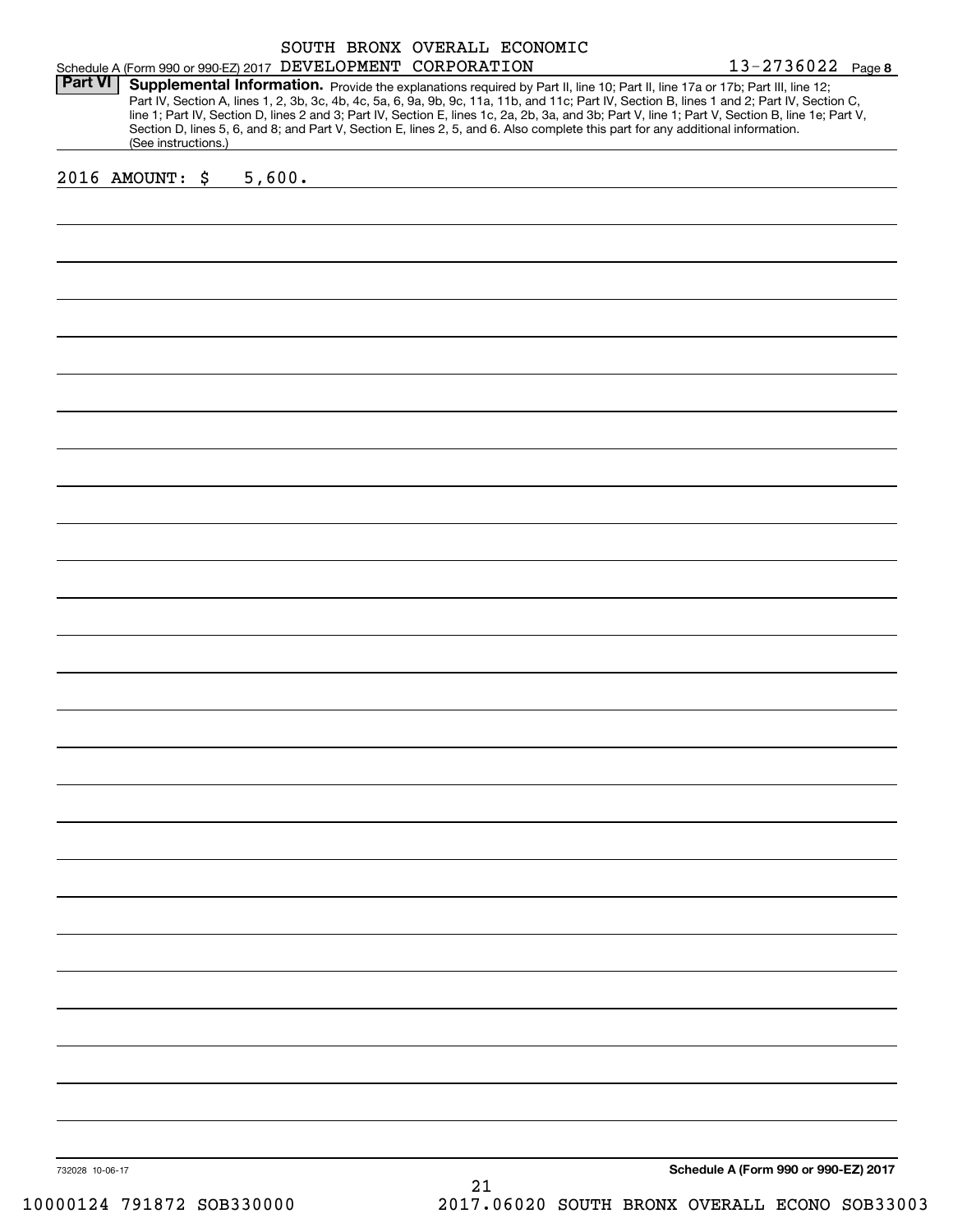SOUTH BRONX OVERALL ECONOMIC

Schedule A (Form 990 or 990-EZ) 2017 DEVELOPMENT CORPORATION 13-2736022 Page **8**

**Part VI** **Supplemental Information.** Provide the explanations required by Part II, line 10; Part II, line 17a or 17b; Part III, line 12; Part IV, Section A, lines 1, 2, 3b, 3c, 4b, 4c, 5a, 6, 9a, 9b, 9c, 11a, 11b, and 11c; Part IV, Section B, lines 1 and 2; Part IV, Section C, line 1; Part IV, Section D, lines 2 and 3; Part IV, Section E, lines 1c, 2a, 2b, 3a, and 3b; Part V, line 1; Part V, Section B, line 1e; Part V, Section D, lines 5, 6, and 8; and Part V, Section E, lines 2, 5, and 6. Also complete this part for any additional information. (See instructions.)

2016 AMOUNT: $ 5,600.

732028 10-06-17

**Schedule A (Form 990 or 990-EZ) 2017**

10000124 791872 SOB330000 2017.06020 SOUTH BRONX OVERALL ECONO SOB33003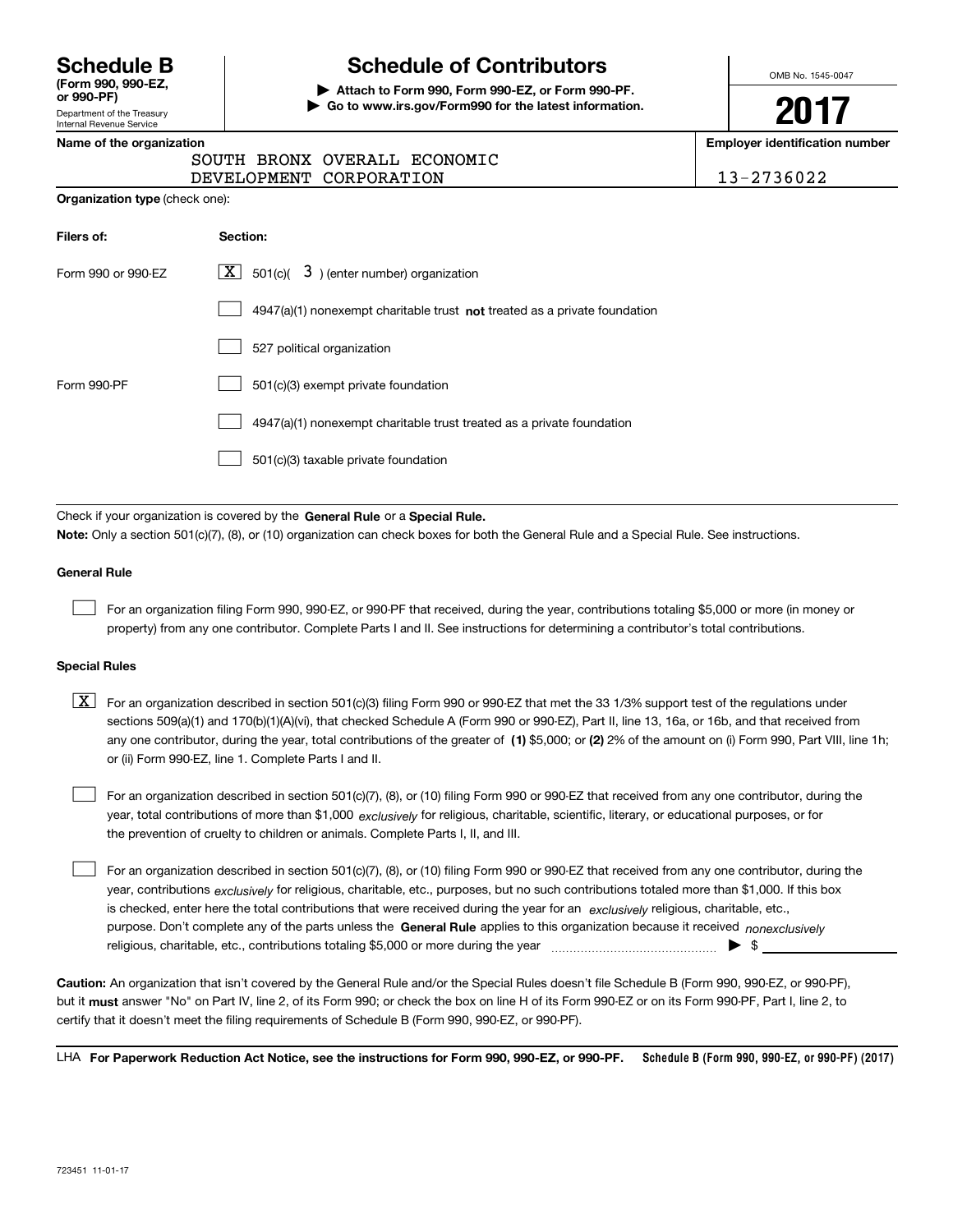# Schedule B (Form 990, 990-EZ, or 990-PF)

Department of the Treasury
Internal Revenue Service

## Schedule of Contributors

▶ **Attach to Form 990, Form 990-EZ, or Form 990-PF.**
▶ **Go to www.irs.gov/Form990 for the latest information.**

OMB No. 1545-0047

**2017**

**Name of the organization**
SOUTH BRONX OVERALL ECONOMIC DEVELOPMENT CORPORATION

**Employer identification number**
13-2736022

**Organization type** (check one):

| Filers of: | Section: |
| --- | --- |
| Form 990 or 990-EZ | [X] 501(c)( 3 ) (enter number) organization |
| | [ ] 4947(a)(1) nonexempt charitable trust **not** treated as a private foundation |
| | [ ] 527 political organization |
| Form 990-PF | [ ] 501(c)(3) exempt private foundation |
| | [ ] 4947(a)(1) nonexempt charitable trust treated as a private foundation |
| | [ ] 501(c)(3) taxable private foundation |

Check if your organization is covered by the **General Rule** or a **Special Rule.**

**Note:** Only a section 501(c)(7), (8), or (10) organization can check boxes for both the General Rule and a Special Rule. See instructions.

### General Rule

[ ] For an organization filing Form 990, 990-EZ, or 990-PF that received, during the year, contributions totaling $5,000 or more (in money or property) from any one contributor. Complete Parts I and II. See instructions for determining a contributor's total contributions.

### Special Rules

[X] For an organization described in section 501(c)(3) filing Form 990 or 990-EZ that met the 33 1/3% support test of the regulations under sections 509(a)(1) and 170(b)(1)(A)(vi), that checked Schedule A (Form 990 or 990-EZ), Part II, line 13, 16a, or 16b, and that received from any one contributor, during the year, total contributions of the greater of **(1)** $5,000; or **(2)** 2% of the amount on (i) Form 990, Part VIII, line 1h; or (ii) Form 990-EZ, line 1. Complete Parts I and II.

[ ] For an organization described in section 501(c)(7), (8), or (10) filing Form 990 or 990-EZ that received from any one contributor, during the year, total contributions of more than $1,000 *exclusively* for religious, charitable, scientific, literary, or educational purposes, or for the prevention of cruelty to children or animals. Complete Parts I, II, and III.

[ ] For an organization described in section 501(c)(7), (8), or (10) filing Form 990 or 990-EZ that received from any one contributor, during the year, contributions *exclusively* for religious, charitable, etc., purposes, but no such contributions totaled more than $1,000. If this box is checked, enter here the total contributions that were received during the year for an *exclusively* religious, charitable, etc., purpose. Don't complete any of the parts unless the **General Rule** applies to this organization because it received *nonexclusively* religious, charitable, etc., contributions totaling $5,000 or more during the year ▶ $ ____________

**Caution:** An organization that isn't covered by the General Rule and/or the Special Rules doesn't file Schedule B (Form 990, 990-EZ, or 990-PF), but it **must** answer "No" on Part IV, line 2, of its Form 990; or check the box on line H of its Form 990-EZ or on its Form 990-PF, Part I, line 2, to certify that it doesn't meet the filing requirements of Schedule B (Form 990, 990-EZ, or 990-PF).

LHA **For Paperwork Reduction Act Notice, see the instructions for Form 990, 990-EZ, or 990-PF.** **Schedule B (Form 990, 990-EZ, or 990-PF) (2017)**

723451 11-01-17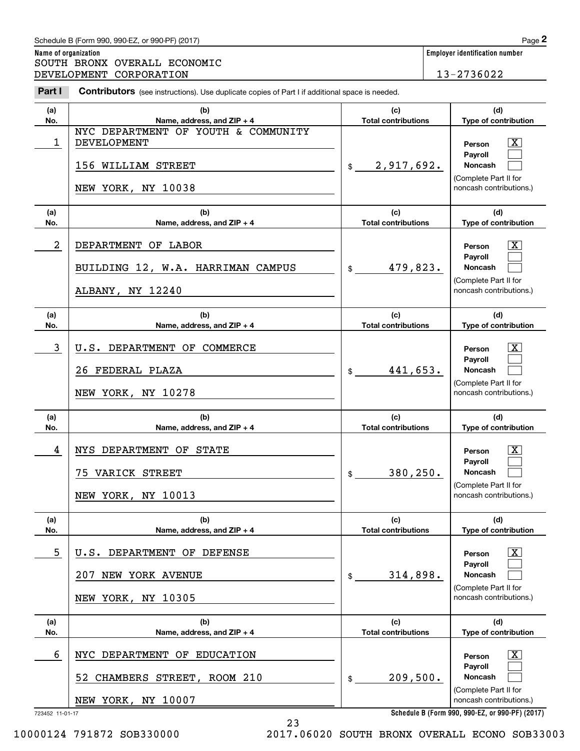Schedule B (Form 990, 990-EZ, or 990-PF) (2017)

**Name of organization**
SOUTH BRONX OVERALL ECONOMIC DEVELOPMENT CORPORATION

**Employer identification number**
13-2736022

**Part I** **Contributors** (see instructions). Use duplicate copies of Part I if additional space is needed.

| (a) No. | (b) Name, address, and ZIP + 4 | (c) Total contributions | (d) Type of contribution |
|---|---|---|---|
| 1 | NYC DEPARTMENT OF YOUTH & COMMUNITY DEVELOPMENT<br>156 WILLIAM STREET<br>NEW YORK, NY 10038 | $ 2,917,692. | Person [X]<br>Payroll [ ]<br>Noncash [ ]<br>(Complete Part II for noncash contributions.) |
| 2 | DEPARTMENT OF LABOR<br>BUILDING 12, W.A. HARRIMAN CAMPUS<br>ALBANY, NY 12240 | $ 479,823. | Person [X]<br>Payroll [ ]<br>Noncash [ ]<br>(Complete Part II for noncash contributions.) |
| 3 | U.S. DEPARTMENT OF COMMERCE<br>26 FEDERAL PLAZA<br>NEW YORK, NY 10278 | $ 441,653. | Person [X]<br>Payroll [ ]<br>Noncash [ ]<br>(Complete Part II for noncash contributions.) |
| 4 | NYS DEPARTMENT OF STATE<br>75 VARICK STREET<br>NEW YORK, NY 10013 | $ 380,250. | Person [X]<br>Payroll [ ]<br>Noncash [ ]<br>(Complete Part II for noncash contributions.) |
| 5 | U.S. DEPARTMENT OF DEFENSE<br>207 NEW YORK AVENUE<br>NEW YORK, NY 10305 | $ 314,898. | Person [X]<br>Payroll [ ]<br>Noncash [ ]<br>(Complete Part II for noncash contributions.) |
| 6 | NYC DEPARTMENT OF EDUCATION<br>52 CHAMBERS STREET, ROOM 210<br>NEW YORK, NY 10007 | $ 209,500. | Person [X]<br>Payroll [ ]<br>Noncash [ ]<br>(Complete Part II for noncash contributions.) |

723452 11-01-17

**Schedule B (Form 990, 990-EZ, or 990-PF) (2017)**

10000124 791872 SOB330000 2017.06020 SOUTH BRONX OVERALL ECONO SOB33003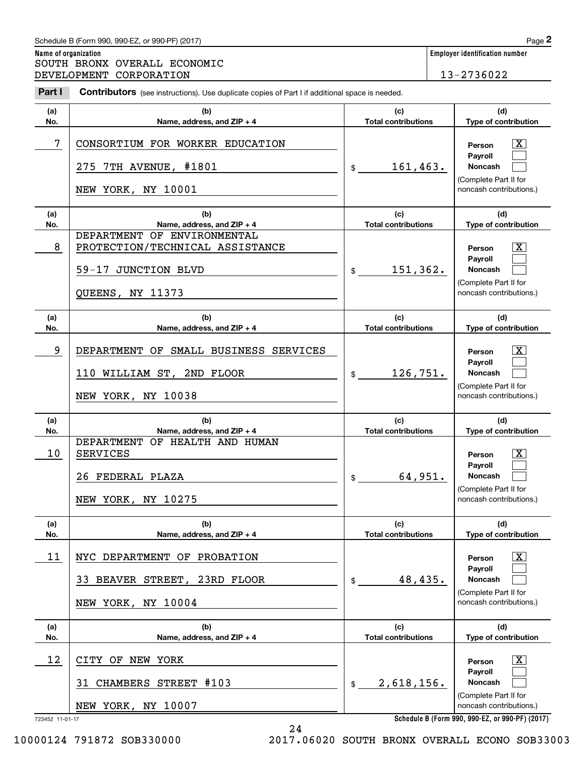**Name of organization**

SOUTH BRONX OVERALL ECONOMIC DEVELOPMENT CORPORATION

**Employer identification number**

13-2736022

**Part I** **Contributors** (see instructions). Use duplicate copies of Part I if additional space is needed.

| (a) No. | (b) Name, address, and ZIP + 4 | (c) Total contributions | (d) Type of contribution |
|---|---|---|---|
| 7 | CONSORTIUM FOR WORKER EDUCATION<br>275 7TH AVENUE, #1801<br>NEW YORK, NY 10001 | $ 161,463. | Person [X]<br>Payroll [ ]<br>Noncash [ ]<br>(Complete Part II for noncash contributions.) |
| 8 | DEPARTMENT OF ENVIRONMENTAL PROTECTION/TECHNICAL ASSISTANCE<br>59-17 JUNCTION BLVD<br>QUEENS, NY 11373 | $ 151,362. | Person [X]<br>Payroll [ ]<br>Noncash [ ]<br>(Complete Part II for noncash contributions.) |
| 9 | DEPARTMENT OF SMALL BUSINESS SERVICES<br>110 WILLIAM ST, 2ND FLOOR<br>NEW YORK, NY 10038 | $ 126,751. | Person [X]<br>Payroll [ ]<br>Noncash [ ]<br>(Complete Part II for noncash contributions.) |
| 10 | DEPARTMENT OF HEALTH AND HUMAN SERVICES<br>26 FEDERAL PLAZA<br>NEW YORK, NY 10275 | $ 64,951. | Person [X]<br>Payroll [ ]<br>Noncash [ ]<br>(Complete Part II for noncash contributions.) |
| 11 | NYC DEPARTMENT OF PROBATION<br>33 BEAVER STREET, 23RD FLOOR<br>NEW YORK, NY 10004 | $ 48,435. | Person [X]<br>Payroll [ ]<br>Noncash [ ]<br>(Complete Part II for noncash contributions.) |
| 12 | CITY OF NEW YORK<br>31 CHAMBERS STREET #103<br>NEW YORK, NY 10007 | $ 2,618,156. | Person [X]<br>Payroll [ ]<br>Noncash [ ]<br>(Complete Part II for noncash contributions.) |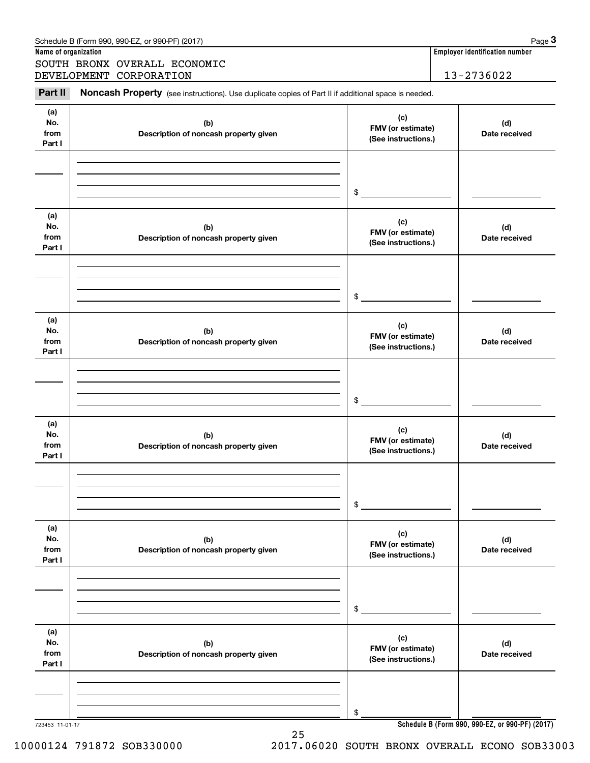**Name of organization**

SOUTH BRONX OVERALL ECONOMIC DEVELOPMENT CORPORATION

**Employer identification number**

13-2736022

**Part II** **Noncash Property** (see instructions). Use duplicate copies of Part II if additional space is needed.

| (a) No. from Part I | (b) Description of noncash property given | (c) FMV (or estimate) (See instructions.) | (d) Date received |
|---|---|---|---|
| | | $ | |

| (a) No. from Part I | (b) Description of noncash property given | (c) FMV (or estimate) (See instructions.) | (d) Date received |
|---|---|---|---|
| | | $ | |

| (a) No. from Part I | (b) Description of noncash property given | (c) FMV (or estimate) (See instructions.) | (d) Date received |
|---|---|---|---|
| | | $ | |

| (a) No. from Part I | (b) Description of noncash property given | (c) FMV (or estimate) (See instructions.) | (d) Date received |
|---|---|---|---|
| | | $ | |

| (a) No. from Part I | (b) Description of noncash property given | (c) FMV (or estimate) (See instructions.) | (d) Date received |
|---|---|---|---|
| | | $ | |

| (a) No. from Part I | (b) Description of noncash property given | (c) FMV (or estimate) (See instructions.) | (d) Date received |
|---|---|---|---|
| | | $ | |

723453 11-01-17

**Schedule B (Form 990, 990-EZ, or 990-PF) (2017)**

10000124 791872 SOB330000 2017.06020 SOUTH BRONX OVERALL ECONO SOB33003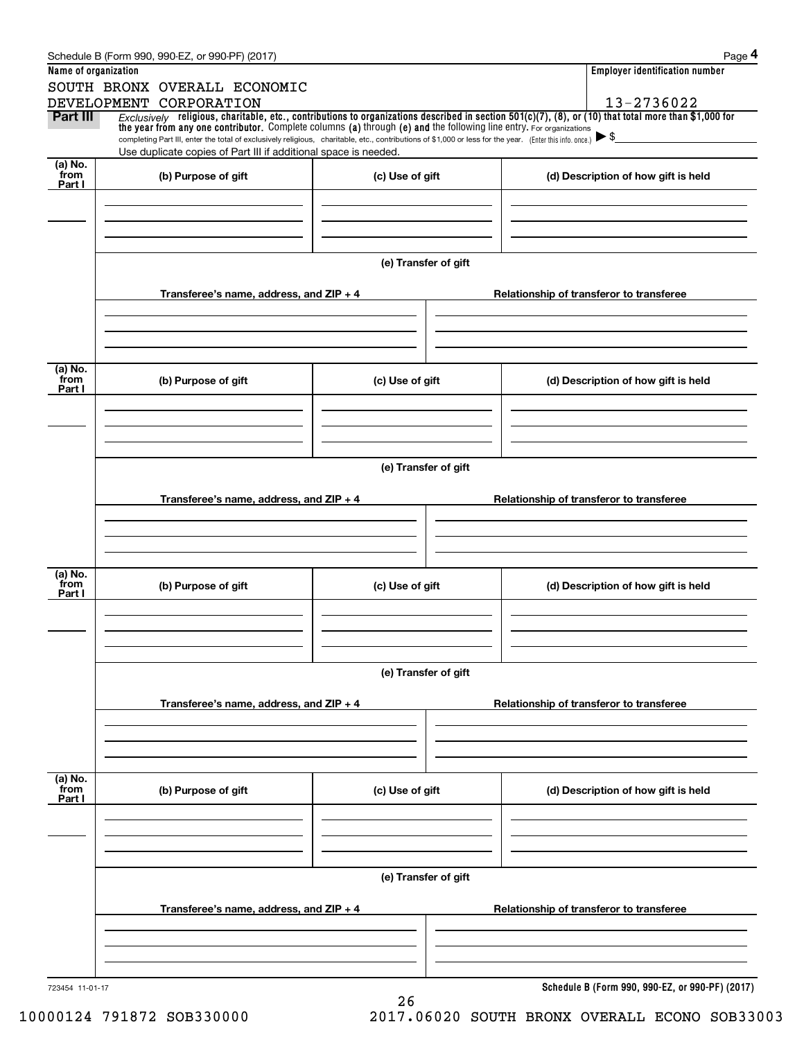**Name of organization**

SOUTH BRONX OVERALL ECONOMIC DEVELOPMENT CORPORATION

**Employer identification number**

13-2736022

**Part III** *Exclusively* **religious, charitable, etc., contributions to organizations described in section 501(c)(7), (8), or (10) that total more than $1,000 for the year from any one contributor.** Complete columns **(a)** through **(e) and** the following line entry. For organizations completing Part III, enter the total of exclusively religious, charitable, etc., contributions of $1,000 or less for the year. (Enter this info. once.) ▶ $

Use duplicate copies of Part III if additional space is needed.

| (a) No. from Part I | (b) Purpose of gift | (c) Use of gift | (d) Description of how gift is held |
|---|---|---|---|
| | | | |

**(e) Transfer of gift**

| Transferee's name, address, and ZIP + 4 | Relationship of transferor to transferee |
|---|---|
| | |

| (a) No. from Part I | (b) Purpose of gift | (c) Use of gift | (d) Description of how gift is held |
|---|---|---|---|
| | | | |

**(e) Transfer of gift**

| Transferee's name, address, and ZIP + 4 | Relationship of transferor to transferee |
|---|---|
| | |

| (a) No. from Part I | (b) Purpose of gift | (c) Use of gift | (d) Description of how gift is held |
|---|---|---|---|
| | | | |

**(e) Transfer of gift**

| Transferee's name, address, and ZIP + 4 | Relationship of transferor to transferee |
|---|---|
| | |

| (a) No. from Part I | (b) Purpose of gift | (c) Use of gift | (d) Description of how gift is held |
|---|---|---|---|
| | | | |

**(e) Transfer of gift**

| Transferee's name, address, and ZIP + 4 | Relationship of transferor to transferee |
|---|---|
| | |

723454 11-01-17

**Schedule B (Form 990, 990-EZ, or 990-PF) (2017)**

10000124 791872 SOB330000 2017.06020 SOUTH BRONX OVERALL ECONO SOB33003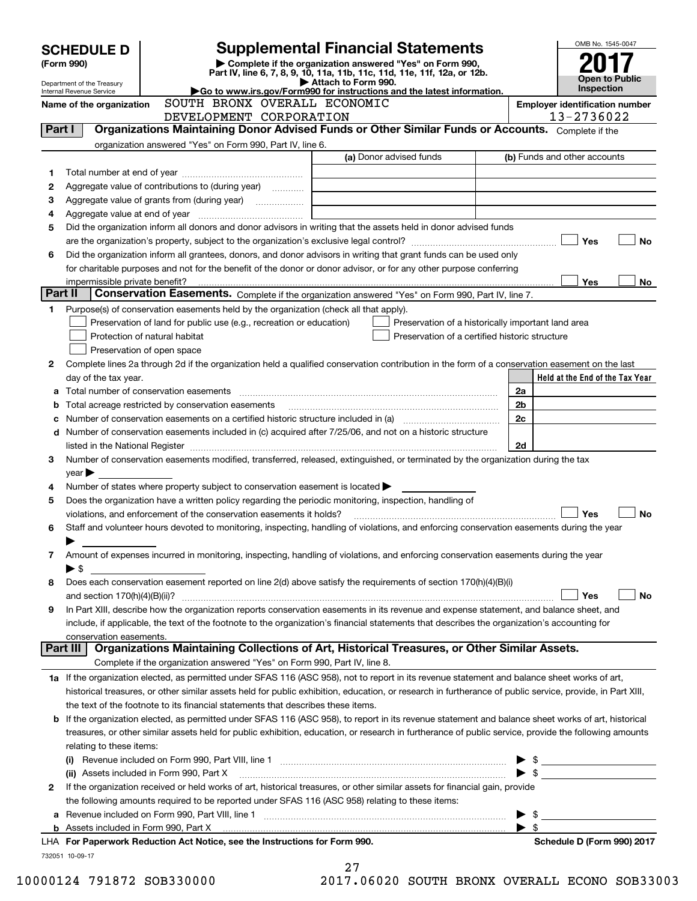# SCHEDULE D (Form 990)

Department of the Treasury
Internal Revenue Service

## Supplemental Financial Statements

▶ Complete if the organization answered "Yes" on Form 990, Part IV, line 6, 7, 8, 9, 10, 11a, 11b, 11c, 11d, 11e, 11f, 12a, or 12b.
▶ Attach to Form 990.
▶Go to www.irs.gov/Form990 for instructions and the latest information.

OMB No. 1545-0047
**2017**
**Open to Public Inspection**

**Name of the organization:** SOUTH BRONX OVERALL ECONOMIC DEVELOPMENT CORPORATION

**Employer identification number:** 13-2736022

## Part I — Organizations Maintaining Donor Advised Funds or Other Similar Funds or Accounts.
Complete if the organization answered "Yes" on Form 990, Part IV, line 6.

| | | (a) Donor advised funds | (b) Funds and other accounts |
|---|---|---|---|
| 1 | Total number at end of year | | |
| 2 | Aggregate value of contributions to (during year) | | |
| 3 | Aggregate value of grants from (during year) | | |
| 4 | Aggregate value at end of year | | |

5 Did the organization inform all donors and donor advisors in writing that the assets held in donor advised funds are the organization's property, subject to the organization's exclusive legal control? ☐ Yes ☐ No

6 Did the organization inform all grantees, donors, and donor advisors in writing that grant funds can be used only for charitable purposes and not for the benefit of the donor or donor advisor, or for any other purpose conferring impermissible private benefit? ☐ Yes ☐ No

## Part II — Conservation Easements.
Complete if the organization answered "Yes" on Form 990, Part IV, line 7.

1 Purpose(s) of conservation easements held by the organization (check all that apply).

- ☐ Preservation of land for public use (e.g., recreation or education)
- ☐ Protection of natural habitat
- ☐ Preservation of open space
- ☐ Preservation of a historically important land area
- ☐ Preservation of a certified historic structure

2 Complete lines 2a through 2d if the organization held a qualified conservation contribution in the form of a conservation easement on the last day of the tax year.

| | | | Held at the End of the Tax Year |
|---|---|---|---|
| a | Total number of conservation easements | 2a | |
| b | Total acreage restricted by conservation easements | 2b | |
| c | Number of conservation easements on a certified historic structure included in (a) | 2c | |
| d | Number of conservation easements included in (c) acquired after 7/25/06, and not on a historic structure listed in the National Register | 2d | |

3 Number of conservation easements modified, transferred, released, extinguished, or terminated by the organization during the tax year ▶

4 Number of states where property subject to conservation easement is located ▶

5 Does the organization have a written policy regarding the periodic monitoring, inspection, handling of violations, and enforcement of the conservation easements it holds? ☐ Yes ☐ No

6 Staff and volunteer hours devoted to monitoring, inspecting, handling of violations, and enforcing conservation easements during the year ▶

7 Amount of expenses incurred in monitoring, inspecting, handling of violations, and enforcing conservation easements during the year ▶ $

8 Does each conservation easement reported on line 2(d) above satisfy the requirements of section 170(h)(4)(B)(i) and section 170(h)(4)(B)(ii)? ☐ Yes ☐ No

9 In Part XIII, describe how the organization reports conservation easements in its revenue and expense statement, and balance sheet, and include, if applicable, the text of the footnote to the organization's financial statements that describes the organization's accounting for conservation easements.

## Part III — Organizations Maintaining Collections of Art, Historical Treasures, or Other Similar Assets.
Complete if the organization answered "Yes" on Form 990, Part IV, line 8.

1a If the organization elected, as permitted under SFAS 116 (ASC 958), not to report in its revenue statement and balance sheet works of art, historical treasures, or other similar assets held for public exhibition, education, or research in furtherance of public service, provide, in Part XIII, the text of the footnote to its financial statements that describes these items.

b If the organization elected, as permitted under SFAS 116 (ASC 958), to report in its revenue statement and balance sheet works of art, historical treasures, or other similar assets held for public exhibition, education, or research in furtherance of public service, provide the following amounts relating to these items:

(i) Revenue included on Form 990, Part VIII, line 1 ▶ $

(ii) Assets included in Form 990, Part X ▶ $

2 If the organization received or held works of art, historical treasures, or other similar assets for financial gain, provide the following amounts required to be reported under SFAS 116 (ASC 958) relating to these items:

a Revenue included on Form 990, Part VIII, line 1 ▶ $

b Assets included in Form 990, Part X ▶ $

LHA For Paperwork Reduction Act Notice, see the Instructions for Form 990. Schedule D (Form 990) 2017

732051 10-09-17

10000124 791872 SOB330000 2017.06020 SOUTH BRONX OVERALL ECONO SOB33003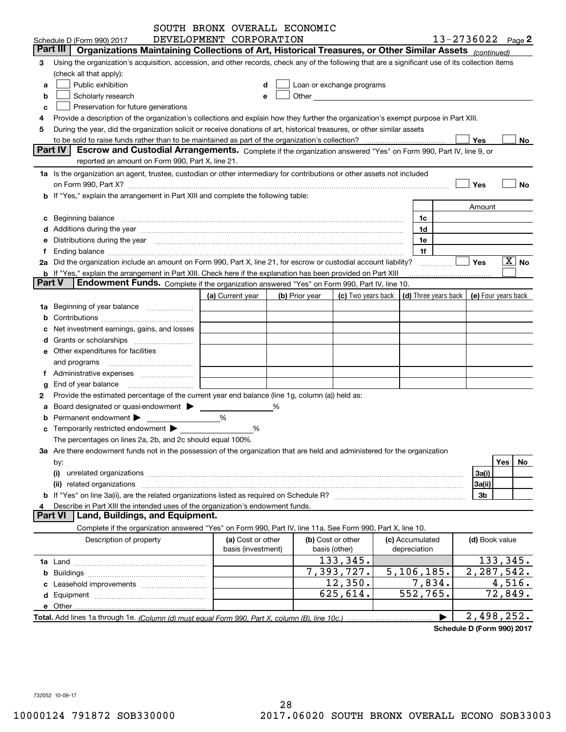Schedule D (Form 990) 2017 SOUTH BRONX OVERALL ECONOMIC DEVELOPMENT CORPORATION 13-2736022 Page 2

## Part III Organizations Maintaining Collections of Art, Historical Treasures, or Other Similar Assets *(continued)*

3 Using the organization's acquisition, accession, and other records, check any of the following that are a significant use of its collection items (check all that apply):

- a ☐ Public exhibition
- b ☐ Scholarly research
- c ☐ Preservation for future generations
- d ☐ Loan or exchange programs
- e ☐ Other

4 Provide a description of the organization's collections and explain how they further the organization's exempt purpose in Part XIII.

5 During the year, did the organization solicit or receive donations of art, historical treasures, or other similar assets to be sold to raise funds rather than to be maintained as part of the organization's collection? ☐ Yes ☐ No

## Part IV Escrow and Custodial Arrangements.

Complete if the organization answered "Yes" on Form 990, Part IV, line 9, or reported an amount on Form 990, Part X, line 21.

1a Is the organization an agent, trustee, custodian or other intermediary for contributions or other assets not included on Form 990, Part X? ☐ Yes ☐ No

b If "Yes," explain the arrangement in Part XIII and complete the following table:

| | | Amount |
|---|---|---|
| c Beginning balance | 1c | |
| d Additions during the year | 1d | |
| e Distributions during the year | 1e | |
| f Ending balance | 1f | |

2a Did the organization include an amount on Form 990, Part X, line 21, for escrow or custodial account liability? ☐ Yes ☒ No

b If "Yes," explain the arrangement in Part XIII. Check here if the explanation has been provided on Part XIII ☐

## Part V Endowment Funds.

Complete if the organization answered "Yes" on Form 990, Part IV, line 10.

| | (a) Current year | (b) Prior year | (c) Two years back | (d) Three years back | (e) Four years back |
|---|---|---|---|---|---|
| 1a Beginning of year balance | | | | | |
| b Contributions | | | | | |
| c Net investment earnings, gains, and losses | | | | | |
| d Grants or scholarships | | | | | |
| e Other expenditures for facilities and programs | | | | | |
| f Administrative expenses | | | | | |
| g End of year balance | | | | | |

2 Provide the estimated percentage of the current year end balance (line 1g, column (a)) held as:

- a Board designated or quasi-endowment ▶ ______ %
- b Permanent endowment ▶ ______ %
- c Temporarily restricted endowment ▶ ______ %

The percentages on lines 2a, 2b, and 2c should equal 100%.

3a Are there endowment funds not in the possession of the organization that are held and administered for the organization by:

| | | Yes | No |
|---|---|---|---|
| (i) unrelated organizations | 3a(i) | | |
| (ii) related organizations | 3a(ii) | | |
| b If "Yes" on line 3a(ii), are the related organizations listed as required on Schedule R? | 3b | | |

4 Describe in Part XIII the intended uses of the organization's endowment funds.

## Part VI Land, Buildings, and Equipment.

Complete if the organization answered "Yes" on Form 990, Part IV, line 11a. See Form 990, Part X, line 10.

| Description of property | (a) Cost or other basis (investment) | (b) Cost or other basis (other) | (c) Accumulated depreciation | (d) Book value |
|---|---|---|---|---|
| 1a Land | | 133,345. | | 133,345. |
| b Buildings | | 7,393,727. | 5,106,185. | 2,287,542. |
| c Leasehold improvements | | 12,350. | 7,834. | 4,516. |
| d Equipment | | 625,614. | 552,765. | 72,849. |
| e Other | | | | |
| **Total.** Add lines 1a through 1e. *(Column (d) must equal Form 990, Part X, column (B), line 10c.)* | | | ▶ | 2,498,252. |

**Schedule D (Form 990) 2017**

732052 10-09-17

10000124 791872 SOB330000 2017.06020 SOUTH BRONX OVERALL ECONO SOB33003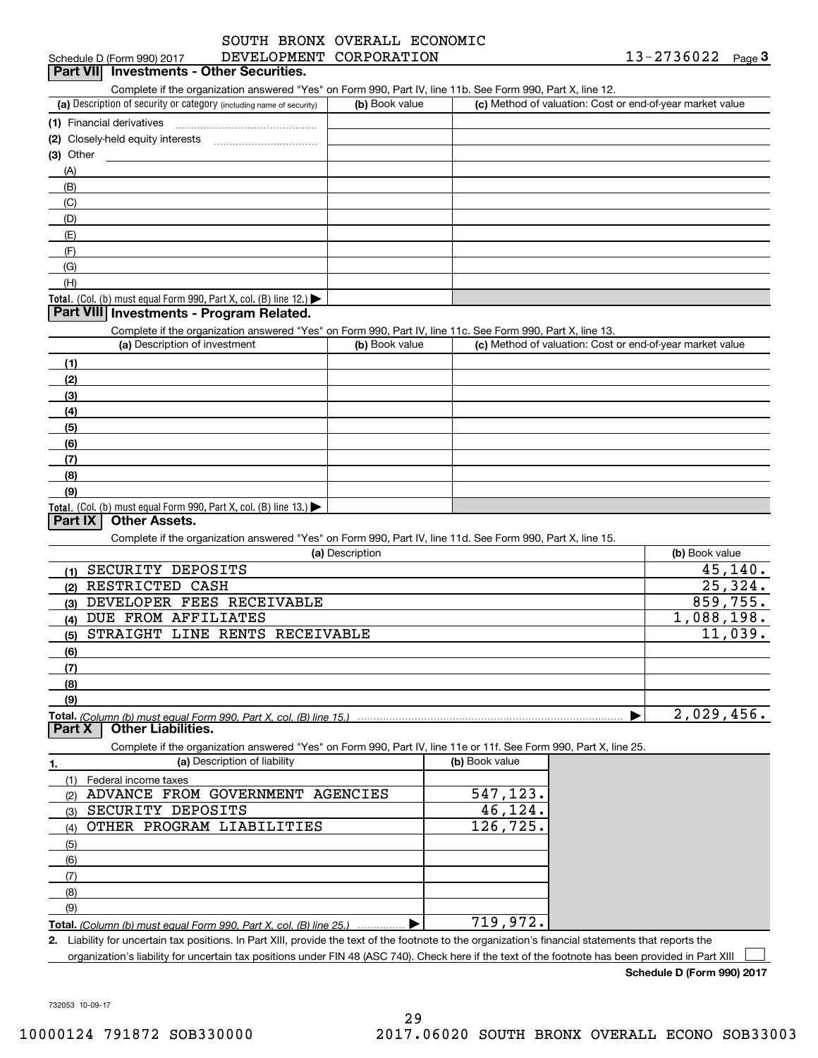Schedule D (Form 990) 2017 SOUTH BRONX OVERALL ECONOMIC DEVELOPMENT CORPORATION 13-2736022 Page 3

## Part VII Investments - Other Securities.

Complete if the organization answered "Yes" on Form 990, Part IV, line 11b. See Form 990, Part X, line 12.

| (a) Description of security or category (including name of security) | (b) Book value | (c) Method of valuation: Cost or end-of-year market value |
|---|---|---|
| (1) Financial derivatives | | |
| (2) Closely-held equity interests | | |
| (3) Other | | |
| (A) | | |
| (B) | | |
| (C) | | |
| (D) | | |
| (E) | | |
| (F) | | |
| (G) | | |
| (H) | | |
| **Total.** (Col. (b) must equal Form 990, Part X, col. (B) line 12.) ▶ | | |

## Part VIII Investments - Program Related.

Complete if the organization answered "Yes" on Form 990, Part IV, line 11c. See Form 990, Part X, line 13.

| (a) Description of investment | (b) Book value | (c) Method of valuation: Cost or end-of-year market value |
|---|---|---|
| (1) | | |
| (2) | | |
| (3) | | |
| (4) | | |
| (5) | | |
| (6) | | |
| (7) | | |
| (8) | | |
| (9) | | |
| **Total.** (Col. (b) must equal Form 990, Part X, col. (B) line 13.) ▶ | | |

## Part IX Other Assets.

Complete if the organization answered "Yes" on Form 990, Part IV, line 11d. See Form 990, Part X, line 15.

| (a) Description | (b) Book value |
|---|---|
| (1) SECURITY DEPOSITS | 45,140. |
| (2) RESTRICTED CASH | 25,324. |
| (3) DEVELOPER FEES RECEIVABLE | 859,755. |
| (4) DUE FROM AFFILIATES | 1,088,198. |
| (5) STRAIGHT LINE RENTS RECEIVABLE | 11,039. |
| (6) | |
| (7) | |
| (8) | |
| (9) | |
| **Total.** *(Column (b) must equal Form 990, Part X, col. (B) line 15.)* ▶ | 2,029,456. |

## Part X Other Liabilities.

Complete if the organization answered "Yes" on Form 990, Part IV, line 11e or 11f. See Form 990, Part X, line 25.

| 1. (a) Description of liability | (b) Book value |
|---|---|
| (1) Federal income taxes | |
| (2) ADVANCE FROM GOVERNMENT AGENCIES | 547,123. |
| (3) SECURITY DEPOSITS | 46,124. |
| (4) OTHER PROGRAM LIABILITIES | 126,725. |
| (5) | |
| (6) | |
| (7) | |
| (8) | |
| (9) | |
| **Total.** *(Column (b) must equal Form 990, Part X, col. (B) line 25.)* ▶ | 719,972. |

**2.** Liability for uncertain tax positions. In Part XIII, provide the text of the footnote to the organization's financial statements that reports the organization's liability for uncertain tax positions under FIN 48 (ASC 740). Check here if the text of the footnote has been provided in Part XIII ☐

**Schedule D (Form 990) 2017**

732053 10-09-17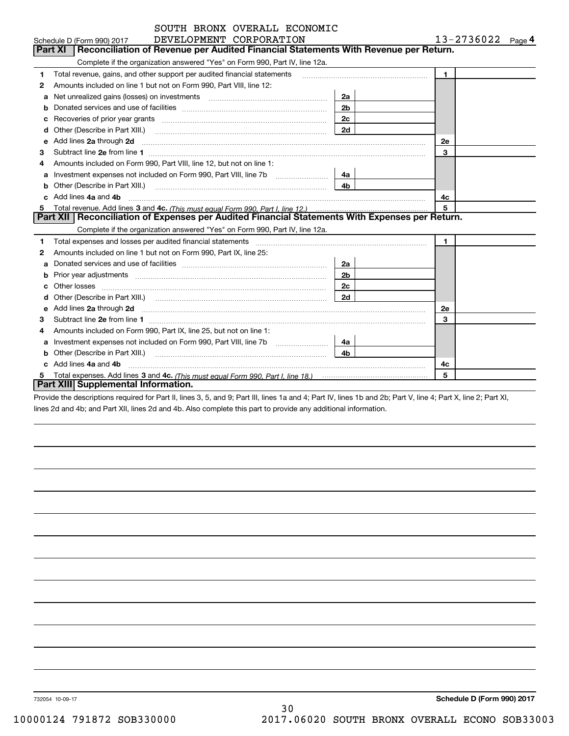Schedule D (Form 990) 2017 SOUTH BRONX OVERALL ECONOMIC DEVELOPMENT CORPORATION 13-2736022 Page 4

## Part XI Reconciliation of Revenue per Audited Financial Statements With Revenue per Return.

Complete if the organization answered "Yes" on Form 990, Part IV, line 12a.

| | | | | | |
|---|---|---|---|---|---|
| 1 | Total revenue, gains, and other support per audited financial statements | | | 1 | |
| 2 | Amounts included on line 1 but not on Form 990, Part VIII, line 12: | | | | |
| a | Net unrealized gains (losses) on investments | 2a | | | |
| b | Donated services and use of facilities | 2b | | | |
| c | Recoveries of prior year grants | 2c | | | |
| d | Other (Describe in Part XIII.) | 2d | | | |
| e | Add lines 2a through 2d | | | 2e | |
| 3 | Subtract line 2e from line 1 | | | 3 | |
| 4 | Amounts included on Form 990, Part VIII, line 12, but not on line 1: | | | | |
| a | Investment expenses not included on Form 990, Part VIII, line 7b | 4a | | | |
| b | Other (Describe in Part XIII.) | 4b | | | |
| c | Add lines 4a and 4b | | | 4c | |
| 5 | Total revenue. Add lines 3 and 4c. *(This must equal Form 990, Part I, line 12.)* | | | 5 | |

## Part XII Reconciliation of Expenses per Audited Financial Statements With Expenses per Return.

Complete if the organization answered "Yes" on Form 990, Part IV, line 12a.

| | | | | | |
|---|---|---|---|---|---|
| 1 | Total expenses and losses per audited financial statements | | | 1 | |
| 2 | Amounts included on line 1 but not on Form 990, Part IX, line 25: | | | | |
| a | Donated services and use of facilities | 2a | | | |
| b | Prior year adjustments | 2b | | | |
| c | Other losses | 2c | | | |
| d | Other (Describe in Part XIII.) | 2d | | | |
| e | Add lines 2a through 2d | | | 2e | |
| 3 | Subtract line 2e from line 1 | | | 3 | |
| 4 | Amounts included on Form 990, Part IX, line 25, but not on line 1: | | | | |
| a | Investment expenses not included on Form 990, Part VIII, line 7b | 4a | | | |
| b | Other (Describe in Part XIII.) | 4b | | | |
| c | Add lines 4a and 4b | | | 4c | |
| 5 | Total expenses. Add lines 3 and 4c. *(This must equal Form 990, Part I, line 18.)* | | | 5 | |

## Part XIII Supplemental Information.

Provide the descriptions required for Part II, lines 3, 5, and 9; Part III, lines 1a and 4; Part IV, lines 1b and 2b; Part V, line 4; Part X, line 2; Part XI, lines 2d and 4b; and Part XII, lines 2d and 4b. Also complete this part to provide any additional information.

732054 10-09-17

**Schedule D (Form 990) 2017**

10000124 791872 SOB330000 2017.06020 SOUTH BRONX OVERALL ECONO SOB33003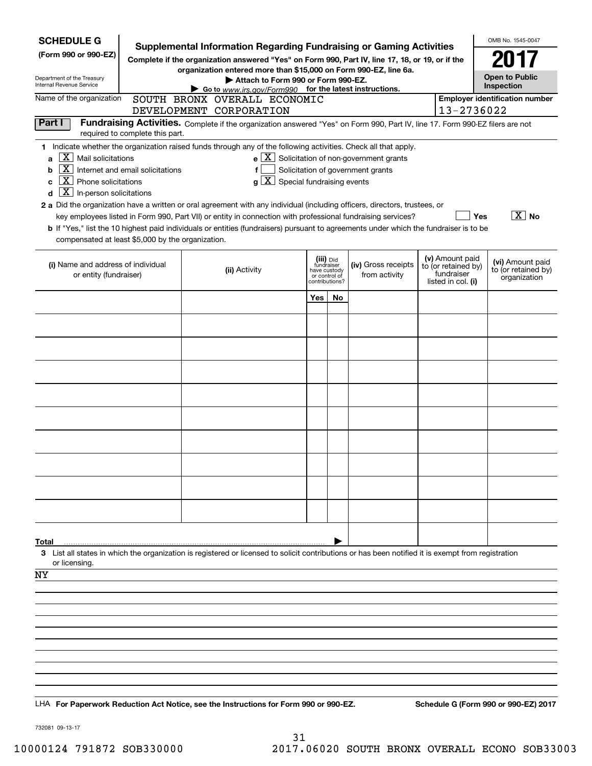**SCHEDULE G**
**(Form 990 or 990-EZ)**

Department of the Treasury
Internal Revenue Service

# Supplemental Information Regarding Fundraising or Gaming Activities

**Complete if the organization answered "Yes" on Form 990, Part IV, line 17, 18, or 19, or if the organization entered more than $15,000 on Form 990-EZ, line 6a.**

▶ **Attach to Form 990 or Form 990-EZ.**

▶ **Go to** *www.irs.gov/Form990* **for the latest instructions.**

OMB No. 1545-0047

**2017**

**Open to Public Inspection**

Name of the organization: SOUTH BRONX OVERALL ECONOMIC DEVELOPMENT CORPORATION

**Employer identification number**: 13-2736022

**Part I** **Fundraising Activities.** Complete if the organization answered "Yes" on Form 990, Part IV, line 17. Form 990-EZ filers are not required to complete this part.

**1** Indicate whether the organization raised funds through any of the following activities. Check all that apply.

- **a** [X] Mail solicitations
- **b** [X] Internet and email solicitations
- **c** [X] Phone solicitations
- **d** [X] In-person solicitations
- **e** [X] Solicitation of non-government grants
- **f** [ ] Solicitation of government grants
- **g** [X] Special fundraising events

**2 a** Did the organization have a written or oral agreement with any individual (including officers, directors, trustees, or key employees listed in Form 990, Part VII) or entity in connection with professional fundraising services? [ ] Yes [X] No

**b** If "Yes," list the 10 highest paid individuals or entities (fundraisers) pursuant to agreements under which the fundraiser is to be compensated at least $5,000 by the organization.

| (i) Name and address of individual or entity (fundraiser) | (ii) Activity | (iii) Did fundraiser have custody or control of contributions? Yes | No | (iv) Gross receipts from activity | (v) Amount paid to (or retained by) fundraiser listed in col. (i) | (vi) Amount paid to (or retained by) organization |
|---|---|---|---|---|---|---|
| | | | | | | |
| | | | | | | |
| | | | | | | |
| | | | | | | |
| | | | | | | |
| | | | | | | |
| | | | | | | |
| | | | | | | |
| | | | | | | |
| | | | | | | |
| **Total** | | | | | | |

**3** List all states in which the organization is registered or licensed to solicit contributions or has been notified it is exempt from registration or licensing.

NY

LHA **For Paperwork Reduction Act Notice, see the Instructions for Form 990 or 990-EZ.** **Schedule G (Form 990 or 990-EZ) 2017**

732081 09-13-17

10000124 791872 SOB330000 2017.06020 SOUTH BRONX OVERALL ECONO SOB33003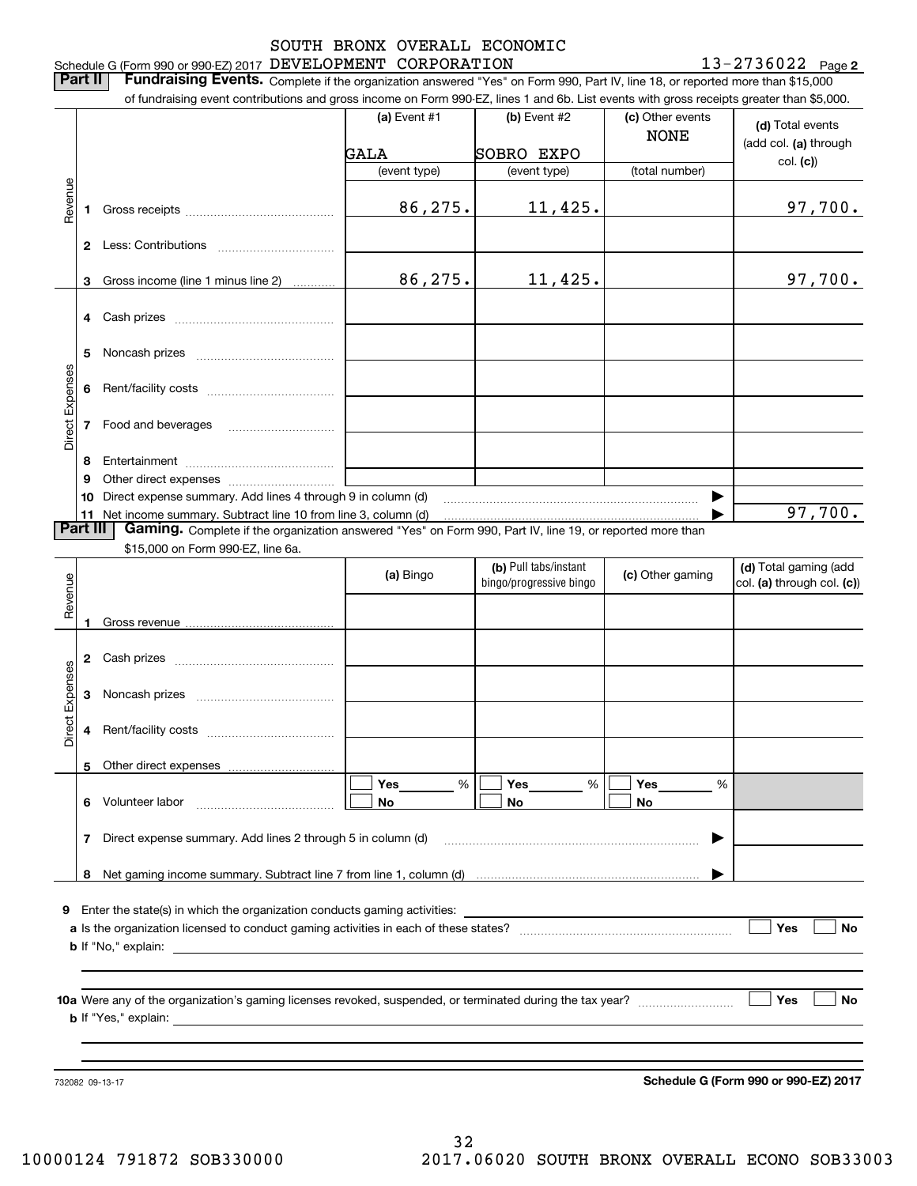Schedule G (Form 990 or 990-EZ) 2017 SOUTH BRONX OVERALL ECONOMIC DEVELOPMENT CORPORATION 13-2736022 Page **2**

**Part II** **Fundraising Events.** Complete if the organization answered "Yes" on Form 990, Part IV, line 18, or reported more than $15,000 of fundraising event contributions and gross income on Form 990-EZ, lines 1 and 6b. List events with gross receipts greater than $5,000.

| | | | (a) Event #1 | (b) Event #2 | (c) Other events | (d) Total events (add col. (a) through col. (c)) |
|---|---|---|---|---|---|---|
| | | | GALA | SOBRO EXPO | NONE | |
| | | | (event type) | (event type) | (total number) | |
| Revenue | 1 | Gross receipts | 86,275. | 11,425. | | 97,700. |
| | 2 | Less: Contributions | | | | |
| | 3 | Gross income (line 1 minus line 2) | 86,275. | 11,425. | | 97,700. |
| Direct Expenses | 4 | Cash prizes | | | | |
| | 5 | Noncash prizes | | | | |
| | 6 | Rent/facility costs | | | | |
| | 7 | Food and beverages | | | | |
| | 8 | Entertainment | | | | |
| | 9 | Other direct expenses | | | | |
| | 10 | Direct expense summary. Add lines 4 through 9 in column (d) | | | ▶ | |
| | 11 | Net income summary. Subtract line 10 from line 3, column (d) | | | ▶ | 97,700. |

**Part III** **Gaming.** Complete if the organization answered "Yes" on Form 990, Part IV, line 19, or reported more than $15,000 on Form 990-EZ, line 6a.

| | | | (a) Bingo | (b) Pull tabs/instant bingo/progressive bingo | (c) Other gaming | (d) Total gaming (add col. (a) through col. (c)) |
|---|---|---|---|---|---|---|
| Revenue | 1 | Gross revenue | | | | |
| Direct Expenses | 2 | Cash prizes | | | | |
| | 3 | Noncash prizes | | | | |
| | 4 | Rent/facility costs | | | | |
| | 5 | Other direct expenses | | | | |
| | 6 | Volunteer labor | ☐ Yes ___ % ☐ No | ☐ Yes ___ % ☐ No | ☐ Yes ___ % ☐ No | |
| | 7 | Direct expense summary. Add lines 2 through 5 in column (d) | | | ▶ | |
| | 8 | Net gaming income summary. Subtract line 7 from line 1, column (d) | | | ▶ | |

**9** Enter the state(s) in which the organization conducts gaming activities: ______

**a** Is the organization licensed to conduct gaming activities in each of these states? ☐ Yes ☐ No

**b** If "No," explain: ______

**10a** Were any of the organization's gaming licenses revoked, suspended, or terminated during the tax year? ☐ Yes ☐ No

**b** If "Yes," explain: ______

732082 09-13-17 **Schedule G (Form 990 or 990-EZ) 2017**

10000124 791872 SOB330000 2017.06020 SOUTH BRONX OVERALL ECONO SOB33003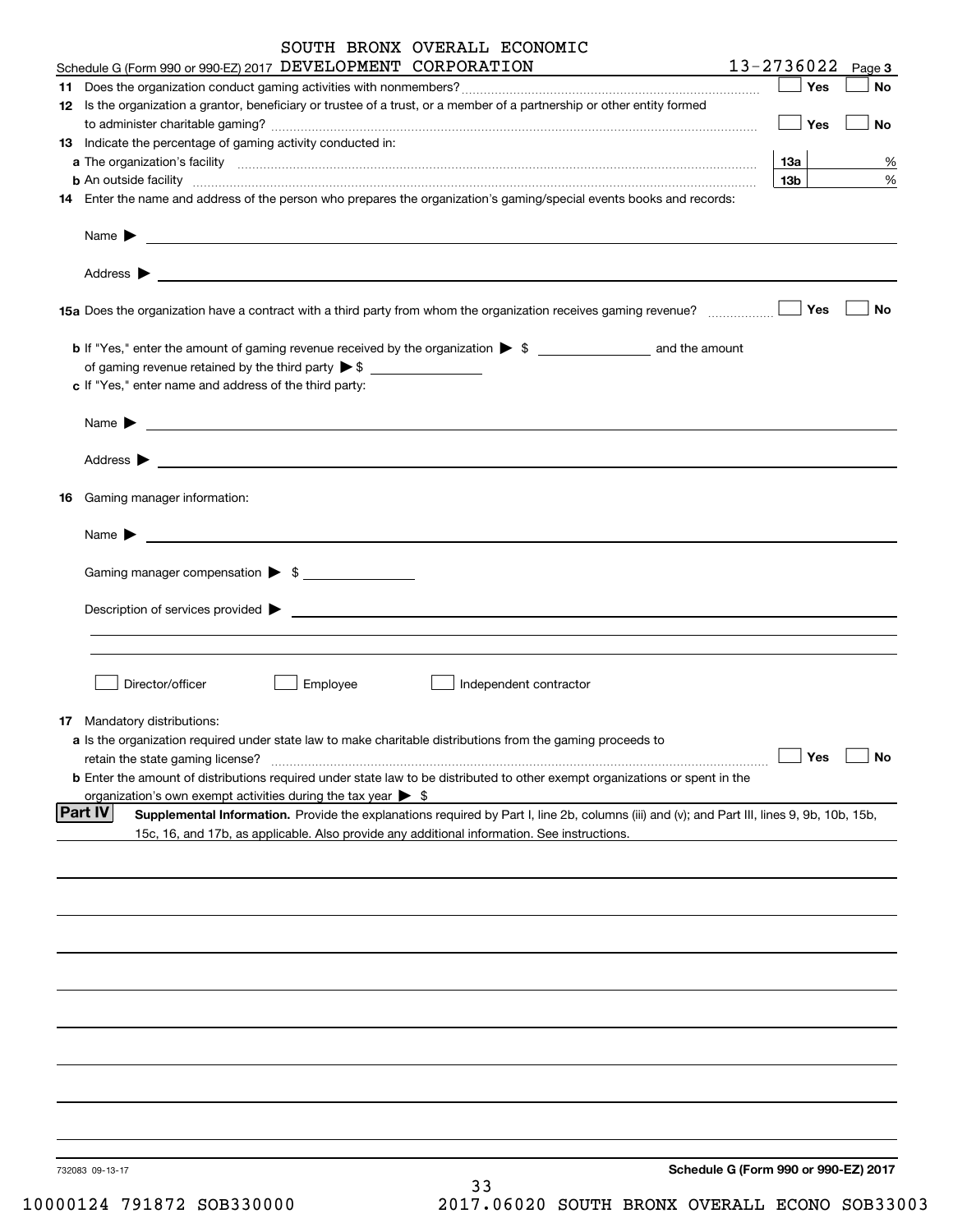Schedule G (Form 990 or 990-EZ) 2017 SOUTH BRONX OVERALL ECONOMIC DEVELOPMENT CORPORATION 13-2736022 Page 3

**11** Does the organization conduct gaming activities with nonmembers? ☐ Yes ☐ No

**12** Is the organization a grantor, beneficiary or trustee of a trust, or a member of a partnership or other entity formed to administer charitable gaming? ☐ Yes ☐ No

**13** Indicate the percentage of gaming activity conducted in:

**a** The organization's facility **13a** %

**b** An outside facility **13b** %

**14** Enter the name and address of the person who prepares the organization's gaming/special events books and records:

Name ▶

Address ▶

**15a** Does the organization have a contract with a third party from whom the organization receives gaming revenue? ☐ Yes ☐ No

**b** If "Yes," enter the amount of gaming revenue received by the organization ▶ $ ______ and the amount of gaming revenue retained by the third party ▶ $ ______

**c** If "Yes," enter name and address of the third party:

Name ▶

Address ▶

**16** Gaming manager information:

Name ▶

Gaming manager compensation ▶ $

Description of services provided ▶

☐ Director/officer ☐ Employee ☐ Independent contractor

**17** Mandatory distributions:

**a** Is the organization required under state law to make charitable distributions from the gaming proceeds to retain the state gaming license? ☐ Yes ☐ No

**b** Enter the amount of distributions required under state law to be distributed to other exempt organizations or spent in the organization's own exempt activities during the tax year ▶ $

**Part IV** **Supplemental Information.** Provide the explanations required by Part I, line 2b, columns (iii) and (v); and Part III, lines 9, 9b, 10b, 15b, 15c, 16, and 17b, as applicable. Also provide any additional information. See instructions.

732083 09-13-17

**Schedule G (Form 990 or 990-EZ) 2017**

10000124 791872 SOB330000 2017.06020 SOUTH BRONX OVERALL ECONO SOB33003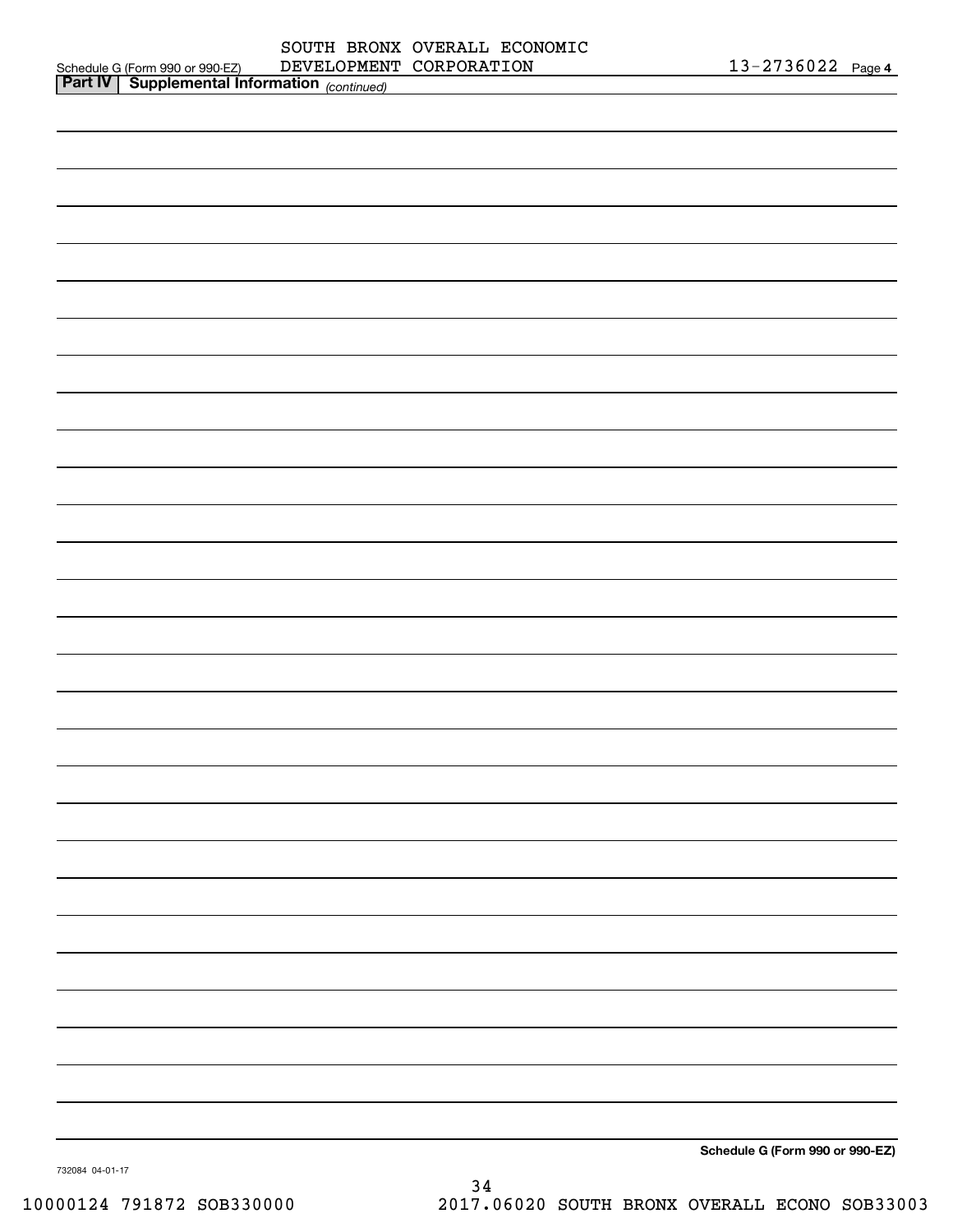Schedule G (Form 990 or 990-EZ) SOUTH BRONX OVERALL ECONOMIC DEVELOPMENT CORPORATION 13-2736022 Page 4

**Part IV | Supplemental Information** *(continued)*

**Schedule G (Form 990 or 990-EZ)**

732084 04-01-17

10000124 791872 SOB330000 2017.06020 SOUTH BRONX OVERALL ECONO SOB33003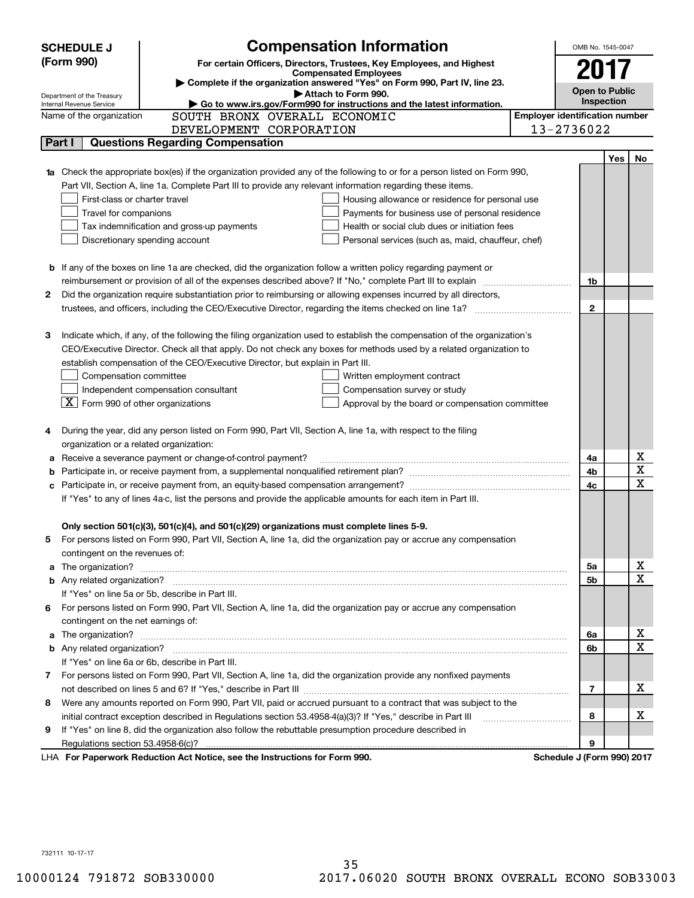**SCHEDULE J (Form 990)**

Department of the Treasury
Internal Revenue Service

# Compensation Information

**For certain Officers, Directors, Trustees, Key Employees, and Highest Compensated Employees**

▶ **Complete if the organization answered "Yes" on Form 990, Part IV, line 23.**

▶ **Attach to Form 990.**

▶ **Go to www.irs.gov/Form990 for instructions and the latest information.**

OMB No. 1545-0047

**2017**

**Open to Public Inspection**

Name of the organization: SOUTH BRONX OVERALL ECONOMIC DEVELOPMENT CORPORATION

**Employer identification number** 13-2736022

## Part I Questions Regarding Compensation

| | | | Yes | No |
|---|---|---|---|---|
| **1a** | Check the appropriate box(es) if the organization provided any of the following to or for a person listed on Form 990, Part VII, Section A, line 1a. Complete Part III to provide any relevant information regarding these items.<br>☐ First-class or charter travel ☐ Housing allowance or residence for personal use<br>☐ Travel for companions ☐ Payments for business use of personal residence<br>☐ Tax indemnification and gross-up payments ☐ Health or social club dues or initiation fees<br>☐ Discretionary spending account ☐ Personal services (such as, maid, chauffeur, chef) | | | |
| **b** | If any of the boxes on line 1a are checked, did the organization follow a written policy regarding payment or reimbursement or provision of all of the expenses described above? If "No," complete Part III to explain | 1b | | |
| **2** | Did the organization require substantiation prior to reimbursing or allowing expenses incurred by all directors, trustees, and officers, including the CEO/Executive Director, regarding the items checked on line 1a? | 2 | | |
| **3** | Indicate which, if any, of the following the filing organization used to establish the compensation of the organization's CEO/Executive Director. Check all that apply. Do not check any boxes for methods used by a related organization to establish compensation of the CEO/Executive Director, but explain in Part III.<br>☐ Compensation committee ☐ Written employment contract<br>☐ Independent compensation consultant ☐ Compensation survey or study<br>☒ Form 990 of other organizations ☐ Approval by the board or compensation committee | | | |
| **4** | During the year, did any person listed on Form 990, Part VII, Section A, line 1a, with respect to the filing organization or a related organization: | | | |
| **a** | Receive a severance payment or change-of-control payment? | 4a | | X |
| **b** | Participate in, or receive payment from, a supplemental nonqualified retirement plan? | 4b | | X |
| **c** | Participate in, or receive payment from, an equity-based compensation arrangement? | 4c | | X |
| | If "Yes" to any of lines 4a-c, list the persons and provide the applicable amounts for each item in Part III. | | | |
| | **Only section 501(c)(3), 501(c)(4), and 501(c)(29) organizations must complete lines 5-9.** | | | |
| **5** | For persons listed on Form 990, Part VII, Section A, line 1a, did the organization pay or accrue any compensation contingent on the revenues of: | | | |
| **a** | The organization? | 5a | | X |
| **b** | Any related organization? | 5b | | X |
| | If "Yes" on line 5a or 5b, describe in Part III. | | | |
| **6** | For persons listed on Form 990, Part VII, Section A, line 1a, did the organization pay or accrue any compensation contingent on the net earnings of: | | | |
| **a** | The organization? | 6a | | X |
| **b** | Any related organization? | 6b | | X |
| | If "Yes" on line 6a or 6b, describe in Part III. | | | |
| **7** | For persons listed on Form 990, Part VII, Section A, line 1a, did the organization provide any nonfixed payments not described on lines 5 and 6? If "Yes," describe in Part III | 7 | | X |
| **8** | Were any amounts reported on Form 990, Part VII, paid or accrued pursuant to a contract that was subject to the initial contract exception described in Regulations section 53.4958-4(a)(3)? If "Yes," describe in Part III | 8 | | X |
| **9** | If "Yes" on line 8, did the organization also follow the rebuttable presumption procedure described in Regulations section 53.4958-6(c)? | 9 | | |

LHA **For Paperwork Reduction Act Notice, see the Instructions for Form 990.** **Schedule J (Form 990) 2017**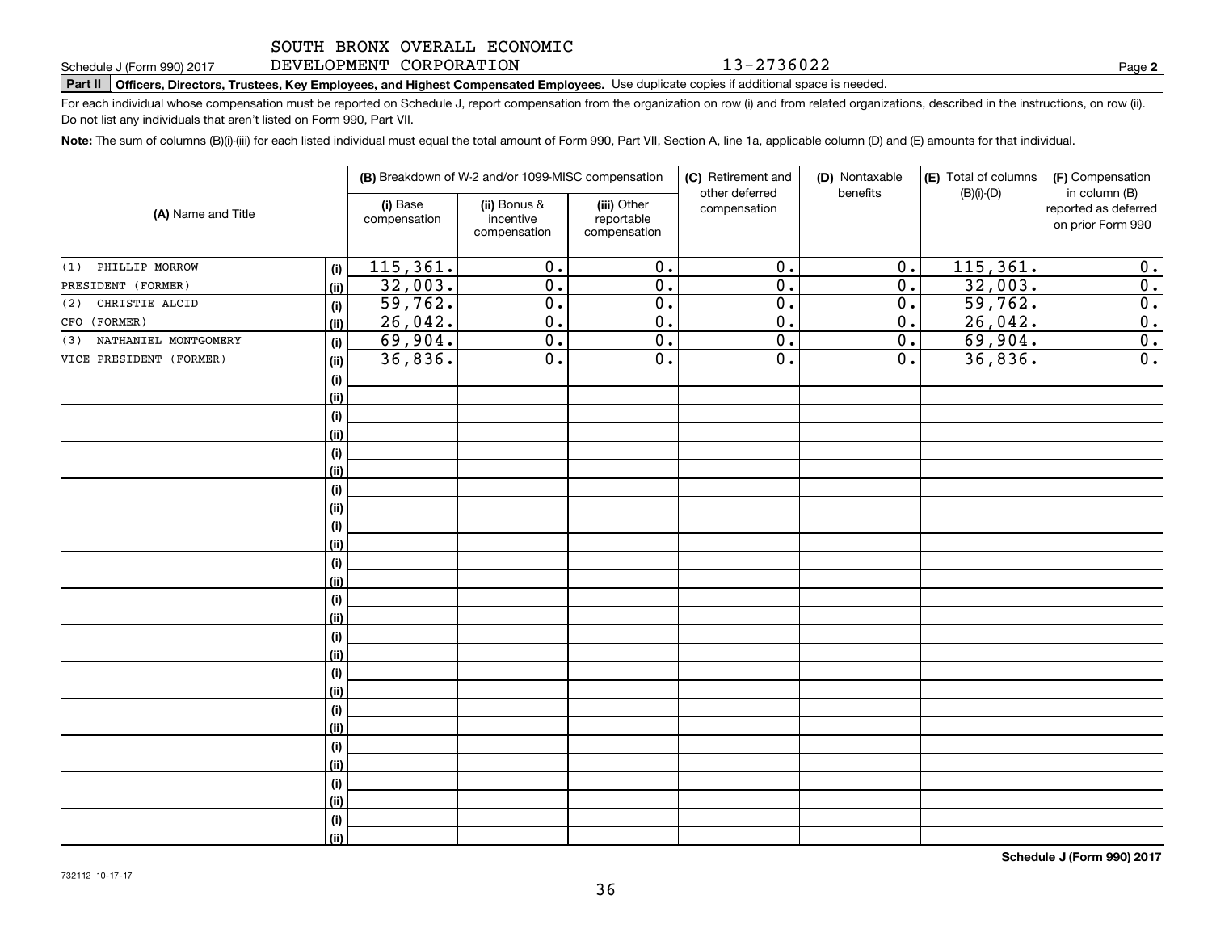SOUTH BRONX OVERALL ECONOMIC DEVELOPMENT CORPORATION 13-2736022

Schedule J (Form 990) 2017 Page **2**

**Part II** **Officers, Directors, Trustees, Key Employees, and Highest Compensated Employees.** Use duplicate copies if additional space is needed.

For each individual whose compensation must be reported on Schedule J, report compensation from the organization on row (i) and from related organizations, described in the instructions, on row (ii). Do not list any individuals that aren't listed on Form 990, Part VII.

**Note:** The sum of columns (B)(i)-(iii) for each listed individual must equal the total amount of Form 990, Part VII, Section A, line 1a, applicable column (D) and (E) amounts for that individual.

| (A) Name and Title | | (B) Breakdown of W-2 and/or 1099-MISC compensation | | | (C) Retirement and other deferred compensation | (D) Nontaxable benefits | (E) Total of columns (B)(i)-(D) | (F) Compensation in column (B) reported as deferred on prior Form 990 |
|---|---|---|---|---|---|---|---|---|
| | | (i) Base compensation | (ii) Bonus & incentive compensation | (iii) Other reportable compensation | | | | |
| (1) PHILLIP MORROW | (i) | 115,361. | 0. | 0. | 0. | 0. | 115,361. | 0. |
| PRESIDENT (FORMER) | (ii) | 32,003. | 0. | 0. | 0. | 0. | 32,003. | 0. |
| (2) CHRISTIE ALCID | (i) | 59,762. | 0. | 0. | 0. | 0. | 59,762. | 0. |
| CFO (FORMER) | (ii) | 26,042. | 0. | 0. | 0. | 0. | 26,042. | 0. |
| (3) NATHANIEL MONTGOMERY | (i) | 69,904. | 0. | 0. | 0. | 0. | 69,904. | 0. |
| VICE PRESIDENT (FORMER) | (ii) | 36,836. | 0. | 0. | 0. | 0. | 36,836. | 0. |

**Schedule J (Form 990) 2017**

732112 10-17-17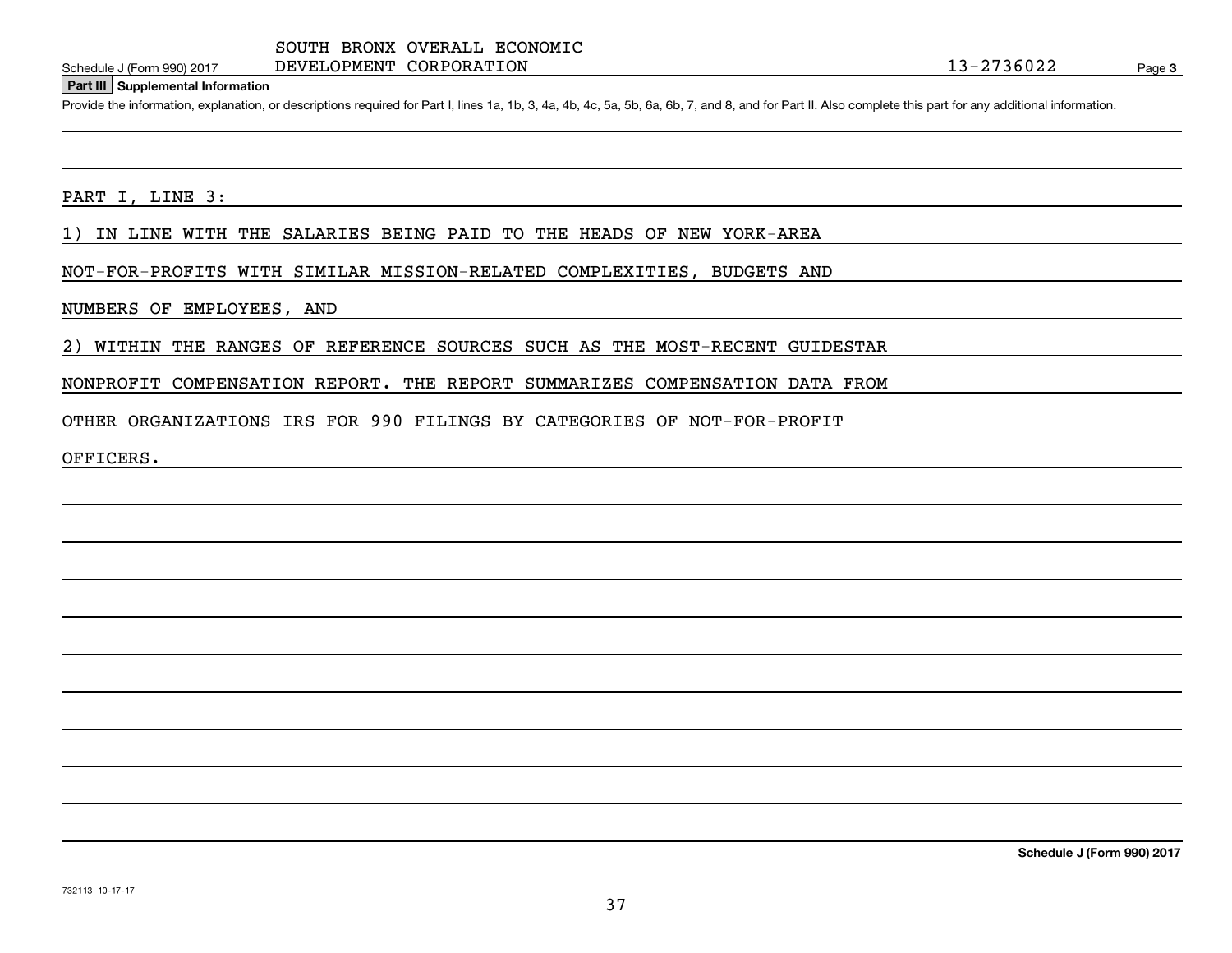SOUTH BRONX OVERALL ECONOMIC DEVELOPMENT CORPORATION

13-2736022

## Part III Supplemental Information

Provide the information, explanation, or descriptions required for Part I, lines 1a, 1b, 3, 4a, 4b, 4c, 5a, 5b, 6a, 6b, 7, and 8, and for Part II. Also complete this part for any additional information.

PART I, LINE 3:

1) IN LINE WITH THE SALARIES BEING PAID TO THE HEADS OF NEW YORK-AREA NOT-FOR-PROFITS WITH SIMILAR MISSION-RELATED COMPLEXITIES, BUDGETS AND NUMBERS OF EMPLOYEES, AND

2) WITHIN THE RANGES OF REFERENCE SOURCES SUCH AS THE MOST-RECENT GUIDESTAR NONPROFIT COMPENSATION REPORT. THE REPORT SUMMARIZES COMPENSATION DATA FROM OTHER ORGANIZATIONS IRS FOR 990 FILINGS BY CATEGORIES OF NOT-FOR-PROFIT OFFICERS.

732113 10-17-17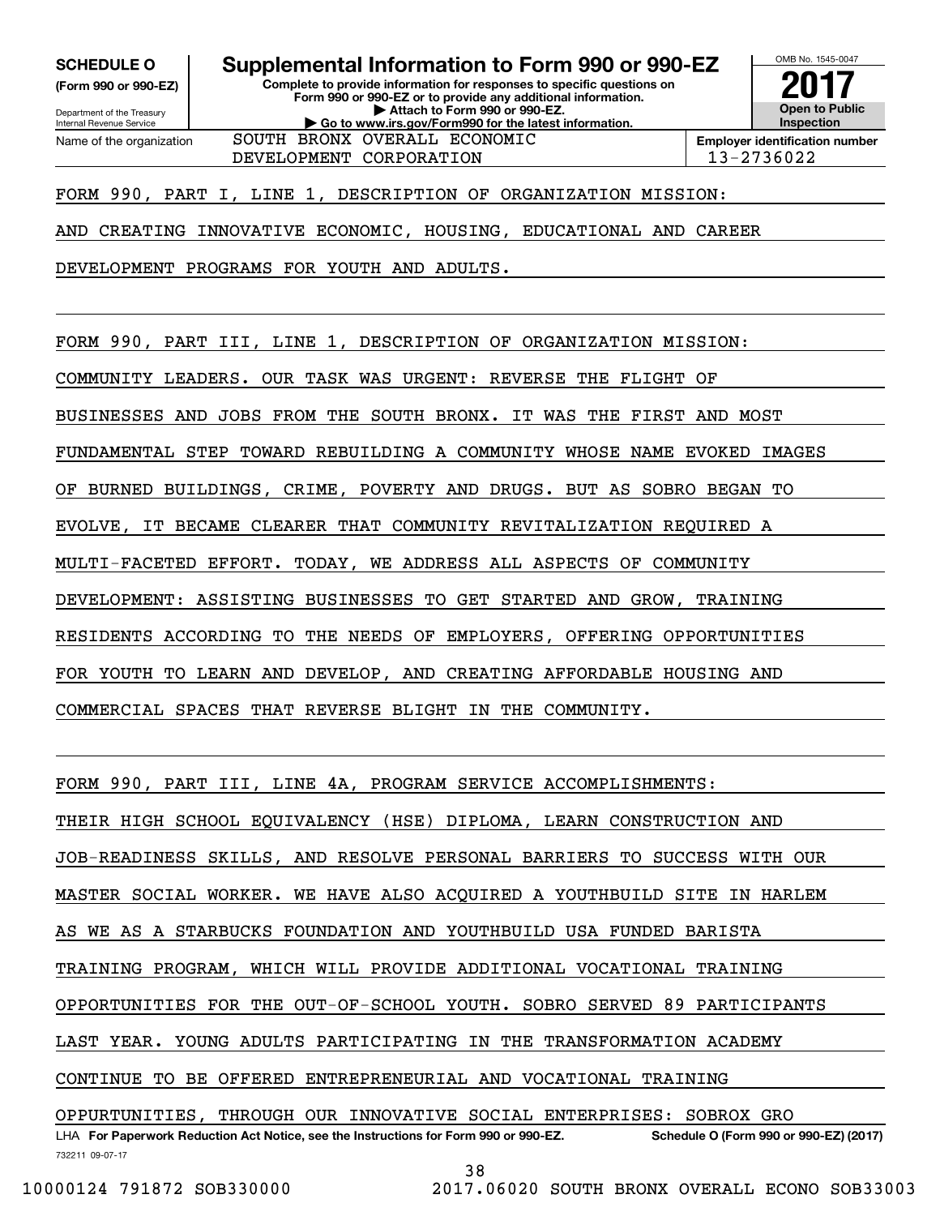**SCHEDULE O**
**(Form 990 or 990-EZ)**

Department of the Treasury
Internal Revenue Service

# Supplemental Information to Form 990 or 990-EZ

**Complete to provide information for responses to specific questions on Form 990 or 990-EZ or to provide any additional information.**
**▶ Attach to Form 990 or 990-EZ.**
**▶ Go to www.irs.gov/Form990 for the latest information.**

OMB No. 1545-0047

**2017**

**Open to Public Inspection**

| Name of the organization | Employer identification number |
|---|---|
| SOUTH BRONX OVERALL ECONOMIC DEVELOPMENT CORPORATION | 13-2736022 |

FORM 990, PART I, LINE 1, DESCRIPTION OF ORGANIZATION MISSION:

AND CREATING INNOVATIVE ECONOMIC, HOUSING, EDUCATIONAL AND CAREER DEVELOPMENT PROGRAMS FOR YOUTH AND ADULTS.

FORM 990, PART III, LINE 1, DESCRIPTION OF ORGANIZATION MISSION:

COMMUNITY LEADERS. OUR TASK WAS URGENT: REVERSE THE FLIGHT OF BUSINESSES AND JOBS FROM THE SOUTH BRONX. IT WAS THE FIRST AND MOST FUNDAMENTAL STEP TOWARD REBUILDING A COMMUNITY WHOSE NAME EVOKED IMAGES OF BURNED BUILDINGS, CRIME, POVERTY AND DRUGS. BUT AS SOBRO BEGAN TO EVOLVE, IT BECAME CLEARER THAT COMMUNITY REVITALIZATION REQUIRED A MULTI-FACETED EFFORT. TODAY, WE ADDRESS ALL ASPECTS OF COMMUNITY DEVELOPMENT: ASSISTING BUSINESSES TO GET STARTED AND GROW, TRAINING RESIDENTS ACCORDING TO THE NEEDS OF EMPLOYERS, OFFERING OPPORTUNITIES FOR YOUTH TO LEARN AND DEVELOP, AND CREATING AFFORDABLE HOUSING AND COMMERCIAL SPACES THAT REVERSE BLIGHT IN THE COMMUNITY.

FORM 990, PART III, LINE 4A, PROGRAM SERVICE ACCOMPLISHMENTS:

THEIR HIGH SCHOOL EQUIVALENCY (HSE) DIPLOMA, LEARN CONSTRUCTION AND JOB-READINESS SKILLS, AND RESOLVE PERSONAL BARRIERS TO SUCCESS WITH OUR MASTER SOCIAL WORKER. WE HAVE ALSO ACQUIRED A YOUTHBUILD SITE IN HARLEM AS WE AS A STARBUCKS FOUNDATION AND YOUTHBUILD USA FUNDED BARISTA TRAINING PROGRAM, WHICH WILL PROVIDE ADDITIONAL VOCATIONAL TRAINING OPPORTUNITIES FOR THE OUT-OF-SCHOOL YOUTH. SOBRO SERVED 89 PARTICIPANTS LAST YEAR. YOUNG ADULTS PARTICIPATING IN THE TRANSFORMATION ACADEMY CONTINUE TO BE OFFERED ENTREPRENEURIAL AND VOCATIONAL TRAINING OPPURTUNITIES, THROUGH OUR INNOVATIVE SOCIAL ENTERPRISES: SOBROX GRO

LHA **For Paperwork Reduction Act Notice, see the Instructions for Form 990 or 990-EZ.** **Schedule O (Form 990 or 990-EZ) (2017)**

732211 09-07-17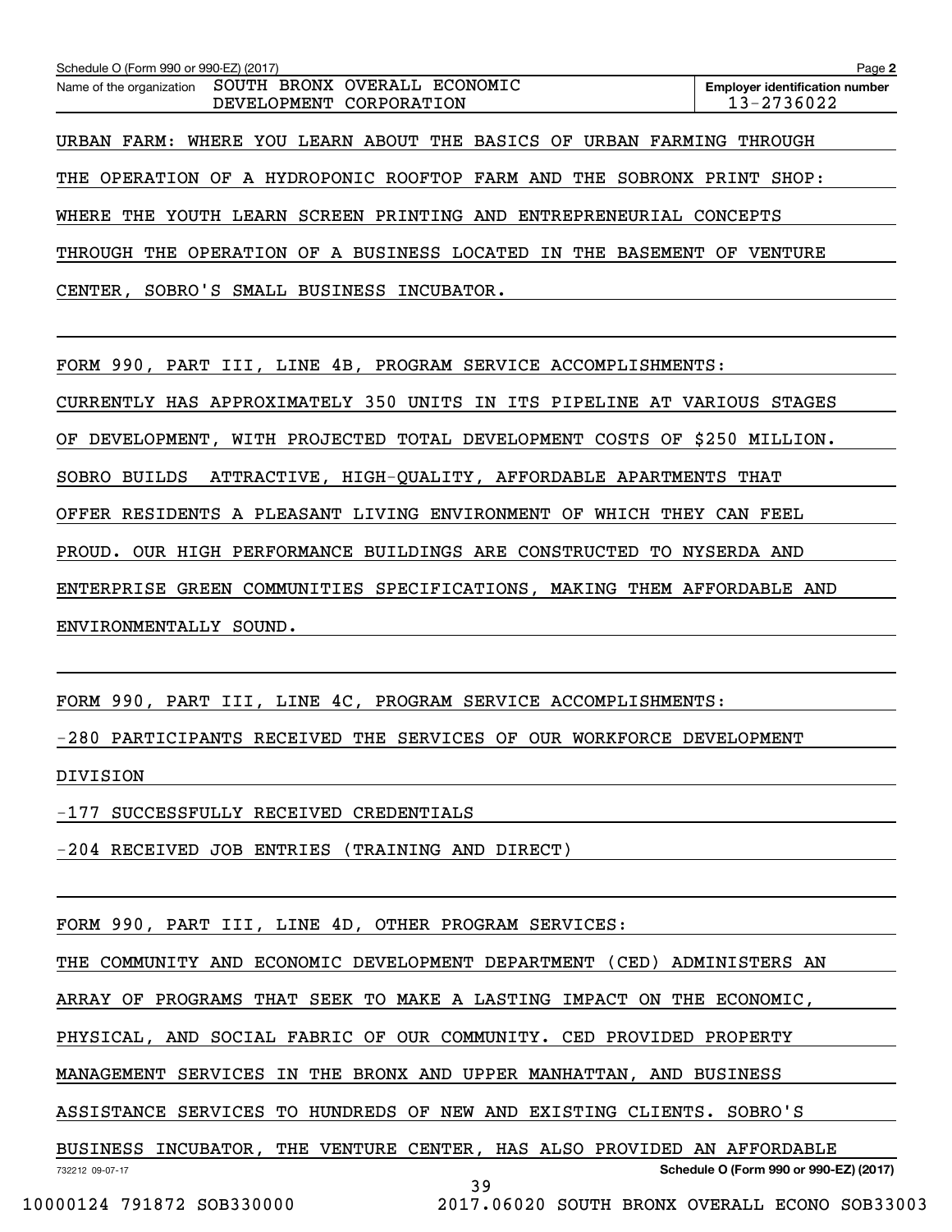Schedule O (Form 990 or 990-EZ) (2017)

Name of the organization: SOUTH BRONX OVERALL ECONOMIC DEVELOPMENT CORPORATION

Employer identification number: 13-2736022

URBAN FARM: WHERE YOU LEARN ABOUT THE BASICS OF URBAN FARMING THROUGH THE OPERATION OF A HYDROPONIC ROOFTOP FARM AND THE SOBRONX PRINT SHOP: WHERE THE YOUTH LEARN SCREEN PRINTING AND ENTREPRENEURIAL CONCEPTS THROUGH THE OPERATION OF A BUSINESS LOCATED IN THE BASEMENT OF VENTURE CENTER, SOBRO'S SMALL BUSINESS INCUBATOR.

FORM 990, PART III, LINE 4B, PROGRAM SERVICE ACCOMPLISHMENTS:

CURRENTLY HAS APPROXIMATELY 350 UNITS IN ITS PIPELINE AT VARIOUS STAGES OF DEVELOPMENT, WITH PROJECTED TOTAL DEVELOPMENT COSTS OF $250 MILLION. SOBRO BUILDS ATTRACTIVE, HIGH-QUALITY, AFFORDABLE APARTMENTS THAT OFFER RESIDENTS A PLEASANT LIVING ENVIRONMENT OF WHICH THEY CAN FEEL PROUD. OUR HIGH PERFORMANCE BUILDINGS ARE CONSTRUCTED TO NYSERDA AND ENTERPRISE GREEN COMMUNITIES SPECIFICATIONS, MAKING THEM AFFORDABLE AND ENVIRONMENTALLY SOUND.

FORM 990, PART III, LINE 4C, PROGRAM SERVICE ACCOMPLISHMENTS:

-280 PARTICIPANTS RECEIVED THE SERVICES OF OUR WORKFORCE DEVELOPMENT DIVISION

-177 SUCCESSFULLY RECEIVED CREDENTIALS

-204 RECEIVED JOB ENTRIES (TRAINING AND DIRECT)

FORM 990, PART III, LINE 4D, OTHER PROGRAM SERVICES:

THE COMMUNITY AND ECONOMIC DEVELOPMENT DEPARTMENT (CED) ADMINISTERS AN ARRAY OF PROGRAMS THAT SEEK TO MAKE A LASTING IMPACT ON THE ECONOMIC, PHYSICAL, AND SOCIAL FABRIC OF OUR COMMUNITY. CED PROVIDED PROPERTY MANAGEMENT SERVICES IN THE BRONX AND UPPER MANHATTAN, AND BUSINESS ASSISTANCE SERVICES TO HUNDREDS OF NEW AND EXISTING CLIENTS. SOBRO'S BUSINESS INCUBATOR, THE VENTURE CENTER, HAS ALSO PROVIDED AN AFFORDABLE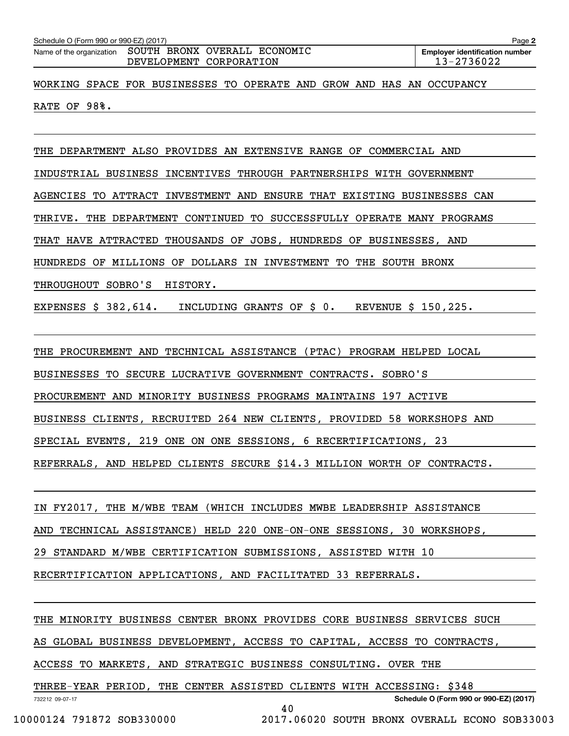WORKING SPACE FOR BUSINESSES TO OPERATE AND GROW AND HAS AN OCCUPANCY RATE OF 98%.

THE DEPARTMENT ALSO PROVIDES AN EXTENSIVE RANGE OF COMMERCIAL AND INDUSTRIAL BUSINESS INCENTIVES THROUGH PARTNERSHIPS WITH GOVERNMENT AGENCIES TO ATTRACT INVESTMENT AND ENSURE THAT EXISTING BUSINESSES CAN THRIVE. THE DEPARTMENT CONTINUED TO SUCCESSFULLY OPERATE MANY PROGRAMS THAT HAVE ATTRACTED THOUSANDS OF JOBS, HUNDREDS OF BUSINESSES, AND HUNDREDS OF MILLIONS OF DOLLARS IN INVESTMENT TO THE SOUTH BRONX THROUGHOUT SOBRO'S HISTORY.

EXPENSES $ 382,614. INCLUDING GRANTS OF $ 0. REVENUE $ 150,225.

THE PROCUREMENT AND TECHNICAL ASSISTANCE (PTAC) PROGRAM HELPED LOCAL BUSINESSES TO SECURE LUCRATIVE GOVERNMENT CONTRACTS. SOBRO'S PROCUREMENT AND MINORITY BUSINESS PROGRAMS MAINTAINS 197 ACTIVE BUSINESS CLIENTS, RECRUITED 264 NEW CLIENTS, PROVIDED 58 WORKSHOPS AND SPECIAL EVENTS, 219 ONE ON ONE SESSIONS, 6 RECERTIFICATIONS, 23 REFERRALS, AND HELPED CLIENTS SECURE $14.3 MILLION WORTH OF CONTRACTS.

IN FY2017, THE M/WBE TEAM (WHICH INCLUDES MWBE LEADERSHIP ASSISTANCE AND TECHNICAL ASSISTANCE) HELD 220 ONE-ON-ONE SESSIONS, 30 WORKSHOPS, 29 STANDARD M/WBE CERTIFICATION SUBMISSIONS, ASSISTED WITH 10 RECERTIFICATION APPLICATIONS, AND FACILITATED 33 REFERRALS.

THE MINORITY BUSINESS CENTER BRONX PROVIDES CORE BUSINESS SERVICES SUCH AS GLOBAL BUSINESS DEVELOPMENT, ACCESS TO CAPITAL, ACCESS TO CONTRACTS, ACCESS TO MARKETS, AND STRATEGIC BUSINESS CONSULTING. OVER THE THREE-YEAR PERIOD, THE CENTER ASSISTED CLIENTS WITH ACCESSING: $348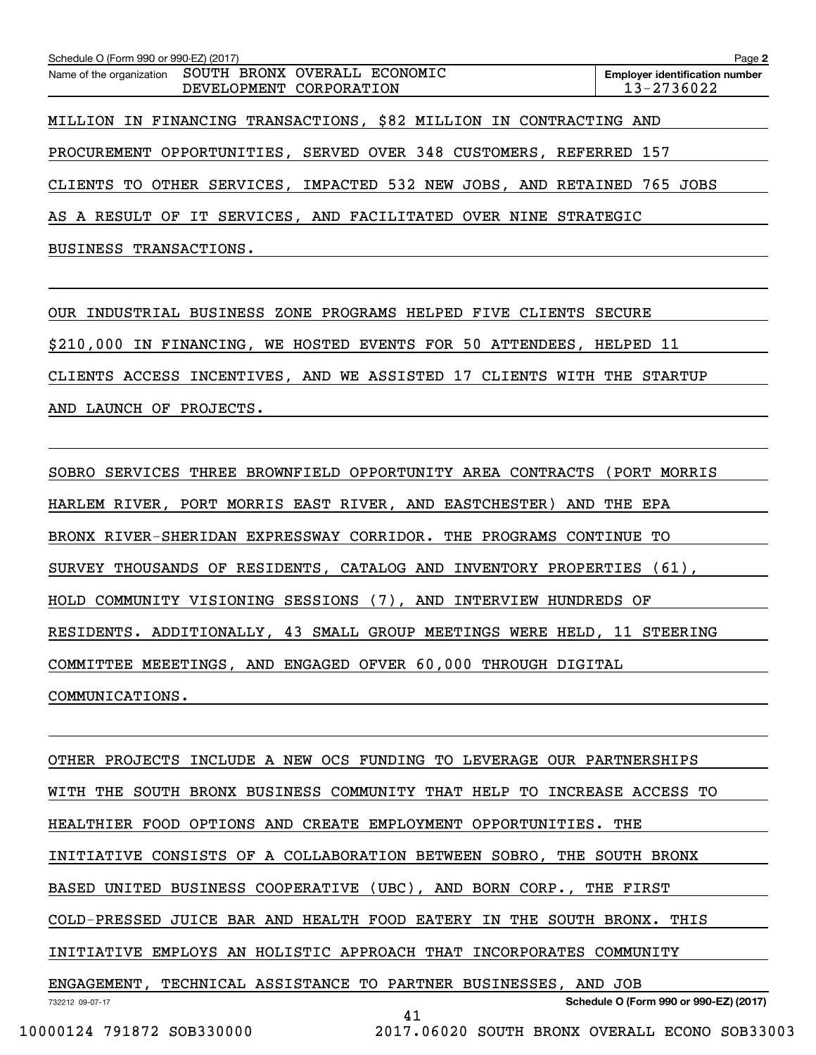MILLION IN FINANCING TRANSACTIONS, $82 MILLION IN CONTRACTING AND PROCUREMENT OPPORTUNITIES, SERVED OVER 348 CUSTOMERS, REFERRED 157 CLIENTS TO OTHER SERVICES, IMPACTED 532 NEW JOBS, AND RETAINED 765 JOBS AS A RESULT OF IT SERVICES, AND FACILITATED OVER NINE STRATEGIC BUSINESS TRANSACTIONS.

OUR INDUSTRIAL BUSINESS ZONE PROGRAMS HELPED FIVE CLIENTS SECURE $210,000 IN FINANCING, WE HOSTED EVENTS FOR 50 ATTENDEES, HELPED 11 CLIENTS ACCESS INCENTIVES, AND WE ASSISTED 17 CLIENTS WITH THE STARTUP AND LAUNCH OF PROJECTS.

SOBRO SERVICES THREE BROWNFIELD OPPORTUNITY AREA CONTRACTS (PORT MORRIS HARLEM RIVER, PORT MORRIS EAST RIVER, AND EASTCHESTER) AND THE EPA BRONX RIVER-SHERIDAN EXPRESSWAY CORRIDOR. THE PROGRAMS CONTINUE TO SURVEY THOUSANDS OF RESIDENTS, CATALOG AND INVENTORY PROPERTIES (61), HOLD COMMUNITY VISIONING SESSIONS (7), AND INTERVIEW HUNDREDS OF RESIDENTS. ADDITIONALLY, 43 SMALL GROUP MEETINGS WERE HELD, 11 STEERING COMMITTEE MEEETINGS, AND ENGAGED OFVER 60,000 THROUGH DIGITAL COMMUNICATIONS.

OTHER PROJECTS INCLUDE A NEW OCS FUNDING TO LEVERAGE OUR PARTNERSHIPS WITH THE SOUTH BRONX BUSINESS COMMUNITY THAT HELP TO INCREASE ACCESS TO HEALTHIER FOOD OPTIONS AND CREATE EMPLOYMENT OPPORTUNITIES. THE INITIATIVE CONSISTS OF A COLLABORATION BETWEEN SOBRO, THE SOUTH BRONX BASED UNITED BUSINESS COOPERATIVE (UBC), AND BORN CORP., THE FIRST COLD-PRESSED JUICE BAR AND HEALTH FOOD EATERY IN THE SOUTH BRONX. THIS INITIATIVE EMPLOYS AN HOLISTIC APPROACH THAT INCORPORATES COMMUNITY ENGAGEMENT, TECHNICAL ASSISTANCE TO PARTNER BUSINESSES, AND JOB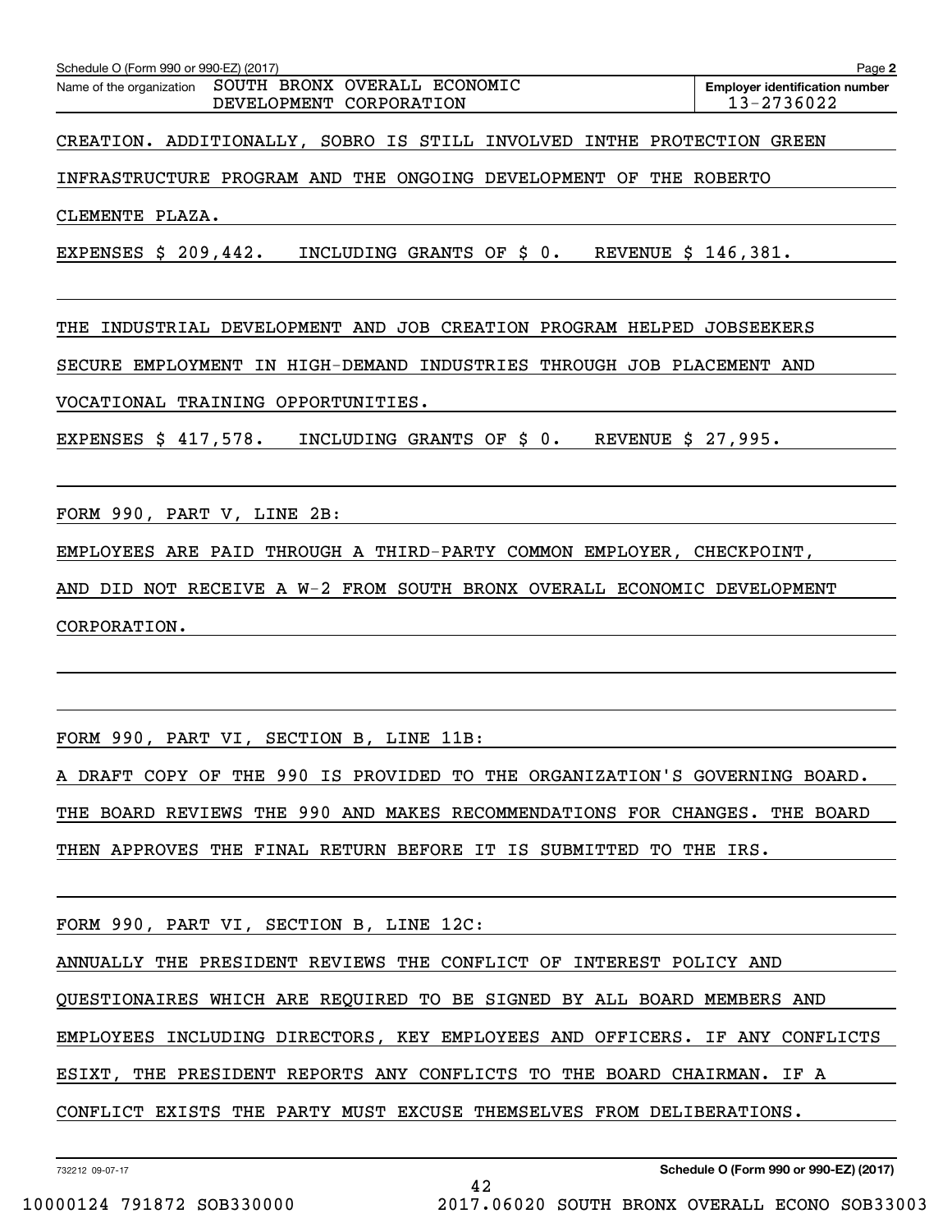Schedule O (Form 990 or 990-EZ) (2017)

Name of the organization: SOUTH BRONX OVERALL ECONOMIC DEVELOPMENT CORPORATION

Employer identification number: 13-2736022

CREATION. ADDITIONALLY, SOBRO IS STILL INVOLVED INTHE PROTECTION GREEN INFRASTRUCTURE PROGRAM AND THE ONGOING DEVELOPMENT OF THE ROBERTO CLEMENTE PLAZA.

EXPENSES $ 209,442.   INCLUDING GRANTS OF $ 0.   REVENUE $ 146,381.

THE INDUSTRIAL DEVELOPMENT AND JOB CREATION PROGRAM HELPED JOBSEEKERS SECURE EMPLOYMENT IN HIGH-DEMAND INDUSTRIES THROUGH JOB PLACEMENT AND VOCATIONAL TRAINING OPPORTUNITIES.

EXPENSES $ 417,578.   INCLUDING GRANTS OF $ 0.   REVENUE $ 27,995.

FORM 990, PART V, LINE 2B:

EMPLOYEES ARE PAID THROUGH A THIRD-PARTY COMMON EMPLOYER, CHECKPOINT, AND DID NOT RECEIVE A W-2 FROM SOUTH BRONX OVERALL ECONOMIC DEVELOPMENT CORPORATION.

FORM 990, PART VI, SECTION B, LINE 11B:

A DRAFT COPY OF THE 990 IS PROVIDED TO THE ORGANIZATION'S GOVERNING BOARD. THE BOARD REVIEWS THE 990 AND MAKES RECOMMENDATIONS FOR CHANGES. THE BOARD THEN APPROVES THE FINAL RETURN BEFORE IT IS SUBMITTED TO THE IRS.

FORM 990, PART VI, SECTION B, LINE 12C:

ANNUALLY THE PRESIDENT REVIEWS THE CONFLICT OF INTEREST POLICY AND QUESTIONAIRES WHICH ARE REQUIRED TO BE SIGNED BY ALL BOARD MEMBERS AND EMPLOYEES INCLUDING DIRECTORS, KEY EMPLOYEES AND OFFICERS. IF ANY CONFLICTS ESIXT, THE PRESIDENT REPORTS ANY CONFLICTS TO THE BOARD CHAIRMAN. IF A CONFLICT EXISTS THE PARTY MUST EXCUSE THEMSELVES FROM DELIBERATIONS.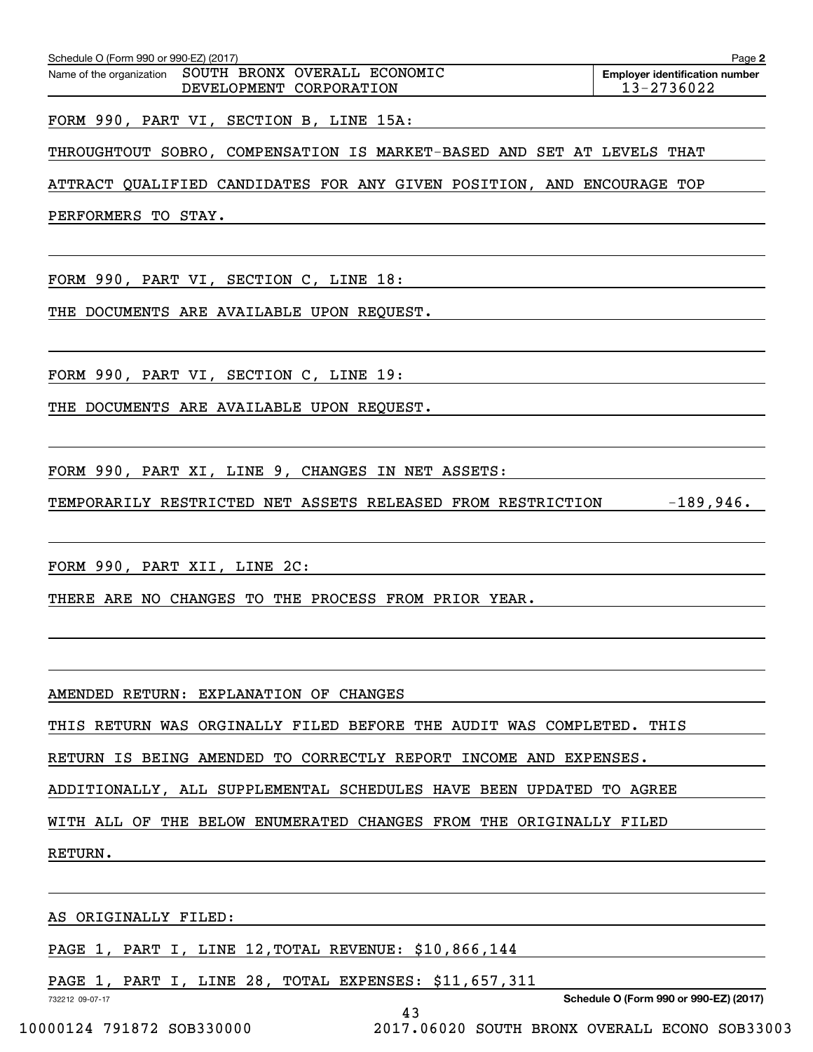Name of the organization SOUTH BRONX OVERALL ECONOMIC DEVELOPMENT CORPORATION

**Employer identification number** 13-2736022

FORM 990, PART VI, SECTION B, LINE 15A:

THROUGHTOUT SOBRO, COMPENSATION IS MARKET-BASED AND SET AT LEVELS THAT ATTRACT QUALIFIED CANDIDATES FOR ANY GIVEN POSITION, AND ENCOURAGE TOP PERFORMERS TO STAY.

FORM 990, PART VI, SECTION C, LINE 18:

THE DOCUMENTS ARE AVAILABLE UPON REQUEST.

FORM 990, PART VI, SECTION C, LINE 19:

THE DOCUMENTS ARE AVAILABLE UPON REQUEST.

FORM 990, PART XI, LINE 9, CHANGES IN NET ASSETS:

TEMPORARILY RESTRICTED NET ASSETS RELEASED FROM RESTRICTION -189,946.

FORM 990, PART XII, LINE 2C:

THERE ARE NO CHANGES TO THE PROCESS FROM PRIOR YEAR.

AMENDED RETURN: EXPLANATION OF CHANGES

THIS RETURN WAS ORGINALLY FILED BEFORE THE AUDIT WAS COMPLETED. THIS RETURN IS BEING AMENDED TO CORRECTLY REPORT INCOME AND EXPENSES. ADDITIONALLY, ALL SUPPLEMENTAL SCHEDULES HAVE BEEN UPDATED TO AGREE WITH ALL OF THE BELOW ENUMERATED CHANGES FROM THE ORIGINALLY FILED RETURN.

AS ORIGINALLY FILED:

PAGE 1, PART I, LINE 12,TOTAL REVENUE: $10,866,144

PAGE 1, PART I, LINE 28, TOTAL EXPENSES: $11,657,311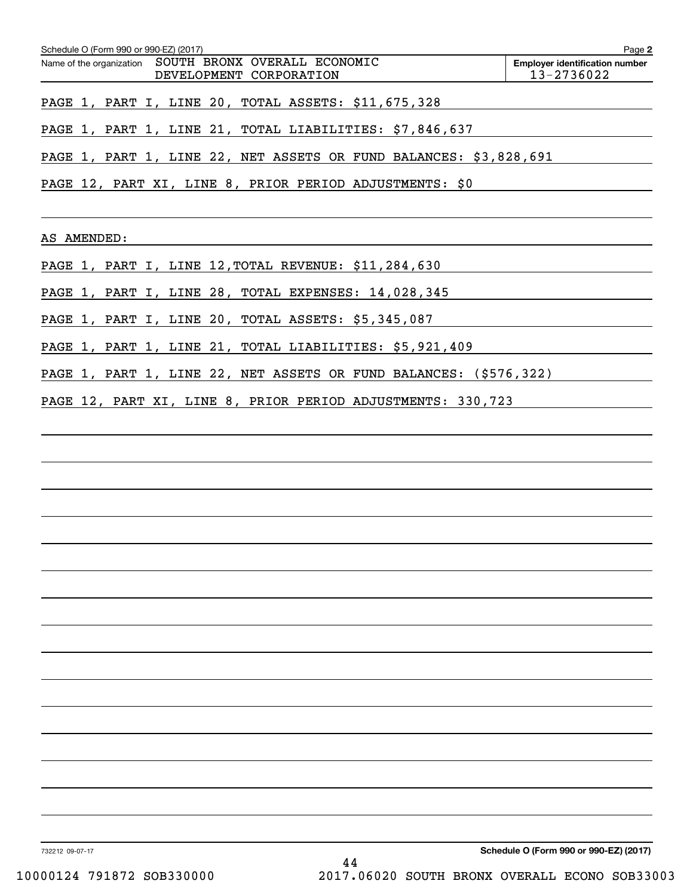Schedule O (Form 990 or 990-EZ) (2017) Page **2**

Name of the organization SOUTH BRONX OVERALL ECONOMIC DEVELOPMENT CORPORATION

**Employer identification number** 13-2736022

PAGE 1, PART I, LINE 20, TOTAL ASSETS: $11,675,328

PAGE 1, PART 1, LINE 21, TOTAL LIABILITIES: $7,846,637

PAGE 1, PART 1, LINE 22, NET ASSETS OR FUND BALANCES: $3,828,691

PAGE 12, PART XI, LINE 8, PRIOR PERIOD ADJUSTMENTS: $0

AS AMENDED:

PAGE 1, PART I, LINE 12,TOTAL REVENUE: $11,284,630

PAGE 1, PART I, LINE 28, TOTAL EXPENSES: 14,028,345

PAGE 1, PART I, LINE 20, TOTAL ASSETS: $5,345,087

PAGE 1, PART 1, LINE 21, TOTAL LIABILITIES: $5,921,409

PAGE 1, PART 1, LINE 22, NET ASSETS OR FUND BALANCES: ($576,322)

PAGE 12, PART XI, LINE 8, PRIOR PERIOD ADJUSTMENTS: 330,723

732212 09-07-17 **Schedule O (Form 990 or 990-EZ) (2017)**

10000124 791872 SOB330000 2017.06020 SOUTH BRONX OVERALL ECONO SOB33003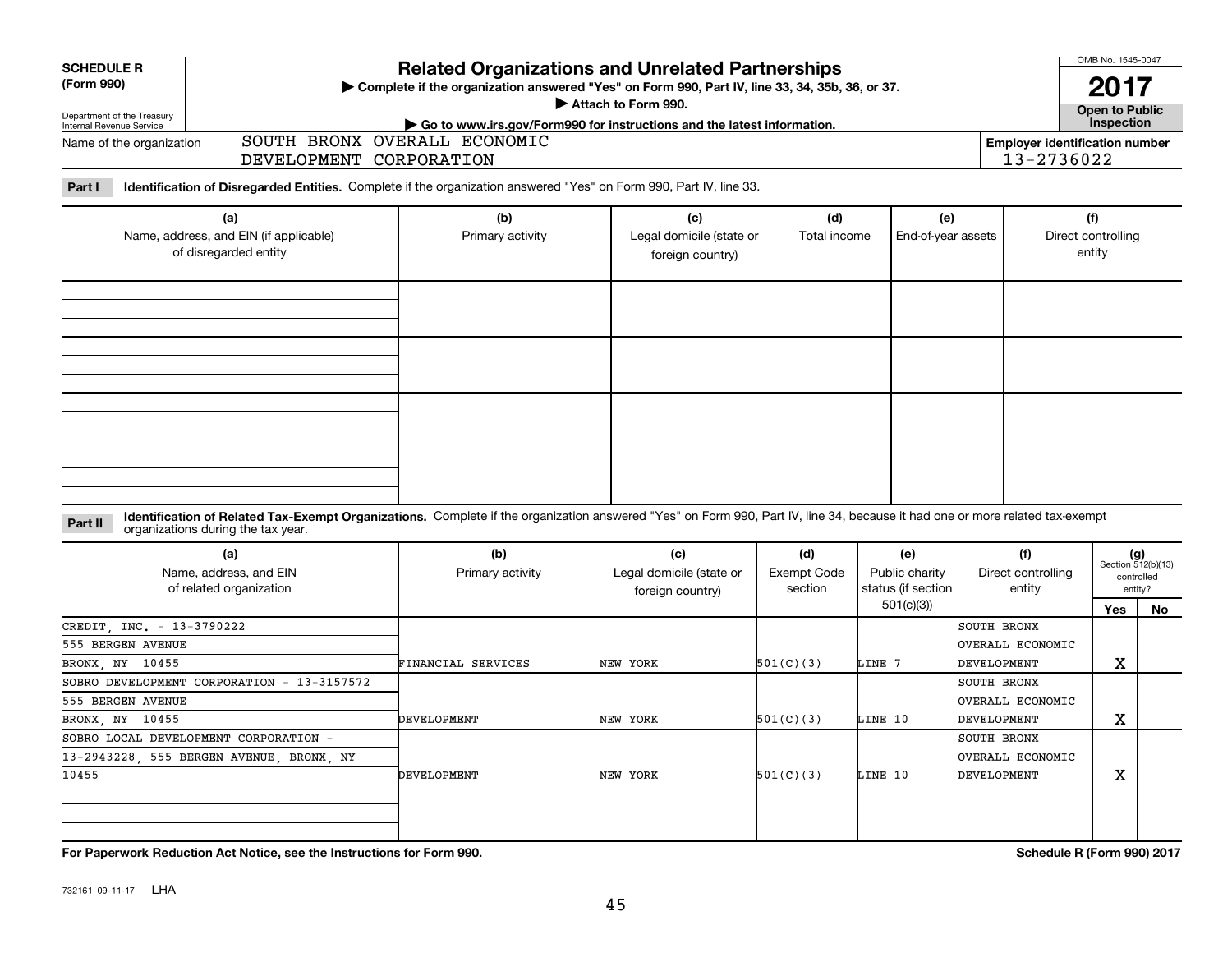**SCHEDULE R (Form 990)**

Department of the Treasury
Internal Revenue Service

# Related Organizations and Unrelated Partnerships

▶ Complete if the organization answered "Yes" on Form 990, Part IV, line 33, 34, 35b, 36, or 37.
▶ Attach to Form 990.
▶ Go to www.irs.gov/Form990 for instructions and the latest information.

OMB No. 1545-0047

**2017**

**Open to Public Inspection**

Name of the organization: SOUTH BRONX OVERALL ECONOMIC DEVELOPMENT CORPORATION

Employer identification number: 13-2736022

**Part I** **Identification of Disregarded Entities.** Complete if the organization answered "Yes" on Form 990, Part IV, line 33.

| (a) Name, address, and EIN (if applicable) of disregarded entity | (b) Primary activity | (c) Legal domicile (state or foreign country) | (d) Total income | (e) End-of-year assets | (f) Direct controlling entity |
|---|---|---|---|---|---|
| | | | | | |
| | | | | | |
| | | | | | |
| | | | | | |

**Part II** **Identification of Related Tax-Exempt Organizations.** Complete if the organization answered "Yes" on Form 990, Part IV, line 34, because it had one or more related tax-exempt organizations during the tax year.

| (a) Name, address, and EIN of related organization | (b) Primary activity | (c) Legal domicile (state or foreign country) | (d) Exempt Code section | (e) Public charity status (if section 501(c)(3)) | (f) Direct controlling entity | (g) Section 512(b)(13) controlled entity? Yes | No |
|---|---|---|---|---|---|---|---|
| CREDIT, INC. - 13-3790222, 555 BERGEN AVENUE, BRONX, NY 10455 | FINANCIAL SERVICES | NEW YORK | 501(C)(3) | LINE 7 | SOUTH BRONX OVERALL ECONOMIC DEVELOPMENT | X | |
| SOBRO DEVELOPMENT CORPORATION - 13-3157572, 555 BERGEN AVENUE, BRONX, NY 10455 | DEVELOPMENT | NEW YORK | 501(C)(3) | LINE 10 | SOUTH BRONX OVERALL ECONOMIC DEVELOPMENT | X | |
| SOBRO LOCAL DEVELOPMENT CORPORATION - 13-2943228, 555 BERGEN AVENUE, BRONX, NY 10455 | DEVELOPMENT | NEW YORK | 501(C)(3) | LINE 10 | SOUTH BRONX OVERALL ECONOMIC DEVELOPMENT | X | |
| | | | | | | | |

**For Paperwork Reduction Act Notice, see the Instructions for Form 990.** **Schedule R (Form 990) 2017**

732161 09-11-17 LHA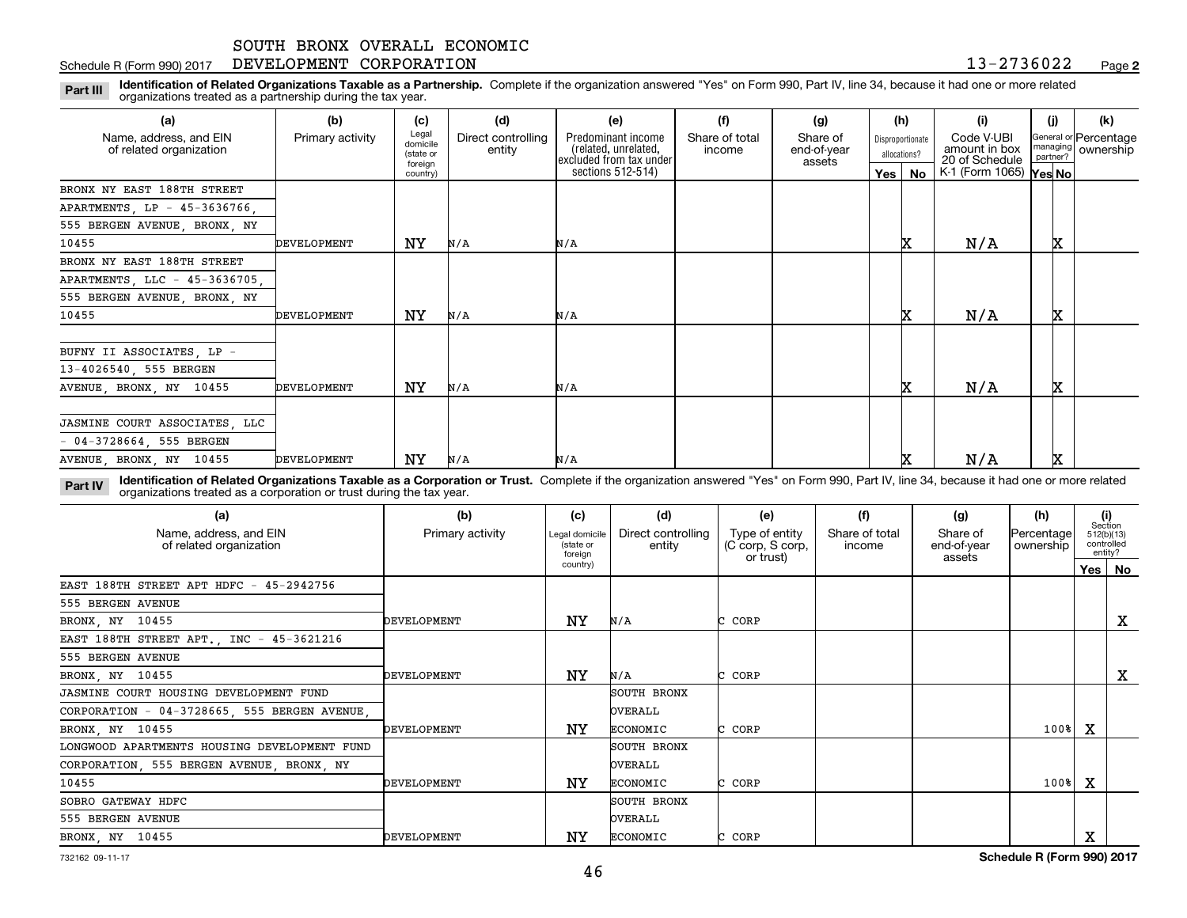SOUTH BRONX OVERALL ECONOMIC DEVELOPMENT CORPORATION

Schedule R (Form 990) 2017 13-2736022 Page 2

**Part III** **Identification of Related Organizations Taxable as a Partnership.** Complete if the organization answered "Yes" on Form 990, Part IV, line 34, because it had one or more related organizations treated as a partnership during the tax year.

| (a) Name, address, and EIN of related organization | (b) Primary activity | (c) Legal domicile (state or foreign country) | (d) Direct controlling entity | (e) Predominant income (related, unrelated, excluded from tax under sections 512-514) | (f) Share of total income | (g) Share of end-of-year assets | (h) Disproportionate allocations? Yes | (h) No | (i) Code V-UBI amount in box 20 of Schedule K-1 (Form 1065) | (j) General or managing partner? Yes | (j) No | (k) Percentage ownership |
|---|---|---|---|---|---|---|---|---|---|---|---|---|
| BRONX NY EAST 188TH STREET APARTMENTS, LP - 45-3636766, 555 BERGEN AVENUE, BRONX, NY 10455 | DEVELOPMENT | NY | N/A | N/A | | | | X | N/A | | X | |
| BRONX NY EAST 188TH STREET APARTMENTS, LLC - 45-3636705, 555 BERGEN AVENUE, BRONX, NY 10455 | DEVELOPMENT | NY | N/A | N/A | | | | X | N/A | | X | |
| BUFNY II ASSOCIATES, LP - 13-4026540, 555 BERGEN AVENUE, BRONX, NY 10455 | DEVELOPMENT | NY | N/A | N/A | | | | X | N/A | | X | |
| JASMINE COURT ASSOCIATES, LLC - 04-3728664, 555 BERGEN AVENUE, BRONX, NY 10455 | DEVELOPMENT | NY | N/A | N/A | | | | X | N/A | | X | |

**Part IV** **Identification of Related Organizations Taxable as a Corporation or Trust.** Complete if the organization answered "Yes" on Form 990, Part IV, line 34, because it had one or more related organizations treated as a corporation or trust during the tax year.

| (a) Name, address, and EIN of related organization | (b) Primary activity | (c) Legal domicile (state or foreign country) | (d) Direct controlling entity | (e) Type of entity (C corp, S corp, or trust) | (f) Share of total income | (g) Share of end-of-year assets | (h) Percentage ownership | (i) Section 512(b)(13) controlled entity? Yes | (i) No |
|---|---|---|---|---|---|---|---|---|---|
| EAST 188TH STREET APT HDFC - 45-2942756, 555 BERGEN AVENUE, BRONX, NY 10455 | DEVELOPMENT | NY | N/A | C CORP | | | | | X |
| EAST 188TH STREET APT., INC - 45-3621216, 555 BERGEN AVENUE, BRONX, NY 10455 | DEVELOPMENT | NY | N/A | C CORP | | | | | X |
| JASMINE COURT HOUSING DEVELOPMENT FUND CORPORATION - 04-3728665, 555 BERGEN AVENUE, BRONX, NY 10455 | DEVELOPMENT | NY | SOUTH BRONX OVERALL ECONOMIC | C CORP | | | 100% | X | |
| LONGWOOD APARTMENTS HOUSING DEVELOPMENT FUND CORPORATION, 555 BERGEN AVENUE, BRONX, NY 10455 | DEVELOPMENT | NY | SOUTH BRONX OVERALL ECONOMIC | C CORP | | | 100% | X | |
| SOBRO GATEWAY HDFC, 555 BERGEN AVENUE, BRONX, NY 10455 | DEVELOPMENT | NY | SOUTH BRONX OVERALL ECONOMIC | C CORP | | | | X | |

732162 09-11-17 **Schedule R (Form 990) 2017**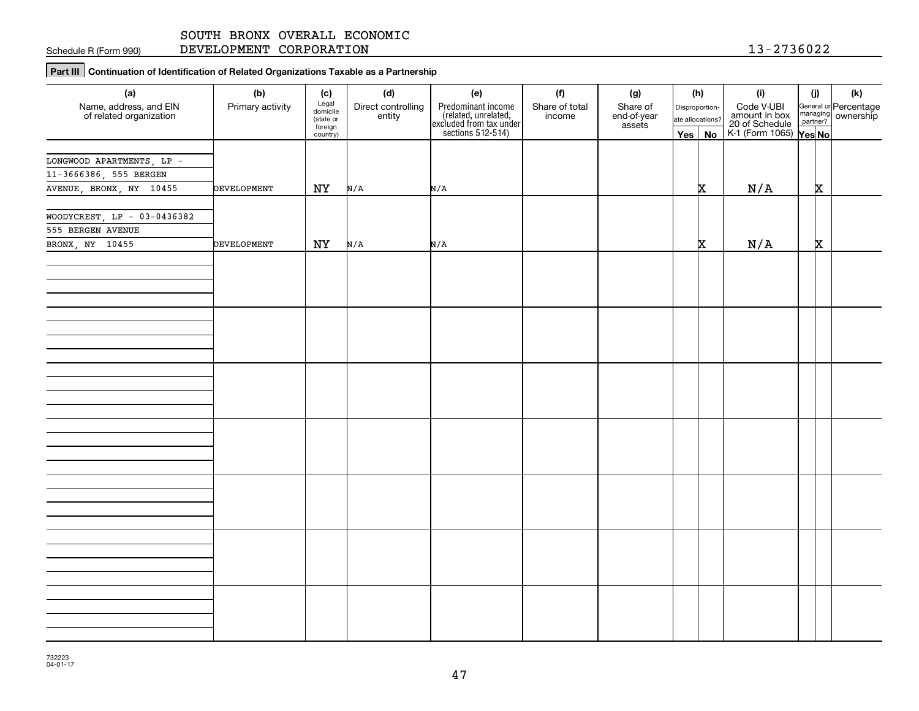Schedule R (Form 990)

SOUTH BRONX OVERALL ECONOMIC DEVELOPMENT CORPORATION

13-2736022

**Part III | Continuation of Identification of Related Organizations Taxable as a Partnership**

| (a) Name, address, and EIN of related organization | (b) Primary activity | (c) Legal domicile (state or foreign country) | (d) Direct controlling entity | (e) Predominant income (related, unrelated, excluded from tax under sections 512-514) | (f) Share of total income | (g) Share of end-of-year assets | (h) Disproportion-ate allocations? Yes | (h) No | (i) Code V-UBI amount in box 20 of Schedule K-1 (Form 1065) | (j) General or managing partner? Yes | (j) No | (k) Percentage ownership |
|---|---|---|---|---|---|---|---|---|---|---|---|---|
| LONGWOOD APARTMENTS, LP - 11-3666386, 555 BERGEN AVENUE, BRONX, NY 10455 | DEVELOPMENT | NY | N/A | N/A | | | | X | N/A | | X | |
| WOODYCREST, LP - 03-0436382 555 BERGEN AVENUE BRONX, NY 10455 | DEVELOPMENT | NY | N/A | N/A | | | | X | N/A | | X | |

732223 04-01-17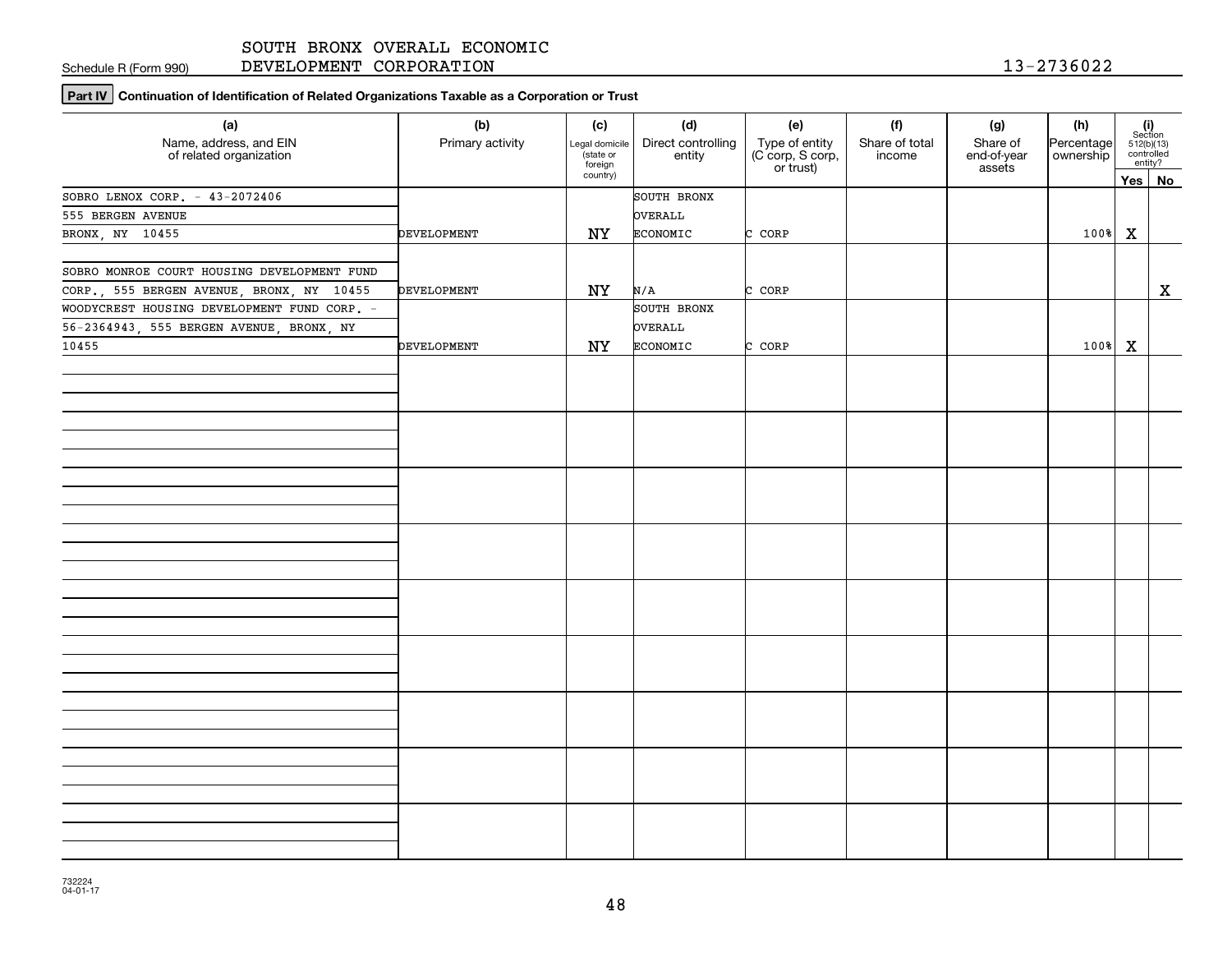SOUTH BRONX OVERALL ECONOMIC DEVELOPMENT CORPORATION

Schedule R (Form 990)

13-2736022

**Part IV** **Continuation of Identification of Related Organizations Taxable as a Corporation or Trust**

| (a) Name, address, and EIN of related organization | (b) Primary activity | (c) Legal domicile (state or foreign country) | (d) Direct controlling entity | (e) Type of entity (C corp, S corp, or trust) | (f) Share of total income | (g) Share of end-of-year assets | (h) Percentage ownership | (i) Section 512(b)(13) controlled entity? Yes | No |
|---|---|---|---|---|---|---|---|---|---|
| SOBRO LENOX CORP. - 43-2072406, 555 BERGEN AVENUE, BRONX, NY 10455 | DEVELOPMENT | NY | SOUTH BRONX OVERALL ECONOMIC | C CORP | | | 100% | X | |
| SOBRO MONROE COURT HOUSING DEVELOPMENT FUND CORP., 555 BERGEN AVENUE, BRONX, NY 10455 | DEVELOPMENT | NY | N/A | C CORP | | | | | X |
| WOODYCREST HOUSING DEVELOPMENT FUND CORP. - 56-2364943, 555 BERGEN AVENUE, BRONX, NY 10455 | DEVELOPMENT | NY | SOUTH BRONX OVERALL ECONOMIC | C CORP | | | 100% | X | |

732224
04-01-17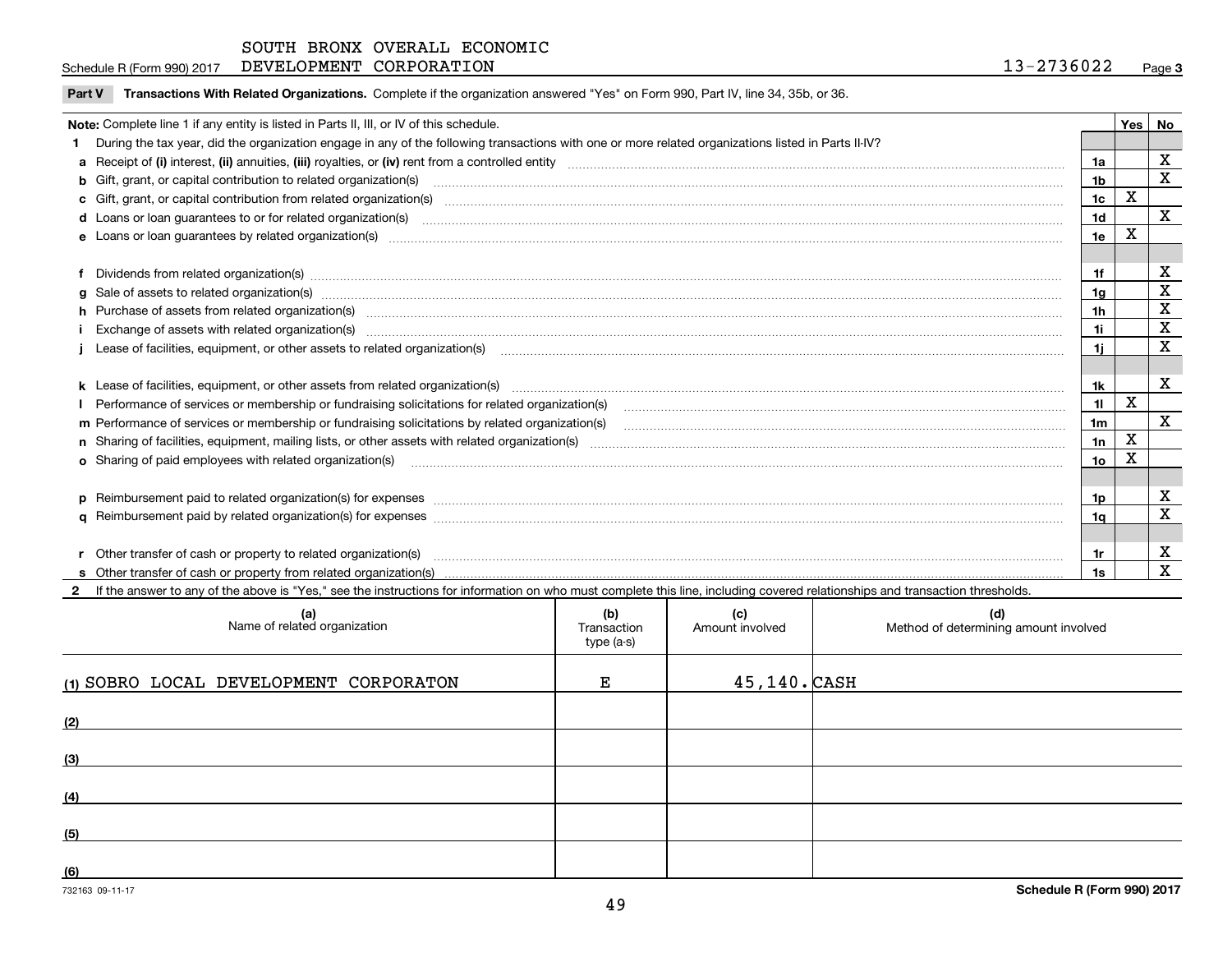SOUTH BRONX OVERALL ECONOMIC DEVELOPMENT CORPORATION

Schedule R (Form 990) 2017 — 13-2736022 — Page 3

**Part V Transactions With Related Organizations.** Complete if the organization answered "Yes" on Form 990, Part IV, line 34, 35b, or 36.

| **Note:** Complete line 1 if any entity is listed in Parts II, III, or IV of this schedule. | | Yes | No |
|---|---|---|---|
| **1** During the tax year, did the organization engage in any of the following transactions with one or more related organizations listed in Parts II-IV? | | | |
| **a** Receipt of **(i)** interest, **(ii)** annuities, **(iii)** royalties, or **(iv)** rent from a controlled entity | 1a | | X |
| **b** Gift, grant, or capital contribution to related organization(s) | 1b | | X |
| **c** Gift, grant, or capital contribution from related organization(s) | 1c | X | |
| **d** Loans or loan guarantees to or for related organization(s) | 1d | | X |
| **e** Loans or loan guarantees by related organization(s) | 1e | X | |
| **f** Dividends from related organization(s) | 1f | | X |
| **g** Sale of assets to related organization(s) | 1g | | X |
| **h** Purchase of assets from related organization(s) | 1h | | X |
| **i** Exchange of assets with related organization(s) | 1i | | X |
| **j** Lease of facilities, equipment, or other assets to related organization(s) | 1j | | X |
| **k** Lease of facilities, equipment, or other assets from related organization(s) | 1k | | X |
| **l** Performance of services or membership or fundraising solicitations for related organization(s) | 1l | X | |
| **m** Performance of services or membership or fundraising solicitations by related organization(s) | 1m | | X |
| **n** Sharing of facilities, equipment, mailing lists, or other assets with related organization(s) | 1n | X | |
| **o** Sharing of paid employees with related organization(s) | 1o | X | |
| **p** Reimbursement paid to related organization(s) for expenses | 1p | | X |
| **q** Reimbursement paid by related organization(s) for expenses | 1q | | X |
| **r** Other transfer of cash or property to related organization(s) | 1r | | X |
| **s** Other transfer of cash or property from related organization(s) | 1s | | X |

**2** If the answer to any of the above is "Yes," see the instructions for information on who must complete this line, including covered relationships and transaction thresholds.

| (a) Name of related organization | (b) Transaction type (a-s) | (c) Amount involved | (d) Method of determining amount involved |
|---|---|---|---|
| (1) SOBRO LOCAL DEVELOPMENT CORPORATON | E | 45,140. | CASH |
| (2) | | | |
| (3) | | | |
| (4) | | | |
| (5) | | | |
| (6) | | | |

732163 09-11-17 — Schedule R (Form 990) 2017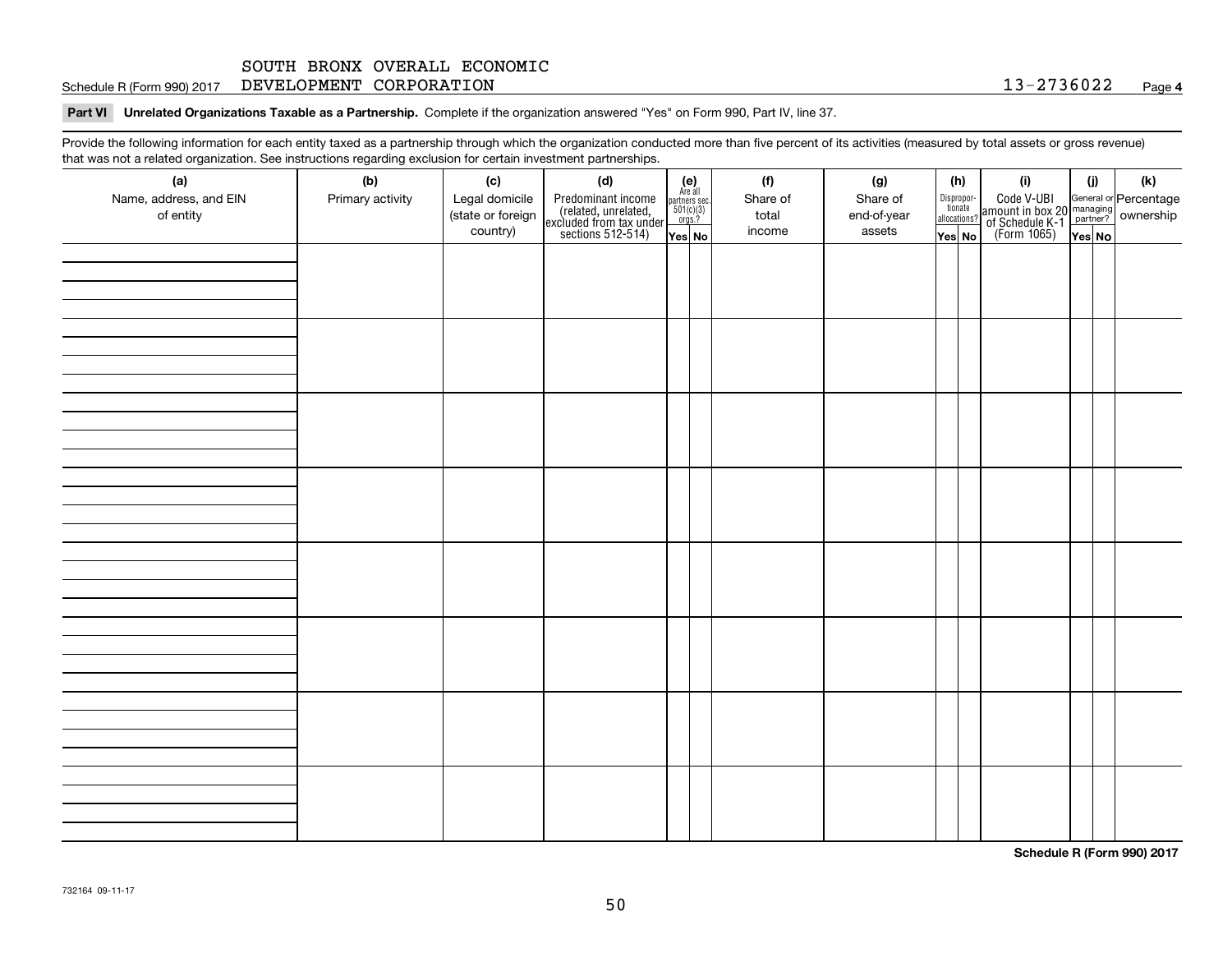SOUTH BRONX OVERALL ECONOMIC
Schedule R (Form 990) 2017 DEVELOPMENT CORPORATION 13-2736022 Page **4**

**Part VI Unrelated Organizations Taxable as a Partnership.** Complete if the organization answered "Yes" on Form 990, Part IV, line 37.

Provide the following information for each entity taxed as a partnership through which the organization conducted more than five percent of its activities (measured by total assets or gross revenue) that was not a related organization. See instructions regarding exclusion for certain investment partnerships.

| (a) Name, address, and EIN of entity | (b) Primary activity | (c) Legal domicile (state or foreign country) | (d) Predominant income (related, unrelated, excluded from tax under sections 512-514) | (e) Are all partners sec. 501(c)(3) orgs.? | | (f) Share of total income | (g) Share of end-of-year assets | (h) Disproportionate allocations? | | (i) Code V-UBI amount in box 20 of Schedule K-1 (Form 1065) | (j) General or managing partner? | | (k) Percentage ownership |
|---|---|---|---|---|---|---|---|---|---|---|---|---|---|
| | | | | Yes | No | | | Yes | No | | Yes | No | |
| | | | | | | | | | | | | | |
| | | | | | | | | | | | | | |
| | | | | | | | | | | | | | |
| | | | | | | | | | | | | | |
| | | | | | | | | | | | | | |
| | | | | | | | | | | | | | |
| | | | | | | | | | | | | | |
| | | | | | | | | | | | | | |

**Schedule R (Form 990) 2017**

732164 09-11-17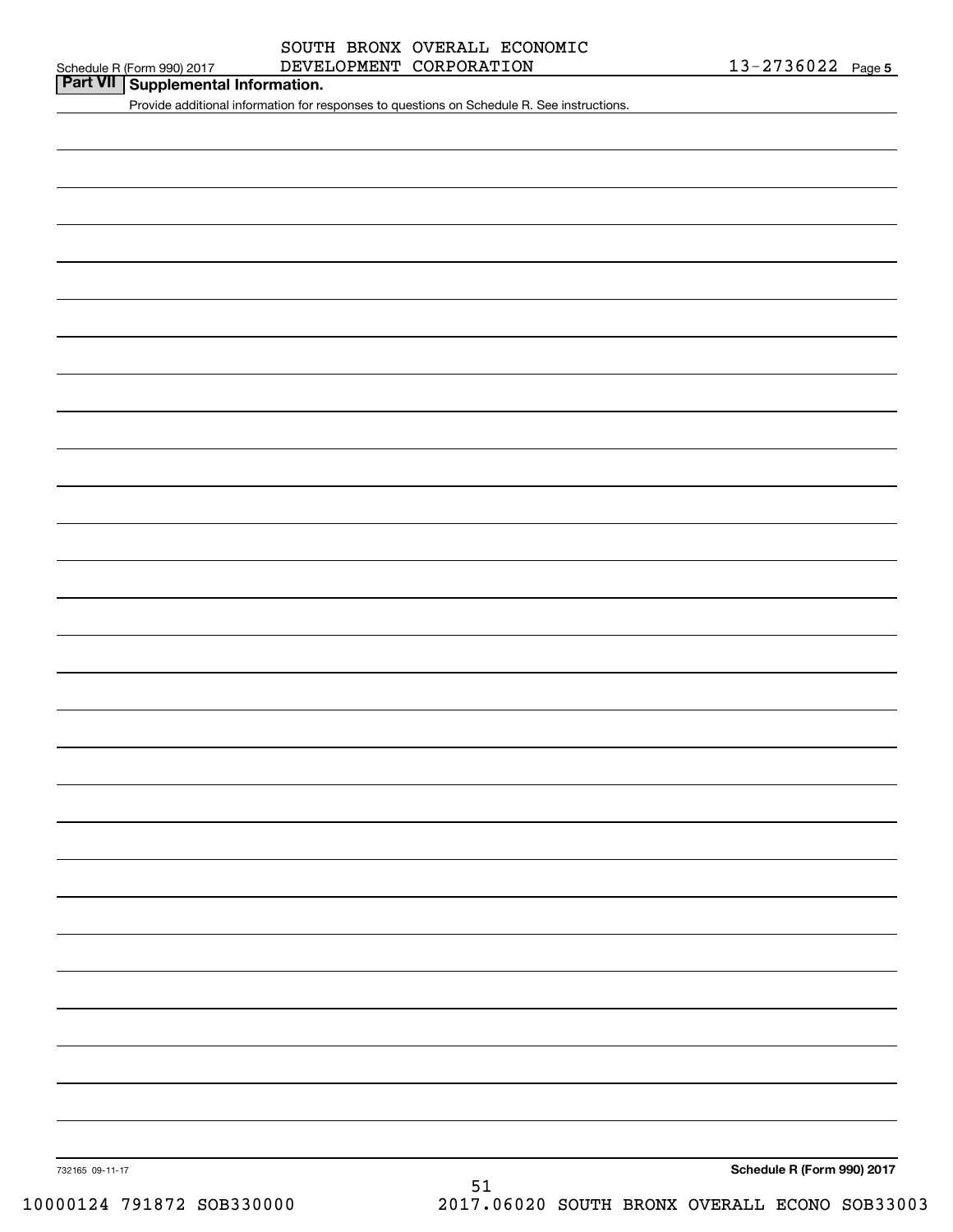SOUTH BRONX OVERALL ECONOMIC DEVELOPMENT CORPORATION 13-2736022

Schedule R (Form 990) 2017

## Part VII Supplemental Information.

Provide additional information for responses to questions on Schedule R. See instructions.

732165 09-11-17

**Schedule R (Form 990) 2017**

10000124 791872 SOB330000 2017.06020 SOUTH BRONX OVERALL ECONO SOB33003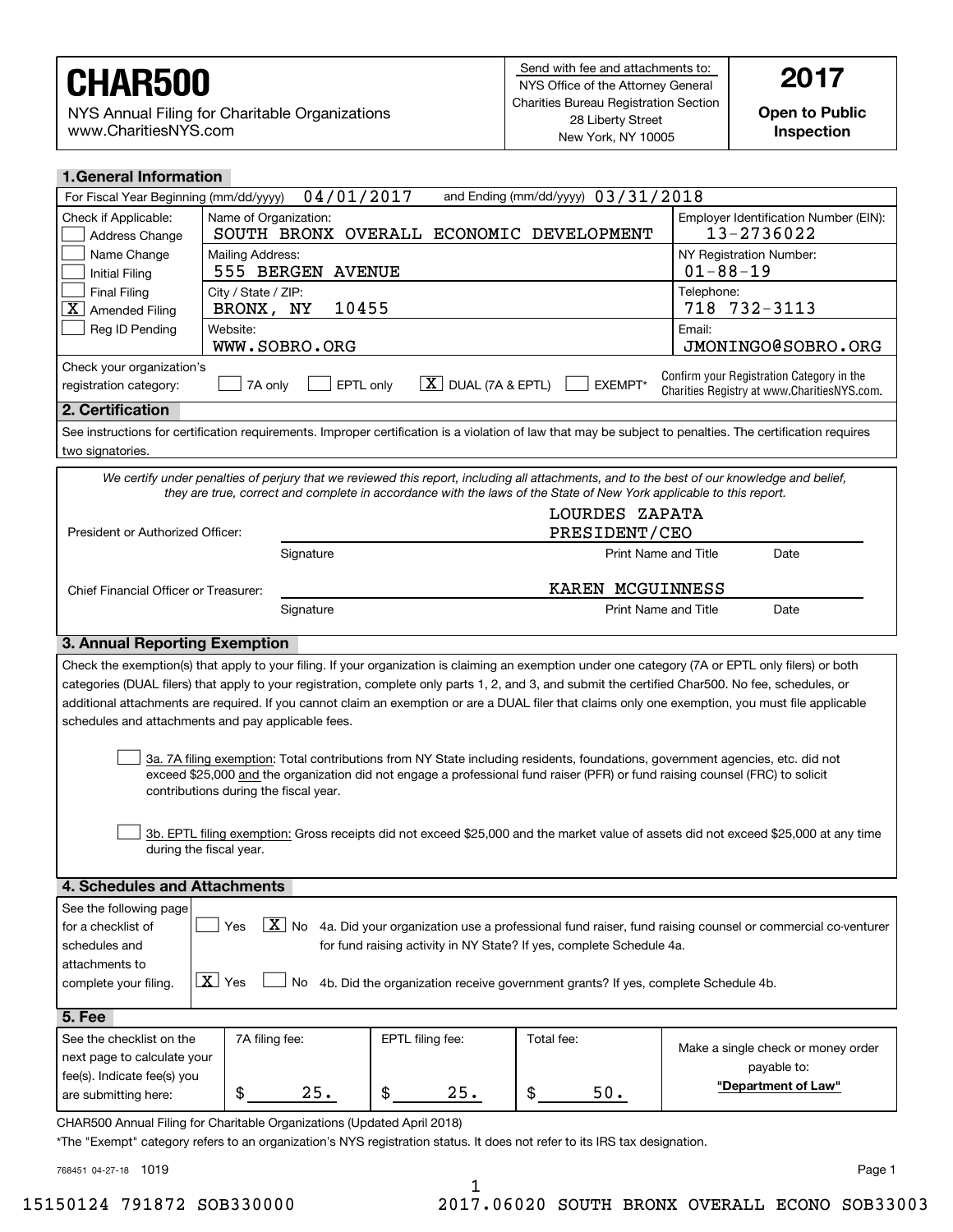# CHAR500

NYS Annual Filing for Charitable Organizations
www.CharitiesNYS.com

Send with fee and attachments to:
NYS Office of the Attorney General
Charities Bureau Registration Section
28 Liberty Street
New York, NY 10005

**2017**

**Open to Public Inspection**

## 1. General Information

For Fiscal Year Beginning (mm/dd/yyyy) 04/01/2017 and Ending (mm/dd/yyyy) 03/31/2018

| Check if Applicable: | | |
|---|---|---|
| ☐ Address Change<br>☐ Name Change<br>☐ Initial Filing<br>☐ Final Filing<br>☒ Amended Filing<br>☐ Reg ID Pending | Name of Organization: SOUTH BRONX OVERALL ECONOMIC DEVELOPMENT | Employer Identification Number (EIN): 13-2736022 |
| | Mailing Address: 555 BERGEN AVENUE | NY Registration Number: 01-88-19 |
| | City / State / ZIP: BRONX, NY 10455 | Telephone: 718 732-3113 |
| | Website: WWW.SOBRO.ORG | Email: JMONINGO@SOBRO.ORG |

Check your organization's registration category: ☐ 7A only ☐ EPTL only ☒ DUAL (7A & EPTL) ☐ EXEMPT*

Confirm your Registration Category in the Charities Registry at www.CharitiesNYS.com.

## 2. Certification

See instructions for certification requirements. Improper certification is a violation of law that may be subject to penalties. The certification requires two signatories.

*We certify under penalties of perjury that we reviewed this report, including all attachments, and to the best of our knowledge and belief, they are true, correct and complete in accordance with the laws of the State of New York applicable to this report.*

| | Signature | Print Name and Title | Date |
|---|---|---|---|
| President or Authorized Officer: | | LOURDES ZAPATA PRESIDENT/CEO | |
| Chief Financial Officer or Treasurer: | | KAREN MCGUINNESS | |

## 3. Annual Reporting Exemption

Check the exemption(s) that apply to your filing. If your organization is claiming an exemption under one category (7A or EPTL only filers) or both categories (DUAL filers) that apply to your registration, complete only parts 1, 2, and 3, and submit the certified Char500. No fee, schedules, or additional attachments are required. If you cannot claim an exemption or are a DUAL filer that claims only one exemption, you must file applicable schedules and attachments and pay applicable fees.

☐ 3a. 7A filing exemption: Total contributions from NY State including residents, foundations, government agencies, etc. did not exceed $25,000 and the organization did not engage a professional fund raiser (PFR) or fund raising counsel (FRC) to solicit contributions during the fiscal year.

☐ 3b. EPTL filing exemption: Gross receipts did not exceed $25,000 and the market value of assets did not exceed $25,000 at any time during the fiscal year.

## 4. Schedules and Attachments

See the following page for a checklist of schedules and attachments to complete your filing.

☐ Yes ☒ No 4a. Did your organization use a professional fund raiser, fund raising counsel or commercial co-venturer for fund raising activity in NY State? If yes, complete Schedule 4a.

☒ Yes ☐ No 4b. Did the organization receive government grants? If yes, complete Schedule 4b.

## 5. Fee

| See the checklist on the next page to calculate your fee(s). Indicate fee(s) you are submitting here: | 7A filing fee: | EPTL filing fee: | Total fee: | Make a single check or money order payable to: **"Department of Law"** |
|---|---|---|---|---|
| | $ 25. | $ 25. | $ 50. | |

CHAR500 Annual Filing for Charitable Organizations (Updated April 2018)

*The "Exempt" category refers to an organization's NYS registration status. It does not refer to its IRS tax designation.

768451 04-27-18 1019

15150124 791872 SOB330000 2017.06020 SOUTH BRONX OVERALL ECONO SOB33003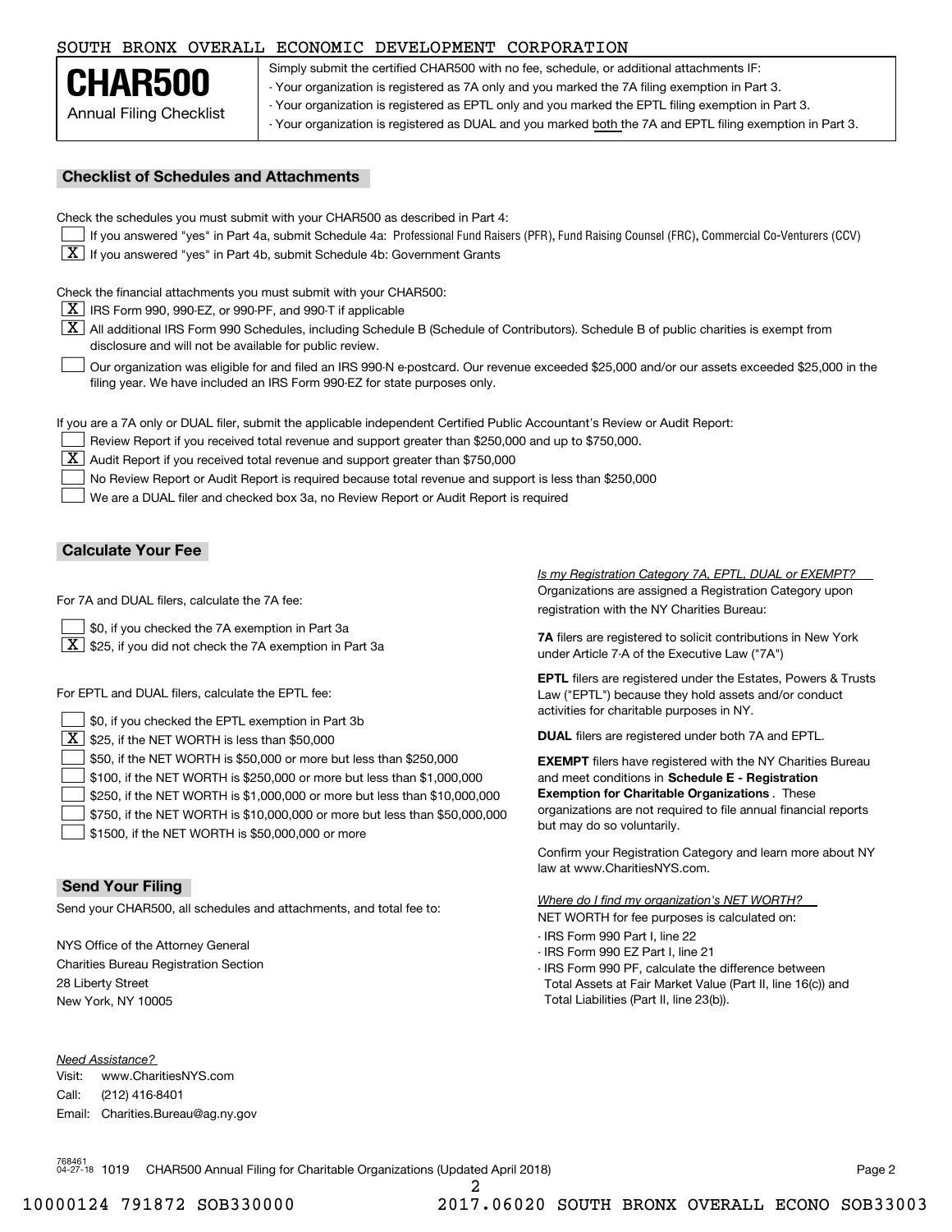SOUTH BRONX OVERALL ECONOMIC DEVELOPMENT CORPORATION

# CHAR500

Annual Filing Checklist

Simply submit the certified CHAR500 with no fee, schedule, or additional attachments IF:
- Your organization is registered as 7A only and you marked the 7A filing exemption in Part 3.
- Your organization is registered as EPTL only and you marked the EPTL filing exemption in Part 3.
- Your organization is registered as DUAL and you marked both the 7A and EPTL filing exemption in Part 3.

## Checklist of Schedules and Attachments

Check the schedules you must submit with your CHAR500 as described in Part 4:

- [ ] If you answered "yes" in Part 4a, submit Schedule 4a: Professional Fund Raisers (PFR), Fund Raising Counsel (FRC), Commercial Co-Venturers (CCV)
- [X] If you answered "yes" in Part 4b, submit Schedule 4b: Government Grants

Check the financial attachments you must submit with your CHAR500:

- [X] IRS Form 990, 990-EZ, or 990-PF, and 990-T if applicable
- [X] All additional IRS Form 990 Schedules, including Schedule B (Schedule of Contributors). Schedule B of public charities is exempt from disclosure and will not be available for public review.
- [ ] Our organization was eligible for and filed an IRS 990-N e-postcard. Our revenue exceeded $25,000 and/or our assets exceeded $25,000 in the filing year. We have included an IRS Form 990-EZ for state purposes only.

If you are a 7A only or DUAL filer, submit the applicable independent Certified Public Accountant's Review or Audit Report:

- [ ] Review Report if you received total revenue and support greater than $250,000 and up to $750,000.
- [X] Audit Report if you received total revenue and support greater than $750,000
- [ ] No Review Report or Audit Report is required because total revenue and support is less than $250,000
- [ ] We are a DUAL filer and checked box 3a, no Review Report or Audit Report is required

## Calculate Your Fee

For 7A and DUAL filers, calculate the 7A fee:

- [ ] $0, if you checked the 7A exemption in Part 3a
- [X] $25, if you did not check the 7A exemption in Part 3a

For EPTL and DUAL filers, calculate the EPTL fee:

- [ ] $0, if you checked the EPTL exemption in Part 3b
- [X] $25, if the NET WORTH is less than $50,000
- [ ] $50, if the NET WORTH is $50,000 or more but less than $250,000
- [ ] $100, if the NET WORTH is $250,000 or more but less than $1,000,000
- [ ] $250, if the NET WORTH is $1,000,000 or more but less than $10,000,000
- [ ] $750, if the NET WORTH is $10,000,000 or more but less than $50,000,000
- [ ] $1500, if the NET WORTH is $50,000,000 or more

*Is my Registration Category 7A, EPTL, DUAL or EXEMPT?*

Organizations are assigned a Registration Category upon registration with the NY Charities Bureau:

**7A** filers are registered to solicit contributions in New York under Article 7-A of the Executive Law ("7A")

**EPTL** filers are registered under the Estates, Powers & Trusts Law ("EPTL") because they hold assets and/or conduct activities for charitable purposes in NY.

**DUAL** filers are registered under both 7A and EPTL.

**EXEMPT** filers have registered with the NY Charities Bureau and meet conditions in **Schedule E - Registration Exemption for Charitable Organizations**. These organizations are not required to file annual financial reports but may do so voluntarily.

Confirm your Registration Category and learn more about NY law at www.CharitiesNYS.com.

*Where do I find my organization's NET WORTH?*

NET WORTH for fee purposes is calculated on:
- IRS Form 990 Part I, line 22
- IRS Form 990 EZ Part I, line 21
- IRS Form 990 PF, calculate the difference between Total Assets at Fair Market Value (Part II, line 16(c)) and Total Liabilities (Part II, line 23(b)).

## Send Your Filing

Send your CHAR500, all schedules and attachments, and total fee to:

NYS Office of the Attorney General
Charities Bureau Registration Section
28 Liberty Street
New York, NY 10005

*Need Assistance?*

Visit: www.CharitiesNYS.com
Call: (212) 416-8401
Email: Charities.Bureau@ag.ny.gov

768461 04-27-18 1019 CHAR500 Annual Filing for Charitable Organizations (Updated April 2018)

10000124 791872 SOB330000 2017.06020 SOUTH BRONX OVERALL ECONO SOB33003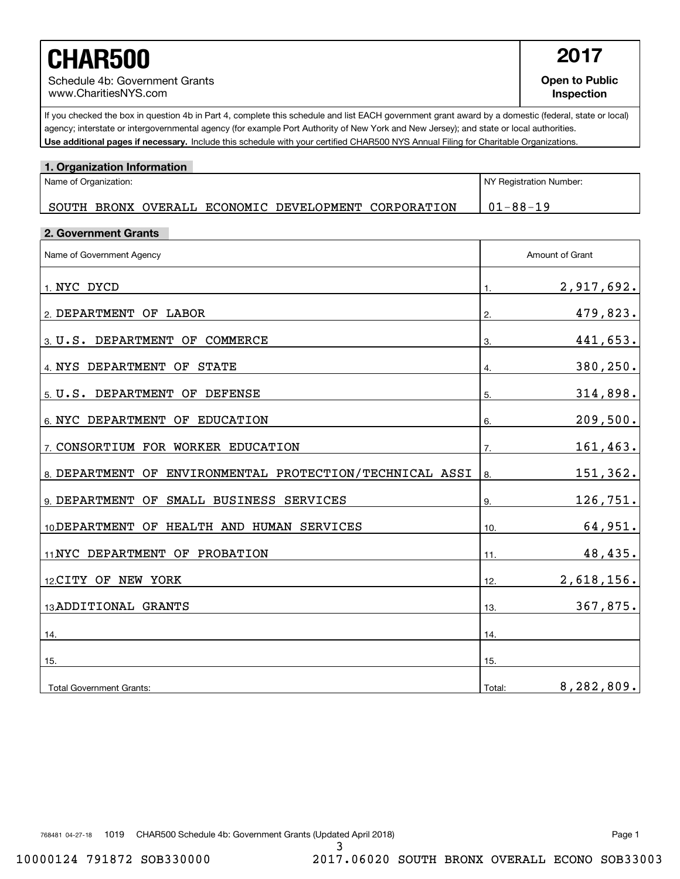# CHAR500

Schedule 4b: Government Grants
www.CharitiesNYS.com

**2017**

**Open to Public Inspection**

If you checked the box in question 4b in Part 4, complete this schedule and list EACH government grant award by a domestic (federal, state or local) agency; interstate or intergovernmental agency (for example Port Authority of New York and New Jersey); and state or local authorities. **Use additional pages if necessary.** Include this schedule with your certified CHAR500 NYS Annual Filing for Charitable Organizations.

## 1. Organization Information

| Name of Organization: | NY Registration Number: |
|---|---|
| SOUTH BRONX OVERALL ECONOMIC DEVELOPMENT CORPORATION | 01-88-19 |

## 2. Government Grants

| Name of Government Agency | Amount of Grant |
|---|---|
| 1. NYC DYCD | 1. 2,917,692. |
| 2. DEPARTMENT OF LABOR | 2. 479,823. |
| 3. U.S. DEPARTMENT OF COMMERCE | 3. 441,653. |
| 4. NYS DEPARTMENT OF STATE | 4. 380,250. |
| 5. U.S. DEPARTMENT OF DEFENSE | 5. 314,898. |
| 6. NYC DEPARTMENT OF EDUCATION | 6. 209,500. |
| 7. CONSORTIUM FOR WORKER EDUCATION | 7. 161,463. |
| 8. DEPARTMENT OF ENVIRONMENTAL PROTECTION/TECHNICAL ASSI | 8. 151,362. |
| 9. DEPARTMENT OF SMALL BUSINESS SERVICES | 9. 126,751. |
| 10. DEPARTMENT OF HEALTH AND HUMAN SERVICES | 10. 64,951. |
| 11. NYC DEPARTMENT OF PROBATION | 11. 48,435. |
| 12. CITY OF NEW YORK | 12. 2,618,156. |
| 13. ADDITIONAL GRANTS | 13. 367,875. |
| 14. | 14. |
| 15. | 15. |
| Total Government Grants: | Total: 8,282,809. |

768481 04-27-18 1019 CHAR500 Schedule 4b: Government Grants (Updated April 2018)

10000124 791872 SOB330000 2017.06020 SOUTH BRONX OVERALL ECONO SOB33003